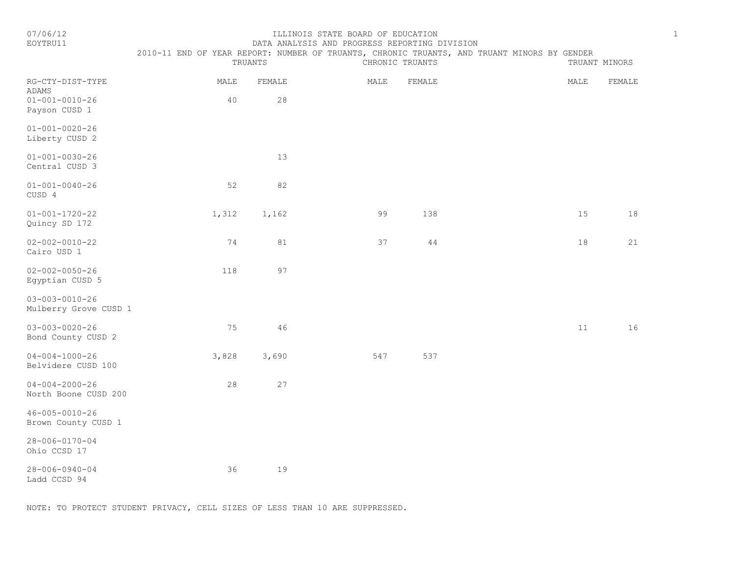ILLINOIS STATE BOARD OF EDUCATION
DATA ANALYSIS AND PROGRESS REPORTING DIVISION

2010-11 END OF YEAR REPORT: NUMBER OF TRUANTS, CHRONIC TRUANTS, AND TRUANT MINORS BY GENDER

| | TRUANTS | | CHRONIC TRUANTS | | TRUANT MINORS | |
|---|---|---|---|---|---|---|
| RG-CTY-DIST-TYPE | MALE | FEMALE | MALE | FEMALE | MALE | FEMALE |
| ADAMS | | | | | | |
| 01-001-0010-26 Payson CUSD 1 | 40 | 28 | | | | |
| 01-001-0020-26 Liberty CUSD 2 | | | | | | |
| 01-001-0030-26 Central CUSD 3 | | 13 | | | | |
| 01-001-0040-26 CUSD 4 | 52 | 82 | | | | |
| 01-001-1720-22 Quincy SD 172 | 1,312 | 1,162 | 99 | 138 | 15 | 18 |
| 02-002-0010-22 Cairo USD 1 | 74 | 81 | 37 | 44 | 18 | 21 |
| 02-002-0050-26 Egyptian CUSD 5 | 118 | 97 | | | | |
| 03-003-0010-26 Mulberry Grove CUSD 1 | | | | | | |
| 03-003-0020-26 Bond County CUSD 2 | 75 | 46 | | | 11 | 16 |
| 04-004-1000-26 Belvidere CUSD 100 | 3,828 | 3,690 | 547 | 537 | | |
| 04-004-2000-26 North Boone CUSD 200 | 28 | 27 | | | | |
| 46-005-0010-26 Brown County CUSD 1 | | | | | | |
| 28-006-0170-04 Ohio CCSD 17 | | | | | | |
| 28-006-0940-04 Ladd CCSD 94 | 36 | 19 | | | | |

NOTE: TO PROTECT STUDENT PRIVACY, CELL SIZES OF LESS THAN 10 ARE SUPPRESSED.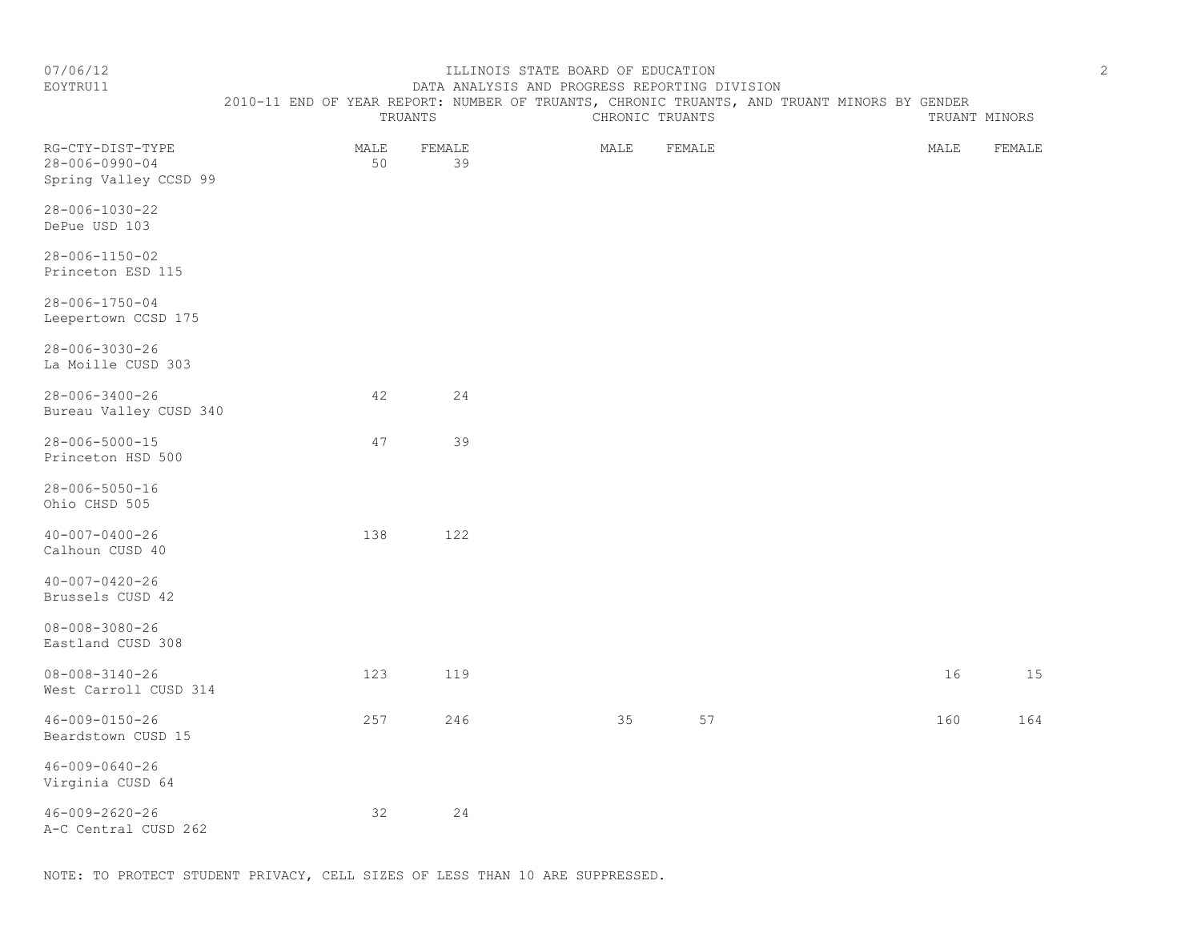ILLINOIS STATE BOARD OF EDUCATION

DATA ANALYSIS AND PROGRESS REPORTING DIVISION

2010-11 END OF YEAR REPORT: NUMBER OF TRUANTS, CHRONIC TRUANTS, AND TRUANT MINORS BY GENDER

07/06/12

EOYTRU11

| RG-CTY-DIST-TYPE | TRUANTS | | CHRONIC TRUANTS | | TRUANT MINORS | |
|---|---|---|---|---|---|---|
| | MALE | FEMALE | MALE | FEMALE | MALE | FEMALE |
| 28-006-0990-04 Spring Valley CCSD 99 | 50 | 39 | | | | |
| 28-006-1030-22 DePue USD 103 | | | | | | |
| 28-006-1150-02 Princeton ESD 115 | | | | | | |
| 28-006-1750-04 Leepertown CCSD 175 | | | | | | |
| 28-006-3030-26 La Moille CUSD 303 | | | | | | |
| 28-006-3400-26 Bureau Valley CUSD 340 | 42 | 24 | | | | |
| 28-006-5000-15 Princeton HSD 500 | 47 | 39 | | | | |
| 28-006-5050-16 Ohio CHSD 505 | | | | | | |
| 40-007-0400-26 Calhoun CUSD 40 | 138 | 122 | | | | |
| 40-007-0420-26 Brussels CUSD 42 | | | | | | |
| 08-008-3080-26 Eastland CUSD 308 | | | | | | |
| 08-008-3140-26 West Carroll CUSD 314 | 123 | 119 | | | 16 | 15 |
| 46-009-0150-26 Beardstown CUSD 15 | 257 | 246 | 35 | 57 | 160 | 164 |
| 46-009-0640-26 Virginia CUSD 64 | | | | | | |
| 46-009-2620-26 A-C Central CUSD 262 | 32 | 24 | | | | |

NOTE: TO PROTECT STUDENT PRIVACY, CELL SIZES OF LESS THAN 10 ARE SUPPRESSED.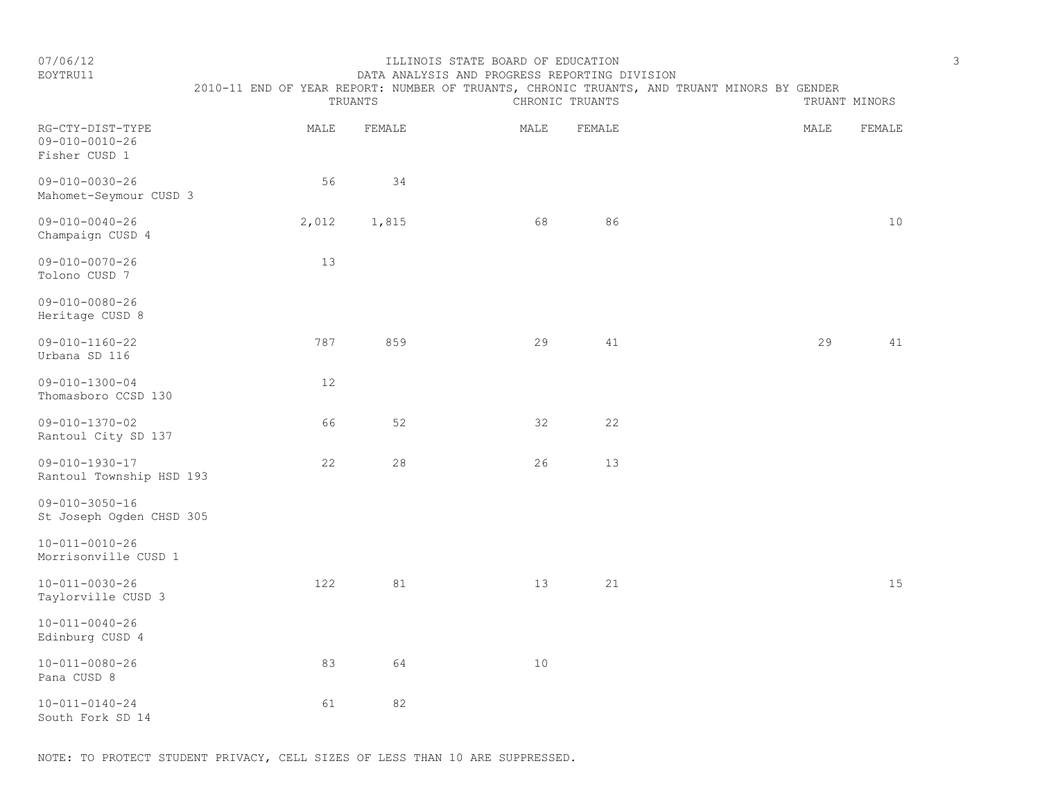ILLINOIS STATE BOARD OF EDUCATION

DATA ANALYSIS AND PROGRESS REPORTING DIVISION

2010-11 END OF YEAR REPORT: NUMBER OF TRUANTS, CHRONIC TRUANTS, AND TRUANT MINORS BY GENDER

| RG-CTY-DIST-TYPE | TRUANTS | | CHRONIC TRUANTS | | TRUANT MINORS | |
|---|---|---|---|---|---|---|
| | MALE | FEMALE | MALE | FEMALE | MALE | FEMALE |
| 09-010-0010-26 Fisher CUSD 1 | | | | | | |
| 09-010-0030-26 Mahomet-Seymour CUSD 3 | 56 | 34 | | | | |
| 09-010-0040-26 Champaign CUSD 4 | 2,012 | 1,815 | 68 | 86 | | 10 |
| 09-010-0070-26 Tolono CUSD 7 | 13 | | | | | |
| 09-010-0080-26 Heritage CUSD 8 | | | | | | |
| 09-010-1160-22 Urbana SD 116 | 787 | 859 | 29 | 41 | 29 | 41 |
| 09-010-1300-04 Thomasboro CCSD 130 | 12 | | | | | |
| 09-010-1370-02 Rantoul City SD 137 | 66 | 52 | 32 | 22 | | |
| 09-010-1930-17 Rantoul Township HSD 193 | 22 | 28 | 26 | 13 | | |
| 09-010-3050-16 St Joseph Ogden CHSD 305 | | | | | | |
| 10-011-0010-26 Morrisonville CUSD 1 | | | | | | |
| 10-011-0030-26 Taylorville CUSD 3 | 122 | 81 | 13 | 21 | | 15 |
| 10-011-0040-26 Edinburg CUSD 4 | | | | | | |
| 10-011-0080-26 Pana CUSD 8 | 83 | 64 | 10 | | | |
| 10-011-0140-24 South Fork SD 14 | 61 | 82 | | | | |

NOTE: TO PROTECT STUDENT PRIVACY, CELL SIZES OF LESS THAN 10 ARE SUPPRESSED.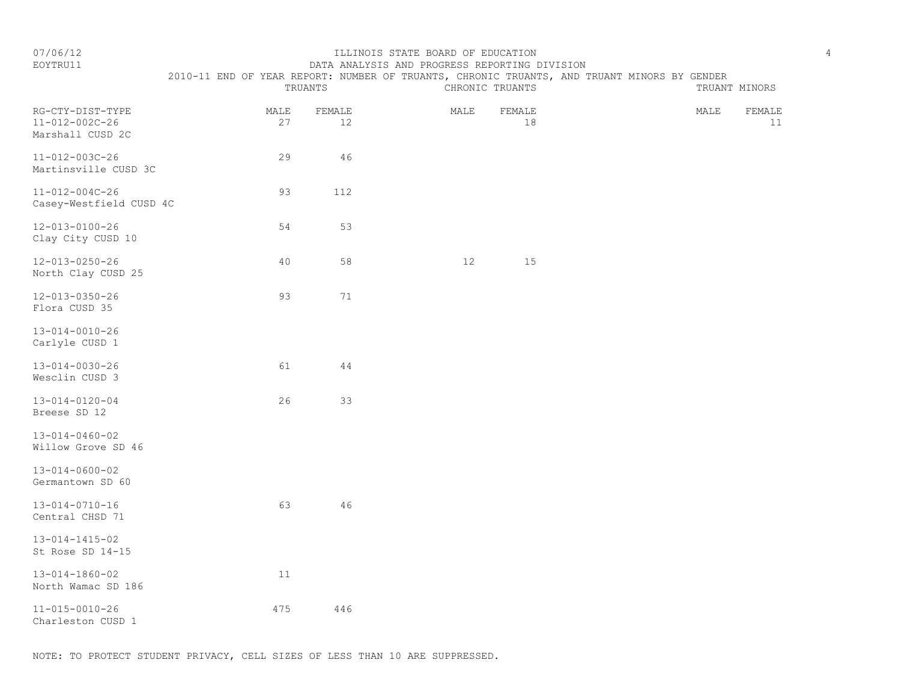ILLINOIS STATE BOARD OF EDUCATION

DATA ANALYSIS AND PROGRESS REPORTING DIVISION

2010-11 END OF YEAR REPORT: NUMBER OF TRUANTS, CHRONIC TRUANTS, AND TRUANT MINORS BY GENDER

07/06/12
EOYTRU11

| RG-CTY-DIST-TYPE | TRUANTS | | CHRONIC TRUANTS | | TRUANT MINORS | |
|---|---|---|---|---|---|---|
| | MALE | FEMALE | MALE | FEMALE | MALE | FEMALE |
| 11-012-002C-26 Marshall CUSD 2C | 27 | 12 | | 18 | | 11 |
| 11-012-003C-26 Martinsville CUSD 3C | 29 | 46 | | | | |
| 11-012-004C-26 Casey-Westfield CUSD 4C | 93 | 112 | | | | |
| 12-013-0100-26 Clay City CUSD 10 | 54 | 53 | | | | |
| 12-013-0250-26 North Clay CUSD 25 | 40 | 58 | 12 | 15 | | |
| 12-013-0350-26 Flora CUSD 35 | 93 | 71 | | | | |
| 13-014-0010-26 Carlyle CUSD 1 | | | | | | |
| 13-014-0030-26 Wesclin CUSD 3 | 61 | 44 | | | | |
| 13-014-0120-04 Breese SD 12 | 26 | 33 | | | | |
| 13-014-0460-02 Willow Grove SD 46 | | | | | | |
| 13-014-0600-02 Germantown SD 60 | | | | | | |
| 13-014-0710-16 Central CHSD 71 | 63 | 46 | | | | |
| 13-014-1415-02 St Rose SD 14-15 | | | | | | |
| 13-014-1860-02 North Wamac SD 186 | 11 | | | | | |
| 11-015-0010-26 Charleston CUSD 1 | 475 | 446 | | | | |

NOTE: TO PROTECT STUDENT PRIVACY, CELL SIZES OF LESS THAN 10 ARE SUPPRESSED.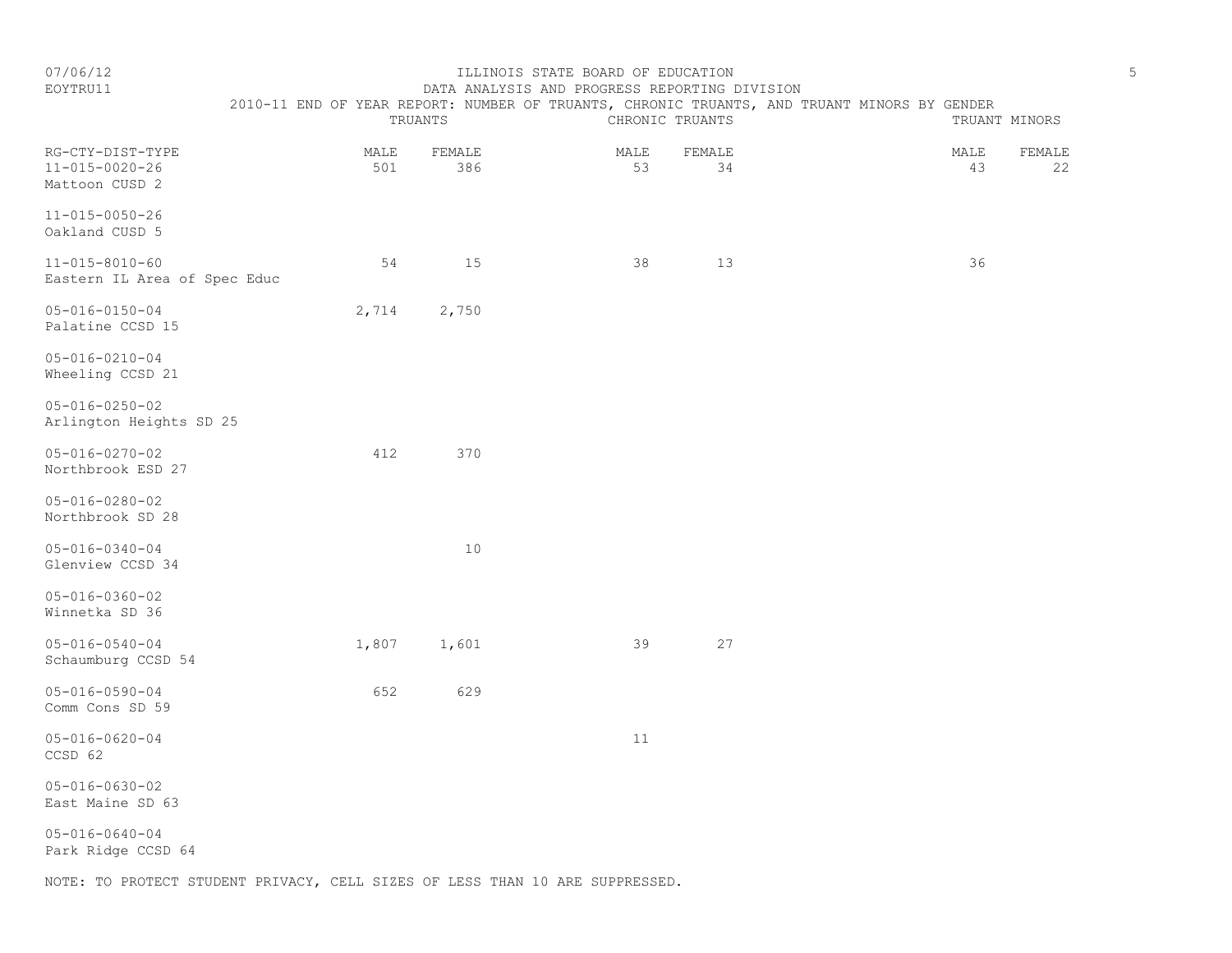ILLINOIS STATE BOARD OF EDUCATION
DATA ANALYSIS AND PROGRESS REPORTING DIVISION
2010-11 END OF YEAR REPORT: NUMBER OF TRUANTS, CHRONIC TRUANTS, AND TRUANT MINORS BY GENDER

07/06/12
EOYTRU11

| RG-CTY-DIST-TYPE | TRUANTS | | CHRONIC TRUANTS | | TRUANT MINORS | |
|---|---|---|---|---|---|---|
| | MALE | FEMALE | MALE | FEMALE | MALE | FEMALE |
| 11-015-0020-26 Mattoon CUSD 2 | 501 | 386 | 53 | 34 | 43 | 22 |
| 11-015-0050-26 Oakland CUSD 5 | | | | | | |
| 11-015-8010-60 Eastern IL Area of Spec Educ | 54 | 15 | 38 | 13 | 36 | |
| 05-016-0150-04 Palatine CCSD 15 | 2,714 | 2,750 | | | | |
| 05-016-0210-04 Wheeling CCSD 21 | | | | | | |
| 05-016-0250-02 Arlington Heights SD 25 | | | | | | |
| 05-016-0270-02 Northbrook ESD 27 | 412 | 370 | | | | |
| 05-016-0280-02 Northbrook SD 28 | | | | | | |
| 05-016-0340-04 Glenview CCSD 34 | | 10 | | | | |
| 05-016-0360-02 Winnetka SD 36 | | | | | | |
| 05-016-0540-04 Schaumburg CCSD 54 | 1,807 | 1,601 | 39 | 27 | | |
| 05-016-0590-04 Comm Cons SD 59 | 652 | 629 | | | | |
| 05-016-0620-04 CCSD 62 | | | 11 | | | |
| 05-016-0630-02 East Maine SD 63 | | | | | | |
| 05-016-0640-04 Park Ridge CCSD 64 | | | | | | |

NOTE: TO PROTECT STUDENT PRIVACY, CELL SIZES OF LESS THAN 10 ARE SUPPRESSED.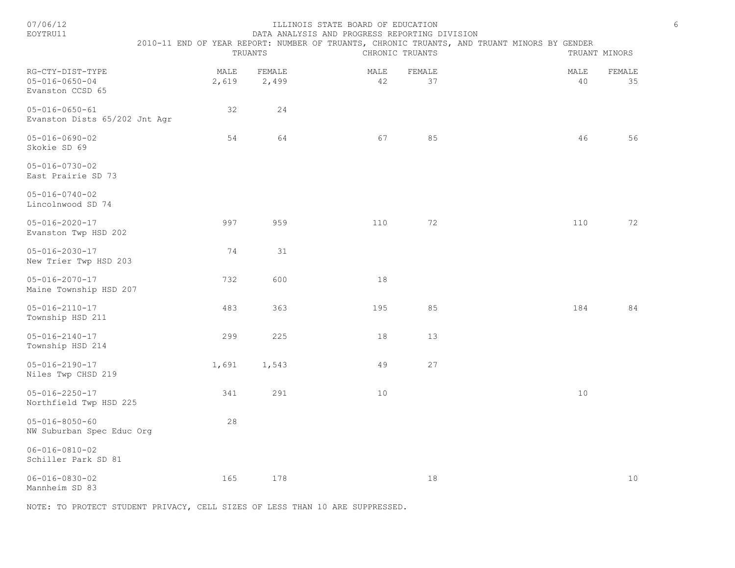ILLINOIS STATE BOARD OF EDUCATION
DATA ANALYSIS AND PROGRESS REPORTING DIVISION
2010-11 END OF YEAR REPORT: NUMBER OF TRUANTS, CHRONIC TRUANTS, AND TRUANT MINORS BY GENDER

| RG-CTY-DIST-TYPE | TRUANTS | | CHRONIC TRUANTS | | TRUANT MINORS | |
|---|---|---|---|---|---|---|
| | MALE | FEMALE | MALE | FEMALE | MALE | FEMALE |
| 05-016-0650-04 Evanston CCSD 65 | 2,619 | 2,499 | 42 | 37 | 40 | 35 |
| 05-016-0650-61 Evanston Dists 65/202 Jnt Agr | 32 | 24 | | | | |
| 05-016-0690-02 Skokie SD 69 | 54 | 64 | 67 | 85 | 46 | 56 |
| 05-016-0730-02 East Prairie SD 73 | | | | | | |
| 05-016-0740-02 Lincolnwood SD 74 | | | | | | |
| 05-016-2020-17 Evanston Twp HSD 202 | 997 | 959 | 110 | 72 | 110 | 72 |
| 05-016-2030-17 New Trier Twp HSD 203 | 74 | 31 | | | | |
| 05-016-2070-17 Maine Township HSD 207 | 732 | 600 | 18 | | | |
| 05-016-2110-17 Township HSD 211 | 483 | 363 | 195 | 85 | 184 | 84 |
| 05-016-2140-17 Township HSD 214 | 299 | 225 | 18 | 13 | | |
| 05-016-2190-17 Niles Twp CHSD 219 | 1,691 | 1,543 | 49 | 27 | | |
| 05-016-2250-17 Northfield Twp HSD 225 | 341 | 291 | 10 | | 10 | |
| 05-016-8050-60 NW Suburban Spec Educ Org | 28 | | | | | |
| 06-016-0810-02 Schiller Park SD 81 | | | | | | |
| 06-016-0830-02 Mannheim SD 83 | 165 | 178 | | 18 | | 10 |

NOTE: TO PROTECT STUDENT PRIVACY, CELL SIZES OF LESS THAN 10 ARE SUPPRESSED.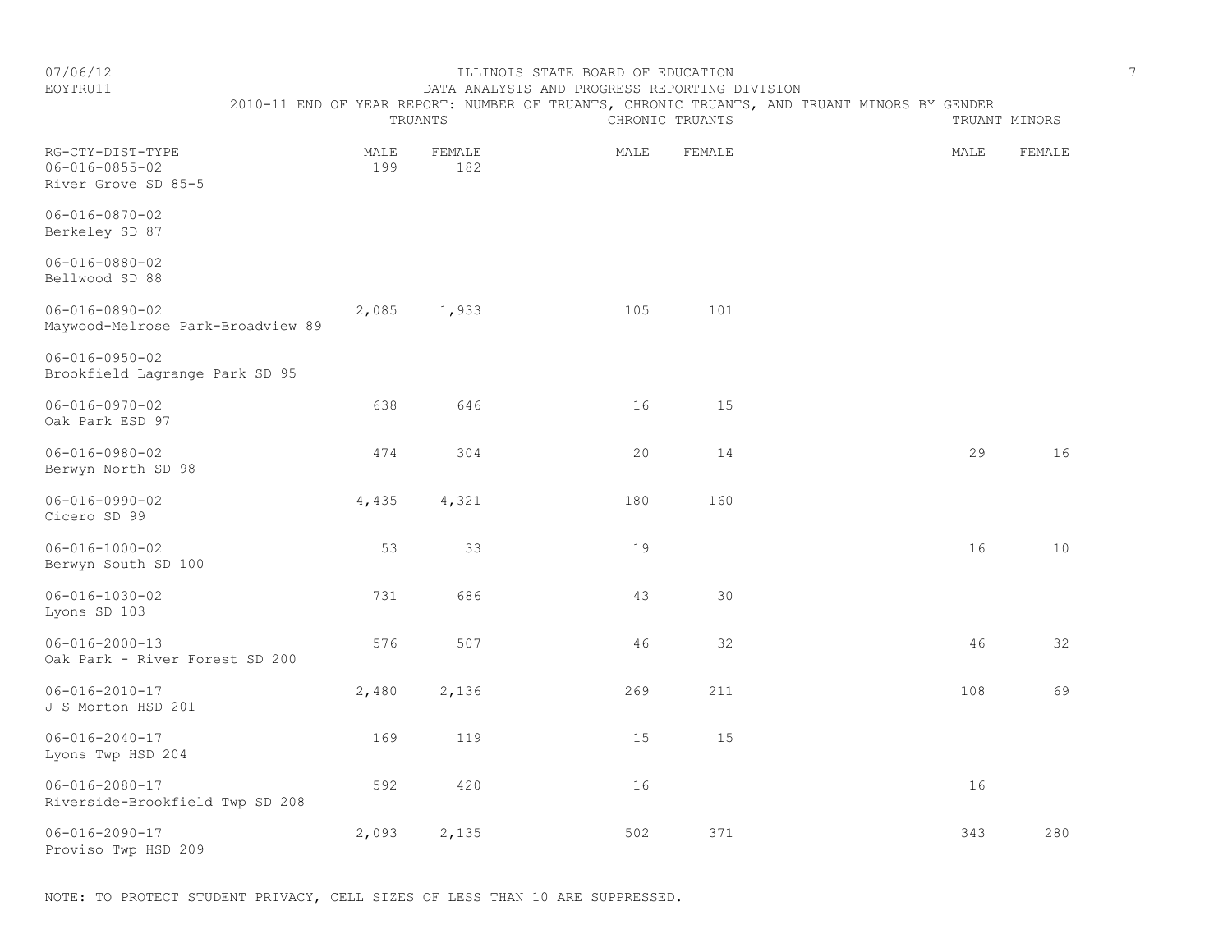ILLINOIS STATE BOARD OF EDUCATION
DATA ANALYSIS AND PROGRESS REPORTING DIVISION
2010-11 END OF YEAR REPORT: NUMBER OF TRUANTS, CHRONIC TRUANTS, AND TRUANT MINORS BY GENDER

| RG-CTY-DIST-TYPE | TRUANTS | | CHRONIC TRUANTS | | TRUANT MINORS | |
|---|---|---|---|---|---|---|
| | MALE | FEMALE | MALE | FEMALE | MALE | FEMALE |
| 06-016-0855-02 River Grove SD 85-5 | 199 | 182 | | | | |
| 06-016-0870-02 Berkeley SD 87 | | | | | | |
| 06-016-0880-02 Bellwood SD 88 | | | | | | |
| 06-016-0890-02 Maywood-Melrose Park-Broadview 89 | 2,085 | 1,933 | 105 | 101 | | |
| 06-016-0950-02 Brookfield Lagrange Park SD 95 | | | | | | |
| 06-016-0970-02 Oak Park ESD 97 | 638 | 646 | 16 | 15 | | |
| 06-016-0980-02 Berwyn North SD 98 | 474 | 304 | 20 | 14 | 29 | 16 |
| 06-016-0990-02 Cicero SD 99 | 4,435 | 4,321 | 180 | 160 | | |
| 06-016-1000-02 Berwyn South SD 100 | 53 | 33 | 19 | | 16 | 10 |
| 06-016-1030-02 Lyons SD 103 | 731 | 686 | 43 | 30 | | |
| 06-016-2000-13 Oak Park - River Forest SD 200 | 576 | 507 | 46 | 32 | 46 | 32 |
| 06-016-2010-17 J S Morton HSD 201 | 2,480 | 2,136 | 269 | 211 | 108 | 69 |
| 06-016-2040-17 Lyons Twp HSD 204 | 169 | 119 | 15 | 15 | | |
| 06-016-2080-17 Riverside-Brookfield Twp SD 208 | 592 | 420 | 16 | | 16 | |
| 06-016-2090-17 Proviso Twp HSD 209 | 2,093 | 2,135 | 502 | 371 | 343 | 280 |

NOTE: TO PROTECT STUDENT PRIVACY, CELL SIZES OF LESS THAN 10 ARE SUPPRESSED.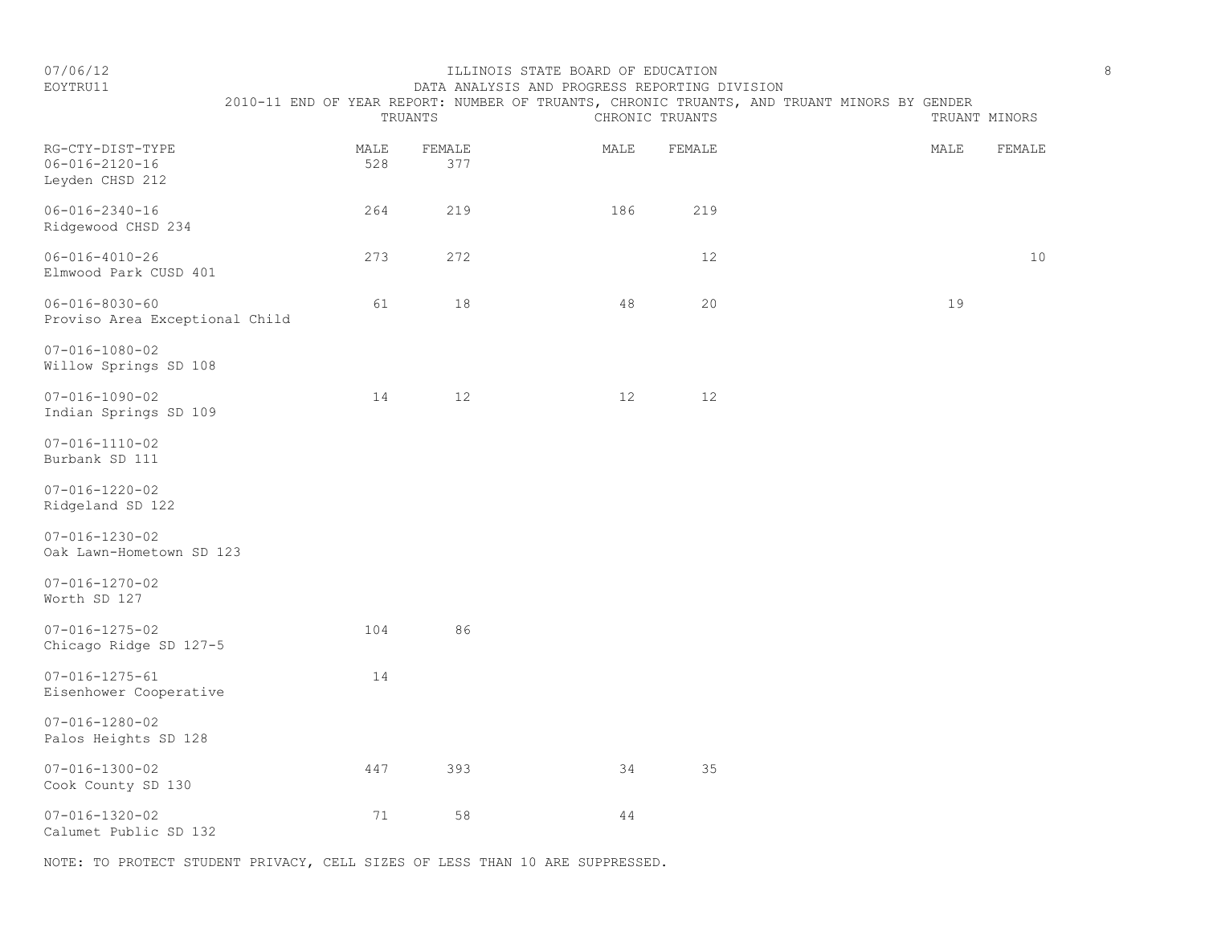ILLINOIS STATE BOARD OF EDUCATION

DATA ANALYSIS AND PROGRESS REPORTING DIVISION

2010-11 END OF YEAR REPORT: NUMBER OF TRUANTS, CHRONIC TRUANTS, AND TRUANT MINORS BY GENDER

| RG-CTY-DIST-TYPE | TRUANTS | | CHRONIC TRUANTS | | TRUANT MINORS | |
|---|---|---|---|---|---|---|
| | MALE | FEMALE | MALE | FEMALE | MALE | FEMALE |
| 06-016-2120-16 Leyden CHSD 212 | 528 | 377 | | | | |
| 06-016-2340-16 Ridgewood CHSD 234 | 264 | 219 | 186 | 219 | | |
| 06-016-4010-26 Elmwood Park CUSD 401 | 273 | 272 | | 12 | | 10 |
| 06-016-8030-60 Proviso Area Exceptional Child | 61 | 18 | 48 | 20 | 19 | |
| 07-016-1080-02 Willow Springs SD 108 | | | | | | |
| 07-016-1090-02 Indian Springs SD 109 | 14 | 12 | 12 | 12 | | |
| 07-016-1110-02 Burbank SD 111 | | | | | | |
| 07-016-1220-02 Ridgeland SD 122 | | | | | | |
| 07-016-1230-02 Oak Lawn-Hometown SD 123 | | | | | | |
| 07-016-1270-02 Worth SD 127 | | | | | | |
| 07-016-1275-02 Chicago Ridge SD 127-5 | 104 | 86 | | | | |
| 07-016-1275-61 Eisenhower Cooperative | 14 | | | | | |
| 07-016-1280-02 Palos Heights SD 128 | | | | | | |
| 07-016-1300-02 Cook County SD 130 | 447 | 393 | 34 | 35 | | |
| 07-016-1320-02 Calumet Public SD 132 | 71 | 58 | 44 | | | |

NOTE: TO PROTECT STUDENT PRIVACY, CELL SIZES OF LESS THAN 10 ARE SUPPRESSED.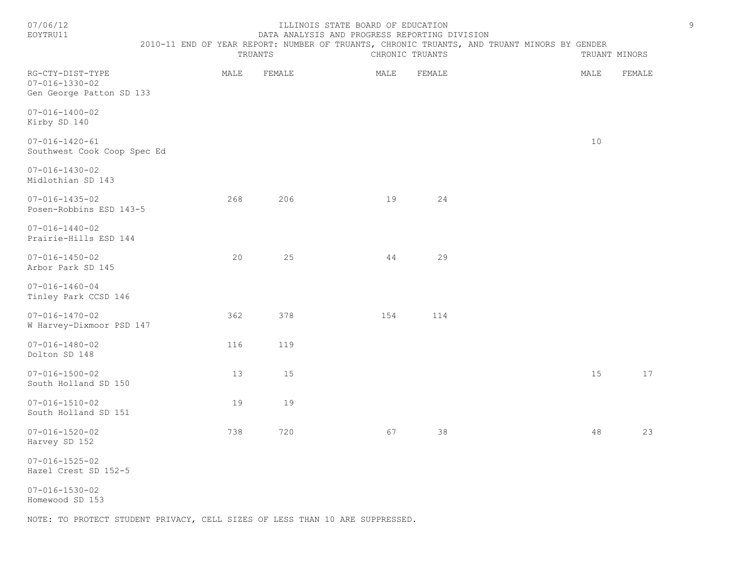ILLINOIS STATE BOARD OF EDUCATION
DATA ANALYSIS AND PROGRESS REPORTING DIVISION
2010-11 END OF YEAR REPORT: NUMBER OF TRUANTS, CHRONIC TRUANTS, AND TRUANT MINORS BY GENDER

07/06/12
EOYTRU11

| RG-CTY-DIST-TYPE | TRUANTS | | CHRONIC TRUANTS | | TRUANT MINORS | |
|---|---|---|---|---|---|---|
| | MALE | FEMALE | MALE | FEMALE | MALE | FEMALE |
| 07-016-1330-02 Gen George Patton SD 133 | | | | | | |
| 07-016-1400-02 Kirby SD 140 | | | | | | |
| 07-016-1420-61 Southwest Cook Coop Spec Ed | | | | | 10 | |
| 07-016-1430-02 Midlothian SD 143 | | | | | | |
| 07-016-1435-02 Posen-Robbins ESD 143-5 | 268 | 206 | 19 | 24 | | |
| 07-016-1440-02 Prairie-Hills ESD 144 | | | | | | |
| 07-016-1450-02 Arbor Park SD 145 | 20 | 25 | 44 | 29 | | |
| 07-016-1460-04 Tinley Park CCSD 146 | | | | | | |
| 07-016-1470-02 W Harvey-Dixmoor PSD 147 | 362 | 378 | 154 | 114 | | |
| 07-016-1480-02 Dolton SD 148 | 116 | 119 | | | | |
| 07-016-1500-02 South Holland SD 150 | 13 | 15 | | | 15 | 17 |
| 07-016-1510-02 South Holland SD 151 | 19 | 19 | | | | |
| 07-016-1520-02 Harvey SD 152 | 738 | 720 | 67 | 38 | 48 | 23 |
| 07-016-1525-02 Hazel Crest SD 152-5 | | | | | | |
| 07-016-1530-02 Homewood SD 153 | | | | | | |

NOTE: TO PROTECT STUDENT PRIVACY, CELL SIZES OF LESS THAN 10 ARE SUPPRESSED.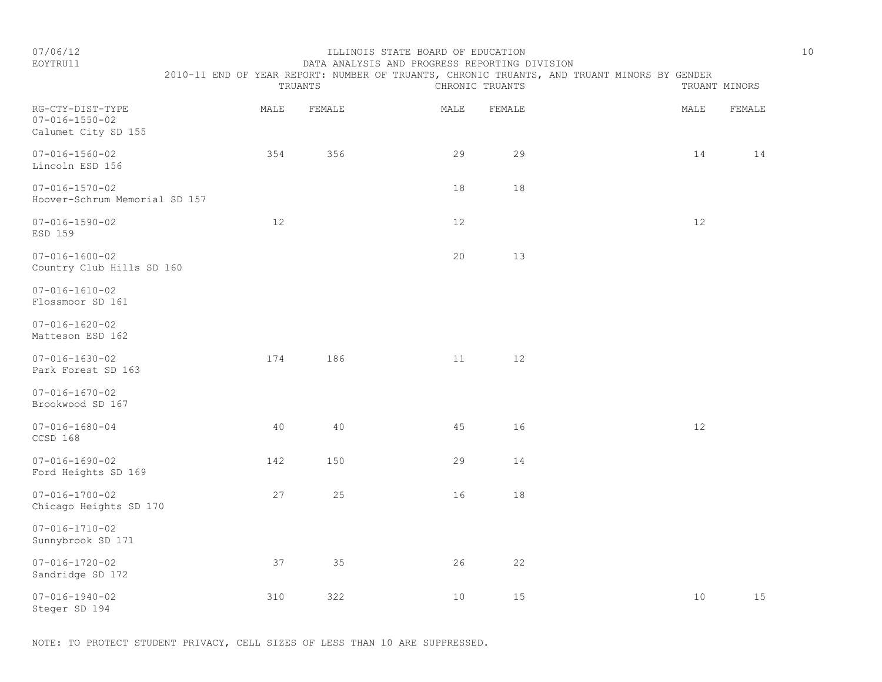ILLINOIS STATE BOARD OF EDUCATION

DATA ANALYSIS AND PROGRESS REPORTING DIVISION

2010-11 END OF YEAR REPORT: NUMBER OF TRUANTS, CHRONIC TRUANTS, AND TRUANT MINORS BY GENDER

07/06/12
EOYTRU11

| RG-CTY-DIST-TYPE | TRUANTS | | CHRONIC TRUANTS | | TRUANT MINORS | |
|---|---|---|---|---|---|---|
| | MALE | FEMALE | MALE | FEMALE | MALE | FEMALE |
| 07-016-1550-02 Calumet City SD 155 | | | | | | |
| 07-016-1560-02 Lincoln ESD 156 | 354 | 356 | 29 | 29 | 14 | 14 |
| 07-016-1570-02 Hoover-Schrum Memorial SD 157 | | | 18 | 18 | | |
| 07-016-1590-02 ESD 159 | 12 | | 12 | | 12 | |
| 07-016-1600-02 Country Club Hills SD 160 | | | 20 | 13 | | |
| 07-016-1610-02 Flossmoor SD 161 | | | | | | |
| 07-016-1620-02 Matteson ESD 162 | | | | | | |
| 07-016-1630-02 Park Forest SD 163 | 174 | 186 | 11 | 12 | | |
| 07-016-1670-02 Brookwood SD 167 | | | | | | |
| 07-016-1680-04 CCSD 168 | 40 | 40 | 45 | 16 | 12 | |
| 07-016-1690-02 Ford Heights SD 169 | 142 | 150 | 29 | 14 | | |
| 07-016-1700-02 Chicago Heights SD 170 | 27 | 25 | 16 | 18 | | |
| 07-016-1710-02 Sunnybrook SD 171 | | | | | | |
| 07-016-1720-02 Sandridge SD 172 | 37 | 35 | 26 | 22 | | |
| 07-016-1940-02 Steger SD 194 | 310 | 322 | 10 | 15 | 10 | 15 |

NOTE: TO PROTECT STUDENT PRIVACY, CELL SIZES OF LESS THAN 10 ARE SUPPRESSED.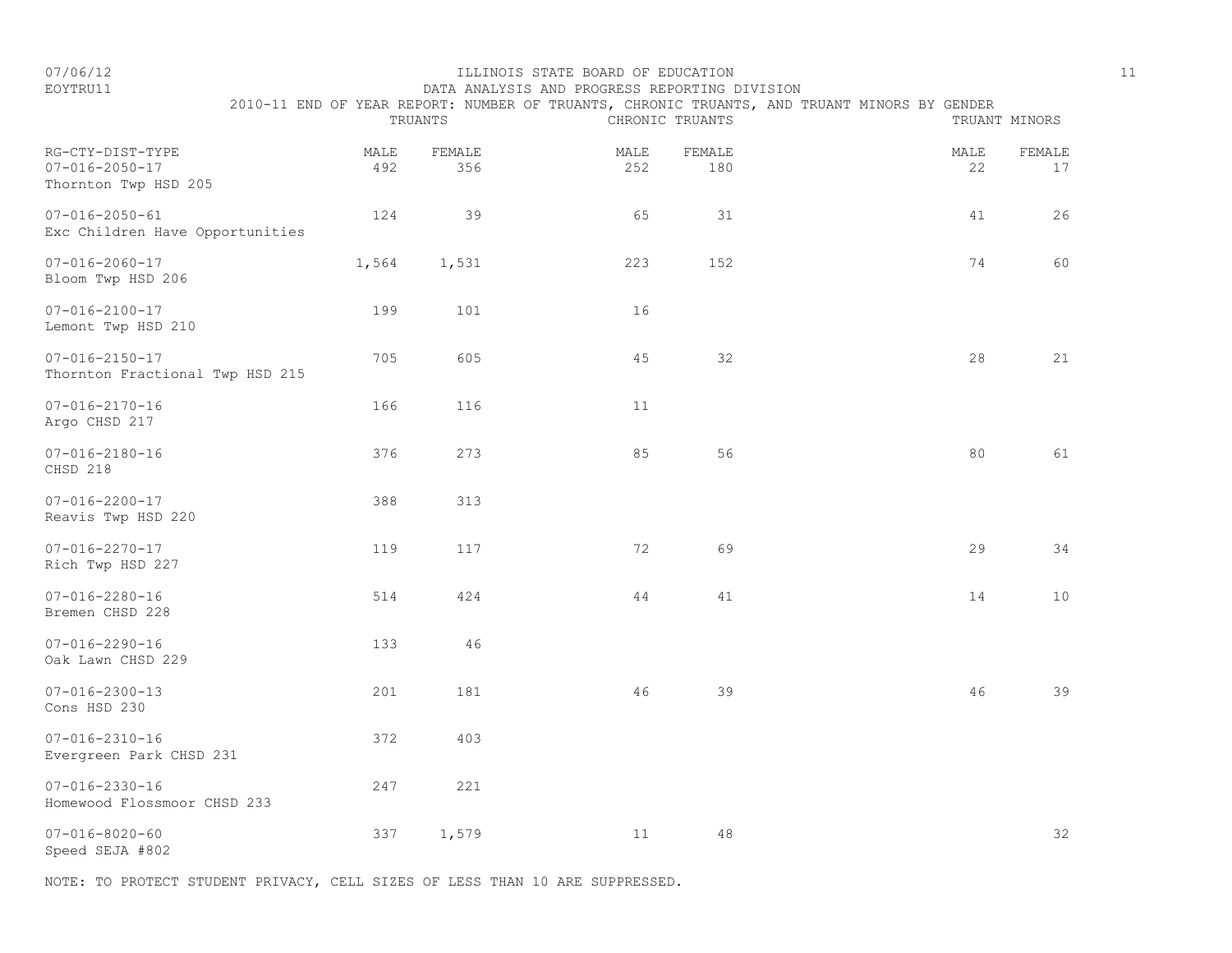ILLINOIS STATE BOARD OF EDUCATION
DATA ANALYSIS AND PROGRESS REPORTING DIVISION
2010-11 END OF YEAR REPORT: NUMBER OF TRUANTS, CHRONIC TRUANTS, AND TRUANT MINORS BY GENDER

07/06/12
EOYTRU11

| RG-CTY-DIST-TYPE | TRUANTS | | CHRONIC TRUANTS | | TRUANT MINORS | |
|---|---|---|---|---|---|---|
| | MALE | FEMALE | MALE | FEMALE | MALE | FEMALE |
| 07-016-2050-17 Thornton Twp HSD 205 | 492 | 356 | 252 | 180 | 22 | 17 |
| 07-016-2050-61 Exc Children Have Opportunities | 124 | 39 | 65 | 31 | 41 | 26 |
| 07-016-2060-17 Bloom Twp HSD 206 | 1,564 | 1,531 | 223 | 152 | 74 | 60 |
| 07-016-2100-17 Lemont Twp HSD 210 | 199 | 101 | 16 | | | |
| 07-016-2150-17 Thornton Fractional Twp HSD 215 | 705 | 605 | 45 | 32 | 28 | 21 |
| 07-016-2170-16 Argo CHSD 217 | 166 | 116 | 11 | | | |
| 07-016-2180-16 CHSD 218 | 376 | 273 | 85 | 56 | 80 | 61 |
| 07-016-2200-17 Reavis Twp HSD 220 | 388 | 313 | | | | |
| 07-016-2270-17 Rich Twp HSD 227 | 119 | 117 | 72 | 69 | 29 | 34 |
| 07-016-2280-16 Bremen CHSD 228 | 514 | 424 | 44 | 41 | 14 | 10 |
| 07-016-2290-16 Oak Lawn CHSD 229 | 133 | 46 | | | | |
| 07-016-2300-13 Cons HSD 230 | 201 | 181 | 46 | 39 | 46 | 39 |
| 07-016-2310-16 Evergreen Park CHSD 231 | 372 | 403 | | | | |
| 07-016-2330-16 Homewood Flossmoor CHSD 233 | 247 | 221 | | | | |
| 07-016-8020-60 Speed SEJA #802 | 337 | 1,579 | 11 | 48 | | 32 |

NOTE: TO PROTECT STUDENT PRIVACY, CELL SIZES OF LESS THAN 10 ARE SUPPRESSED.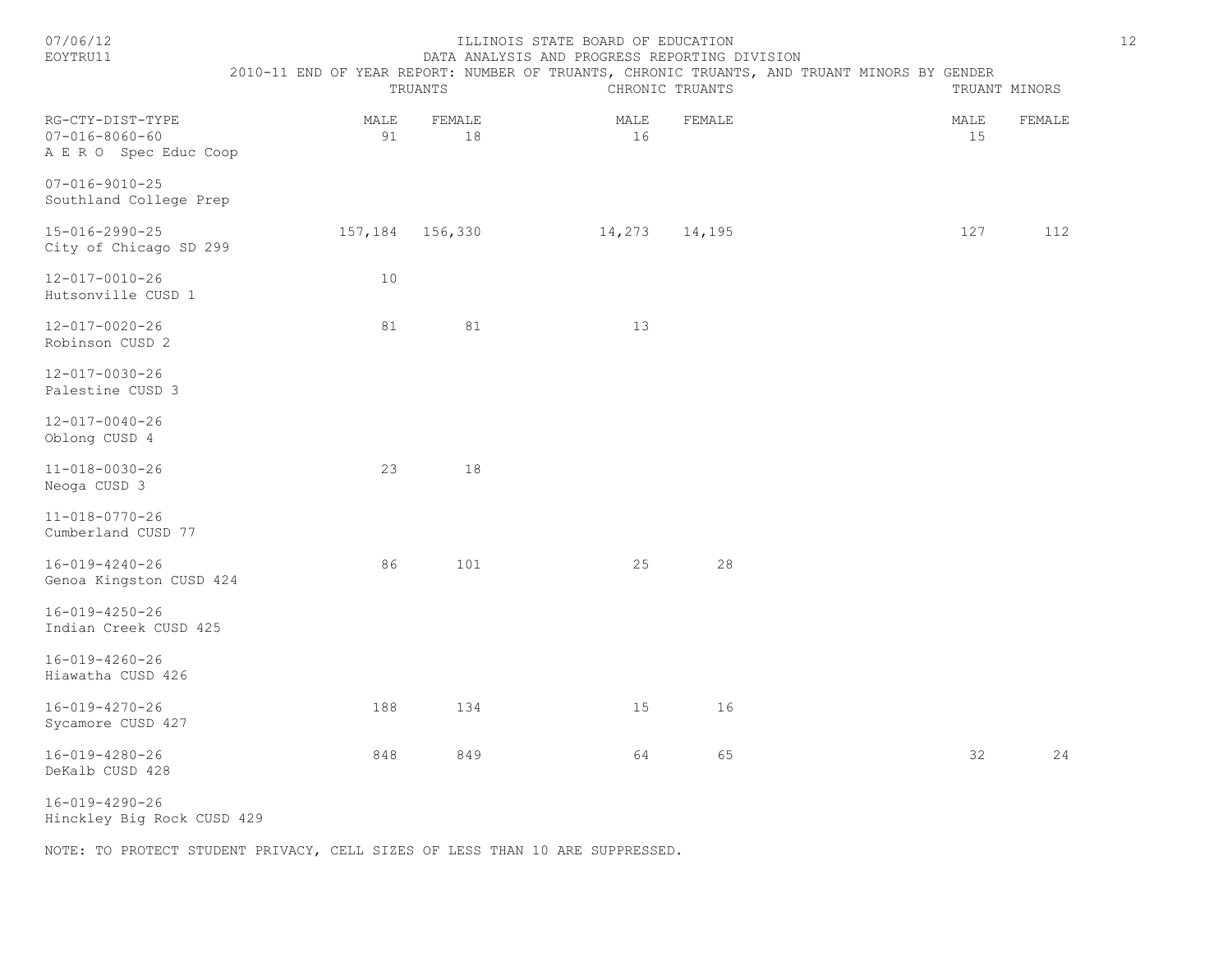ILLINOIS STATE BOARD OF EDUCATION

DATA ANALYSIS AND PROGRESS REPORTING DIVISION

2010-11 END OF YEAR REPORT: NUMBER OF TRUANTS, CHRONIC TRUANTS, AND TRUANT MINORS BY GENDER

| RG-CTY-DIST-TYPE | TRUANTS | | CHRONIC TRUANTS | | TRUANT MINORS | |
|---|---|---|---|---|---|---|
| | MALE | FEMALE | MALE | FEMALE | MALE | FEMALE |
| 07-016-8060-60 A E R O Spec Educ Coop | 91 | 18 | 16 | | 15 | |
| 07-016-9010-25 Southland College Prep | | | | | | |
| 15-016-2990-25 City of Chicago SD 299 | 157,184 | 156,330 | 14,273 | 14,195 | 127 | 112 |
| 12-017-0010-26 Hutsonville CUSD 1 | 10 | | | | | |
| 12-017-0020-26 Robinson CUSD 2 | 81 | 81 | 13 | | | |
| 12-017-0030-26 Palestine CUSD 3 | | | | | | |
| 12-017-0040-26 Oblong CUSD 4 | | | | | | |
| 11-018-0030-26 Neoga CUSD 3 | 23 | 18 | | | | |
| 11-018-0770-26 Cumberland CUSD 77 | | | | | | |
| 16-019-4240-26 Genoa Kingston CUSD 424 | 86 | 101 | 25 | 28 | | |
| 16-019-4250-26 Indian Creek CUSD 425 | | | | | | |
| 16-019-4260-26 Hiawatha CUSD 426 | | | | | | |
| 16-019-4270-26 Sycamore CUSD 427 | 188 | 134 | 15 | 16 | | |
| 16-019-4280-26 DeKalb CUSD 428 | 848 | 849 | 64 | 65 | 32 | 24 |
| 16-019-4290-26 Hinckley Big Rock CUSD 429 | | | | | | |

NOTE: TO PROTECT STUDENT PRIVACY, CELL SIZES OF LESS THAN 10 ARE SUPPRESSED.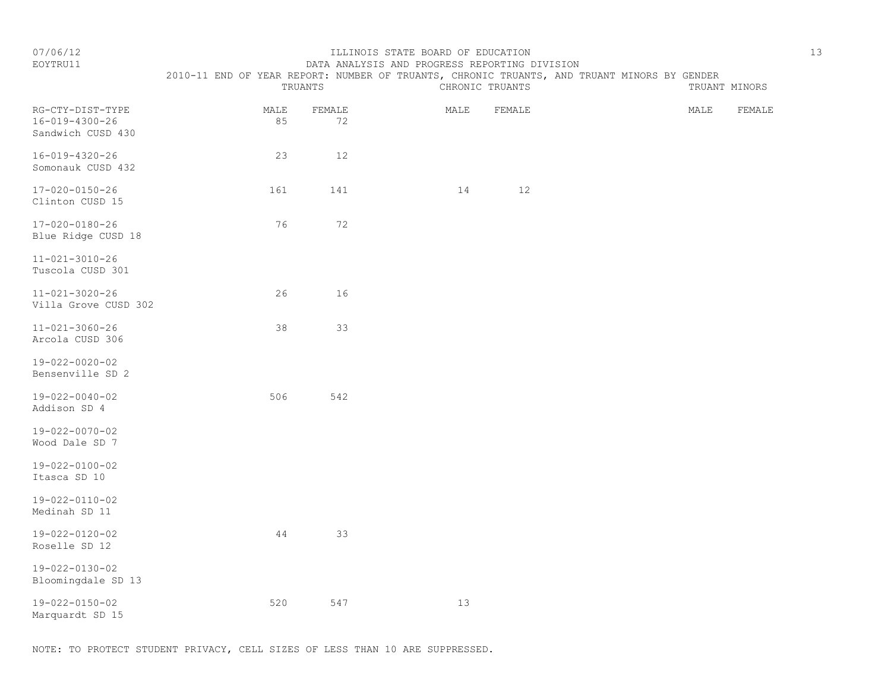ILLINOIS STATE BOARD OF EDUCATION

DATA ANALYSIS AND PROGRESS REPORTING DIVISION

2010-11 END OF YEAR REPORT: NUMBER OF TRUANTS, CHRONIC TRUANTS, AND TRUANT MINORS BY GENDER

07/06/12
EOYTRU11

| RG-CTY-DIST-TYPE | TRUANTS | | CHRONIC TRUANTS | | TRUANT MINORS | |
|---|---|---|---|---|---|---|
| | MALE | FEMALE | MALE | FEMALE | MALE | FEMALE |
| 16-019-4300-26 Sandwich CUSD 430 | 85 | 72 | | | | |
| 16-019-4320-26 Somonauk CUSD 432 | 23 | 12 | | | | |
| 17-020-0150-26 Clinton CUSD 15 | 161 | 141 | 14 | 12 | | |
| 17-020-0180-26 Blue Ridge CUSD 18 | 76 | 72 | | | | |
| 11-021-3010-26 Tuscola CUSD 301 | | | | | | |
| 11-021-3020-26 Villa Grove CUSD 302 | 26 | 16 | | | | |
| 11-021-3060-26 Arcola CUSD 306 | 38 | 33 | | | | |
| 19-022-0020-02 Bensenville SD 2 | | | | | | |
| 19-022-0040-02 Addison SD 4 | 506 | 542 | | | | |
| 19-022-0070-02 Wood Dale SD 7 | | | | | | |
| 19-022-0100-02 Itasca SD 10 | | | | | | |
| 19-022-0110-02 Medinah SD 11 | | | | | | |
| 19-022-0120-02 Roselle SD 12 | 44 | 33 | | | | |
| 19-022-0130-02 Bloomingdale SD 13 | | | | | | |
| 19-022-0150-02 Marquardt SD 15 | 520 | 547 | 13 | | | |

NOTE: TO PROTECT STUDENT PRIVACY, CELL SIZES OF LESS THAN 10 ARE SUPPRESSED.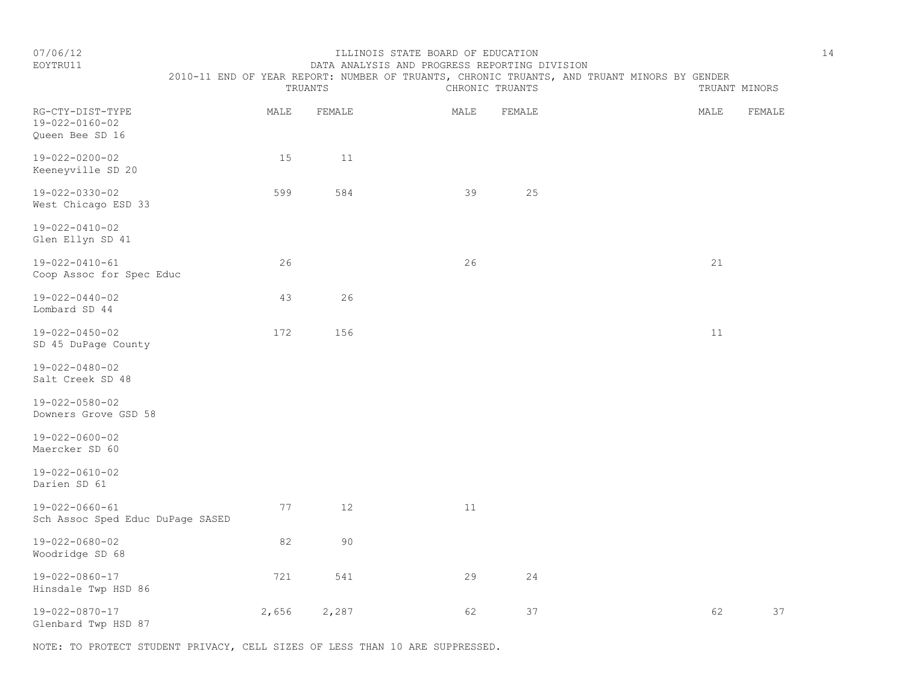ILLINOIS STATE BOARD OF EDUCATION

DATA ANALYSIS AND PROGRESS REPORTING DIVISION

2010-11 END OF YEAR REPORT: NUMBER OF TRUANTS, CHRONIC TRUANTS, AND TRUANT MINORS BY GENDER

| | TRUANTS | | CHRONIC TRUANTS | | TRUANT MINORS | |
|---|---|---|---|---|---|---|
| RG-CTY-DIST-TYPE | MALE | FEMALE | MALE | FEMALE | MALE | FEMALE |
| 19-022-0160-02 Queen Bee SD 16 | | | | | | |
| 19-022-0200-02 Keeneyville SD 20 | 15 | 11 | | | | |
| 19-022-0330-02 West Chicago ESD 33 | 599 | 584 | 39 | 25 | | |
| 19-022-0410-02 Glen Ellyn SD 41 | | | | | | |
| 19-022-0410-61 Coop Assoc for Spec Educ | 26 | | 26 | | 21 | |
| 19-022-0440-02 Lombard SD 44 | 43 | 26 | | | | |
| 19-022-0450-02 SD 45 DuPage County | 172 | 156 | | | 11 | |
| 19-022-0480-02 Salt Creek SD 48 | | | | | | |
| 19-022-0580-02 Downers Grove GSD 58 | | | | | | |
| 19-022-0600-02 Maercker SD 60 | | | | | | |
| 19-022-0610-02 Darien SD 61 | | | | | | |
| 19-022-0660-61 Sch Assoc Sped Educ DuPage SASED | 77 | 12 | 11 | | | |
| 19-022-0680-02 Woodridge SD 68 | 82 | 90 | | | | |
| 19-022-0860-17 Hinsdale Twp HSD 86 | 721 | 541 | 29 | 24 | | |
| 19-022-0870-17 Glenbard Twp HSD 87 | 2,656 | 2,287 | 62 | 37 | 62 | 37 |

NOTE: TO PROTECT STUDENT PRIVACY, CELL SIZES OF LESS THAN 10 ARE SUPPRESSED.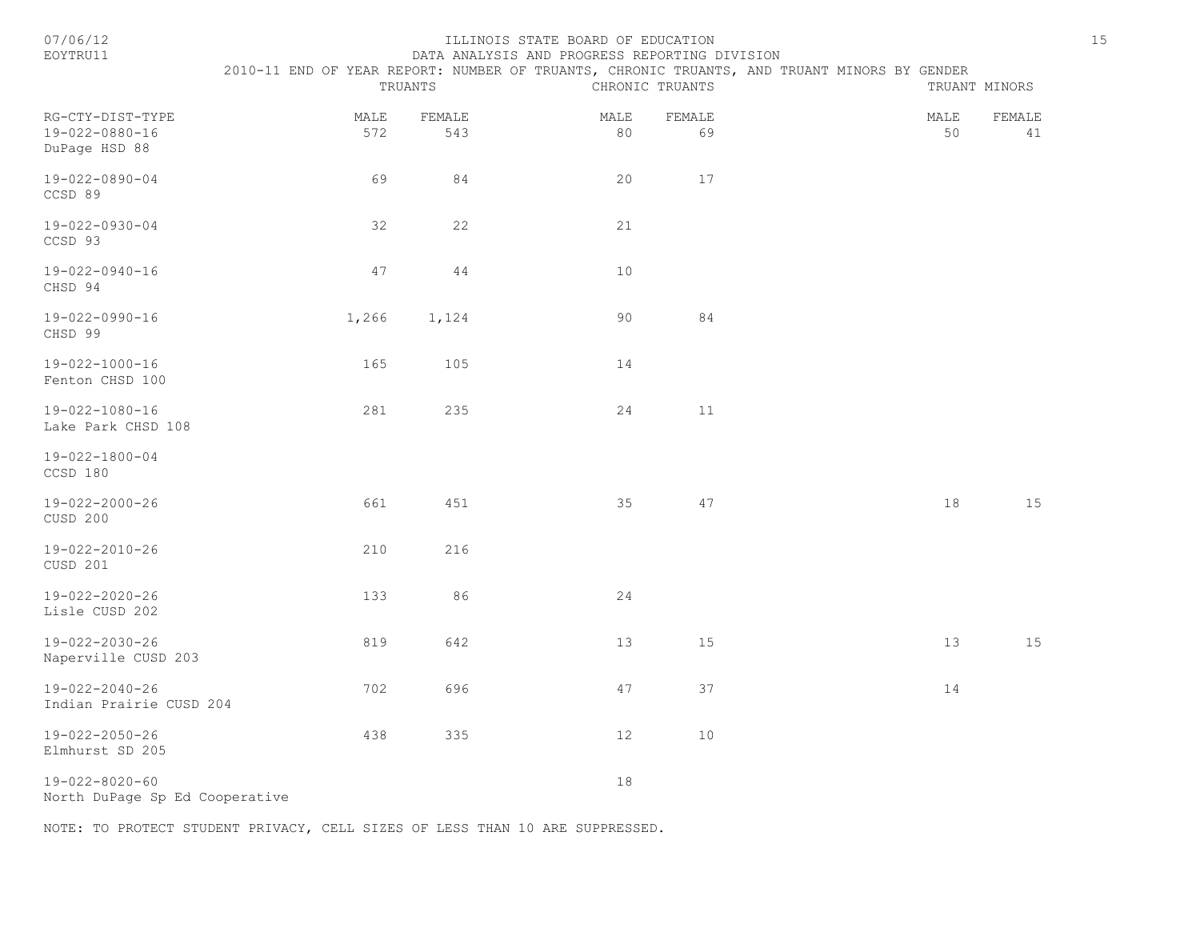ILLINOIS STATE BOARD OF EDUCATION

DATA ANALYSIS AND PROGRESS REPORTING DIVISION

2010-11 END OF YEAR REPORT: NUMBER OF TRUANTS, CHRONIC TRUANTS, AND TRUANT MINORS BY GENDER

| RG-CTY-DIST-TYPE | TRUANTS | | CHRONIC TRUANTS | | TRUANT MINORS | |
|---|---|---|---|---|---|---|
| | MALE | FEMALE | MALE | FEMALE | MALE | FEMALE |
| 19-022-0880-16 DuPage HSD 88 | 572 | 543 | 80 | 69 | 50 | 41 |
| 19-022-0890-04 CCSD 89 | 69 | 84 | 20 | 17 | | |
| 19-022-0930-04 CCSD 93 | 32 | 22 | 21 | | | |
| 19-022-0940-16 CHSD 94 | 47 | 44 | 10 | | | |
| 19-022-0990-16 CHSD 99 | 1,266 | 1,124 | 90 | 84 | | |
| 19-022-1000-16 Fenton CHSD 100 | 165 | 105 | 14 | | | |
| 19-022-1080-16 Lake Park CHSD 108 | 281 | 235 | 24 | 11 | | |
| 19-022-1800-04 CCSD 180 | | | | | | |
| 19-022-2000-26 CUSD 200 | 661 | 451 | 35 | 47 | 18 | 15 |
| 19-022-2010-26 CUSD 201 | 210 | 216 | | | | |
| 19-022-2020-26 Lisle CUSD 202 | 133 | 86 | 24 | | | |
| 19-022-2030-26 Naperville CUSD 203 | 819 | 642 | 13 | 15 | 13 | 15 |
| 19-022-2040-26 Indian Prairie CUSD 204 | 702 | 696 | 47 | 37 | 14 | |
| 19-022-2050-26 Elmhurst SD 205 | 438 | 335 | 12 | 10 | | |
| 19-022-8020-60 North DuPage Sp Ed Cooperative | | | 18 | | | |

NOTE: TO PROTECT STUDENT PRIVACY, CELL SIZES OF LESS THAN 10 ARE SUPPRESSED.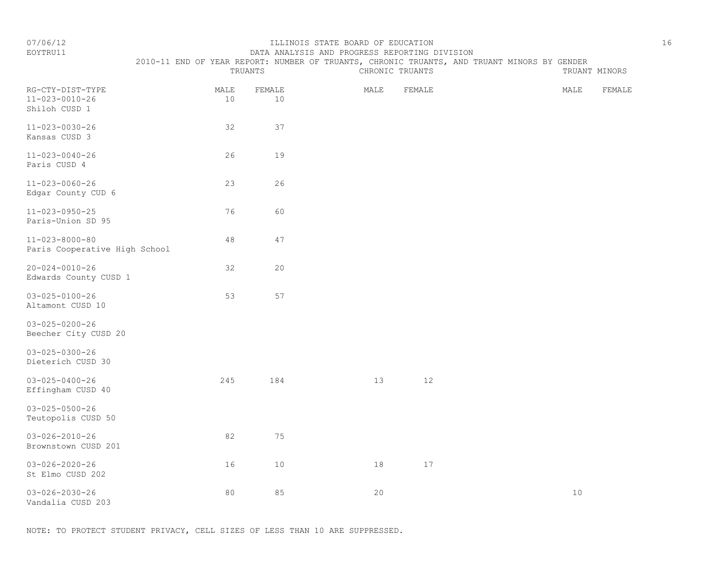ILLINOIS STATE BOARD OF EDUCATION

DATA ANALYSIS AND PROGRESS REPORTING DIVISION

2010-11 END OF YEAR REPORT: NUMBER OF TRUANTS, CHRONIC TRUANTS, AND TRUANT MINORS BY GENDER

| RG-CTY-DIST-TYPE | TRUANTS | | CHRONIC TRUANTS | | TRUANT MINORS | |
|---|---|---|---|---|---|---|
| | MALE | FEMALE | MALE | FEMALE | MALE | FEMALE |
| 11-023-0010-26 Shiloh CUSD 1 | 10 | 10 | | | | |
| 11-023-0030-26 Kansas CUSD 3 | 32 | 37 | | | | |
| 11-023-0040-26 Paris CUSD 4 | 26 | 19 | | | | |
| 11-023-0060-26 Edgar County CUD 6 | 23 | 26 | | | | |
| 11-023-0950-25 Paris-Union SD 95 | 76 | 60 | | | | |
| 11-023-8000-80 Paris Cooperative High School | 48 | 47 | | | | |
| 20-024-0010-26 Edwards County CUSD 1 | 32 | 20 | | | | |
| 03-025-0100-26 Altamont CUSD 10 | 53 | 57 | | | | |
| 03-025-0200-26 Beecher City CUSD 20 | | | | | | |
| 03-025-0300-26 Dieterich CUSD 30 | | | | | | |
| 03-025-0400-26 Effingham CUSD 40 | 245 | 184 | 13 | 12 | | |
| 03-025-0500-26 Teutopolis CUSD 50 | | | | | | |
| 03-026-2010-26 Brownstown CUSD 201 | 82 | 75 | | | | |
| 03-026-2020-26 St Elmo CUSD 202 | 16 | 10 | 18 | 17 | | |
| 03-026-2030-26 Vandalia CUSD 203 | 80 | 85 | 20 | | 10 | |

NOTE: TO PROTECT STUDENT PRIVACY, CELL SIZES OF LESS THAN 10 ARE SUPPRESSED.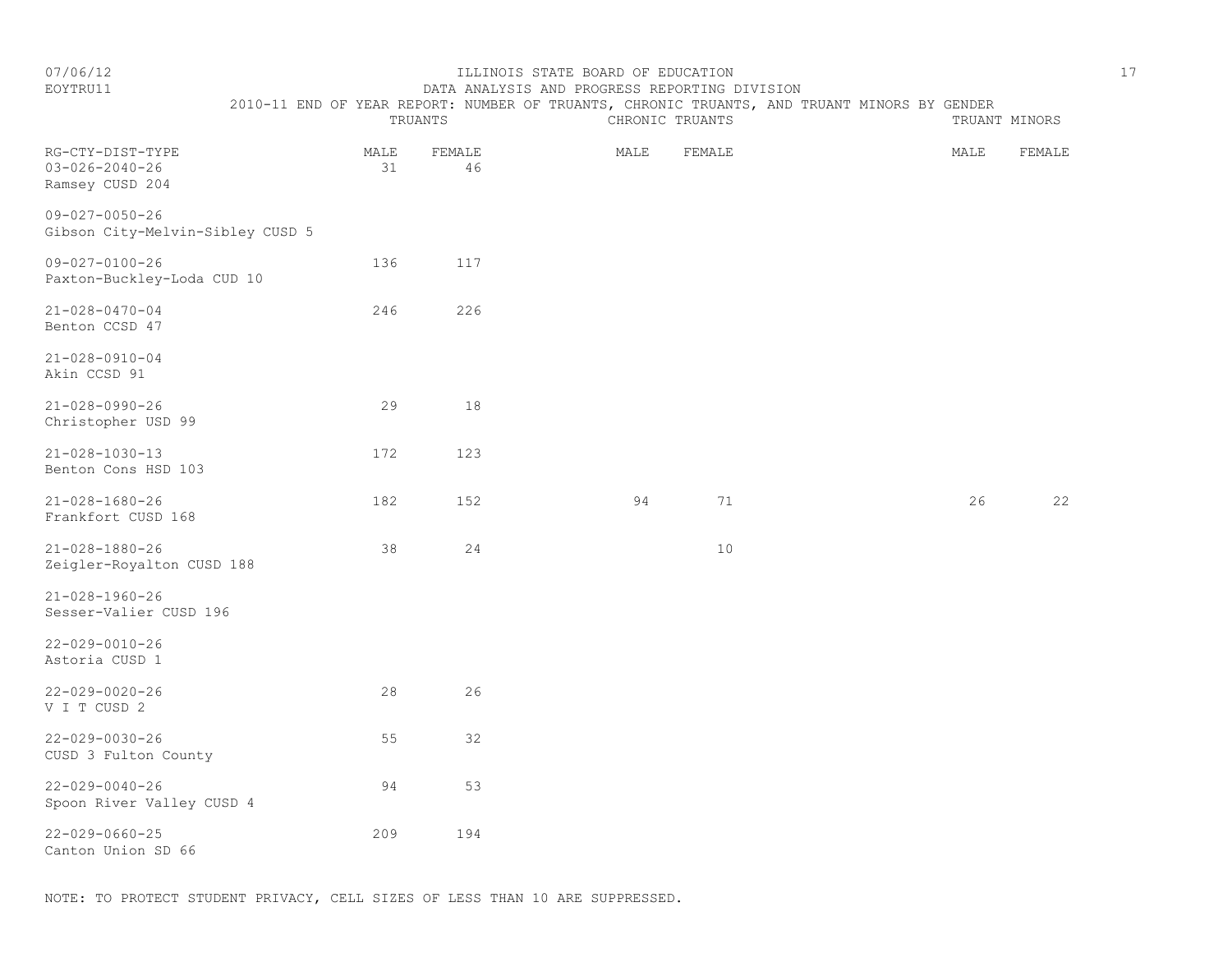ILLINOIS STATE BOARD OF EDUCATION
DATA ANALYSIS AND PROGRESS REPORTING DIVISION
2010-11 END OF YEAR REPORT: NUMBER OF TRUANTS, CHRONIC TRUANTS, AND TRUANT MINORS BY GENDER

07/06/12
EOYTRU11

| RG-CTY-DIST-TYPE | TRUANTS | | CHRONIC TRUANTS | | TRUANT MINORS | |
|---|---|---|---|---|---|---|
| | MALE | FEMALE | MALE | FEMALE | MALE | FEMALE |
| 03-026-2040-26 Ramsey CUSD 204 | 31 | 46 | | | | |
| 09-027-0050-26 Gibson City-Melvin-Sibley CUSD 5 | | | | | | |
| 09-027-0100-26 Paxton-Buckley-Loda CUD 10 | 136 | 117 | | | | |
| 21-028-0470-04 Benton CCSD 47 | 246 | 226 | | | | |
| 21-028-0910-04 Akin CCSD 91 | | | | | | |
| 21-028-0990-26 Christopher USD 99 | 29 | 18 | | | | |
| 21-028-1030-13 Benton Cons HSD 103 | 172 | 123 | | | | |
| 21-028-1680-26 Frankfort CUSD 168 | 182 | 152 | 94 | 71 | 26 | 22 |
| 21-028-1880-26 Zeigler-Royalton CUSD 188 | 38 | 24 | | 10 | | |
| 21-028-1960-26 Sesser-Valier CUSD 196 | | | | | | |
| 22-029-0010-26 Astoria CUSD 1 | | | | | | |
| 22-029-0020-26 V I T CUSD 2 | 28 | 26 | | | | |
| 22-029-0030-26 CUSD 3 Fulton County | 55 | 32 | | | | |
| 22-029-0040-26 Spoon River Valley CUSD 4 | 94 | 53 | | | | |
| 22-029-0660-25 Canton Union SD 66 | 209 | 194 | | | | |

NOTE: TO PROTECT STUDENT PRIVACY, CELL SIZES OF LESS THAN 10 ARE SUPPRESSED.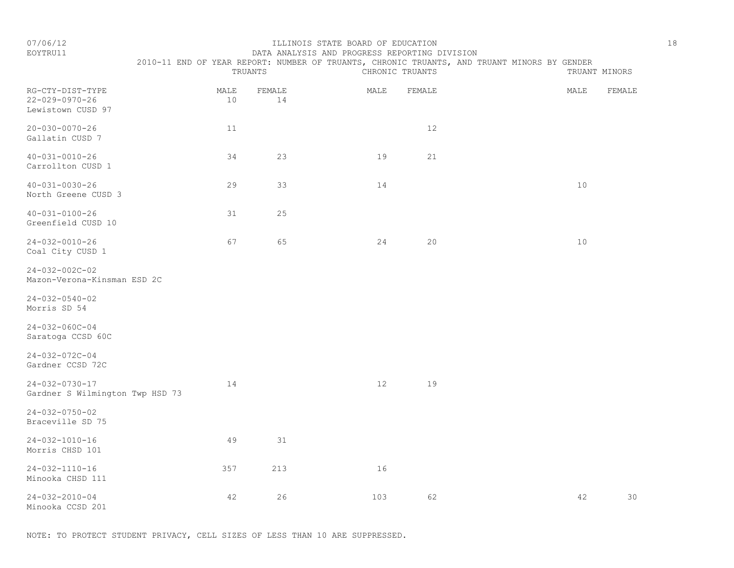ILLINOIS STATE BOARD OF EDUCATION

DATA ANALYSIS AND PROGRESS REPORTING DIVISION

2010-11 END OF YEAR REPORT: NUMBER OF TRUANTS, CHRONIC TRUANTS, AND TRUANT MINORS BY GENDER

| RG-CTY-DIST-TYPE | TRUANTS | | CHRONIC TRUANTS | | TRUANT MINORS | |
|---|---|---|---|---|---|---|
| | MALE | FEMALE | MALE | FEMALE | MALE | FEMALE |
| 22-029-0970-26 Lewistown CUSD 97 | 10 | 14 | | | | |
| 20-030-0070-26 Gallatin CUSD 7 | 11 | | | 12 | | |
| 40-031-0010-26 Carrollton CUSD 1 | 34 | 23 | 19 | 21 | | |
| 40-031-0030-26 North Greene CUSD 3 | 29 | 33 | 14 | | 10 | |
| 40-031-0100-26 Greenfield CUSD 10 | 31 | 25 | | | | |
| 24-032-0010-26 Coal City CUSD 1 | 67 | 65 | 24 | 20 | 10 | |
| 24-032-002C-02 Mazon-Verona-Kinsman ESD 2C | | | | | | |
| 24-032-0540-02 Morris SD 54 | | | | | | |
| 24-032-060C-04 Saratoga CCSD 60C | | | | | | |
| 24-032-072C-04 Gardner CCSD 72C | | | | | | |
| 24-032-0730-17 Gardner S Wilmington Twp HSD 73 | 14 | | 12 | 19 | | |
| 24-032-0750-02 Braceville SD 75 | | | | | | |
| 24-032-1010-16 Morris CHSD 101 | 49 | 31 | | | | |
| 24-032-1110-16 Minooka CHSD 111 | 357 | 213 | 16 | | | |
| 24-032-2010-04 Minooka CCSD 201 | 42 | 26 | 103 | 62 | 42 | 30 |

NOTE: TO PROTECT STUDENT PRIVACY, CELL SIZES OF LESS THAN 10 ARE SUPPRESSED.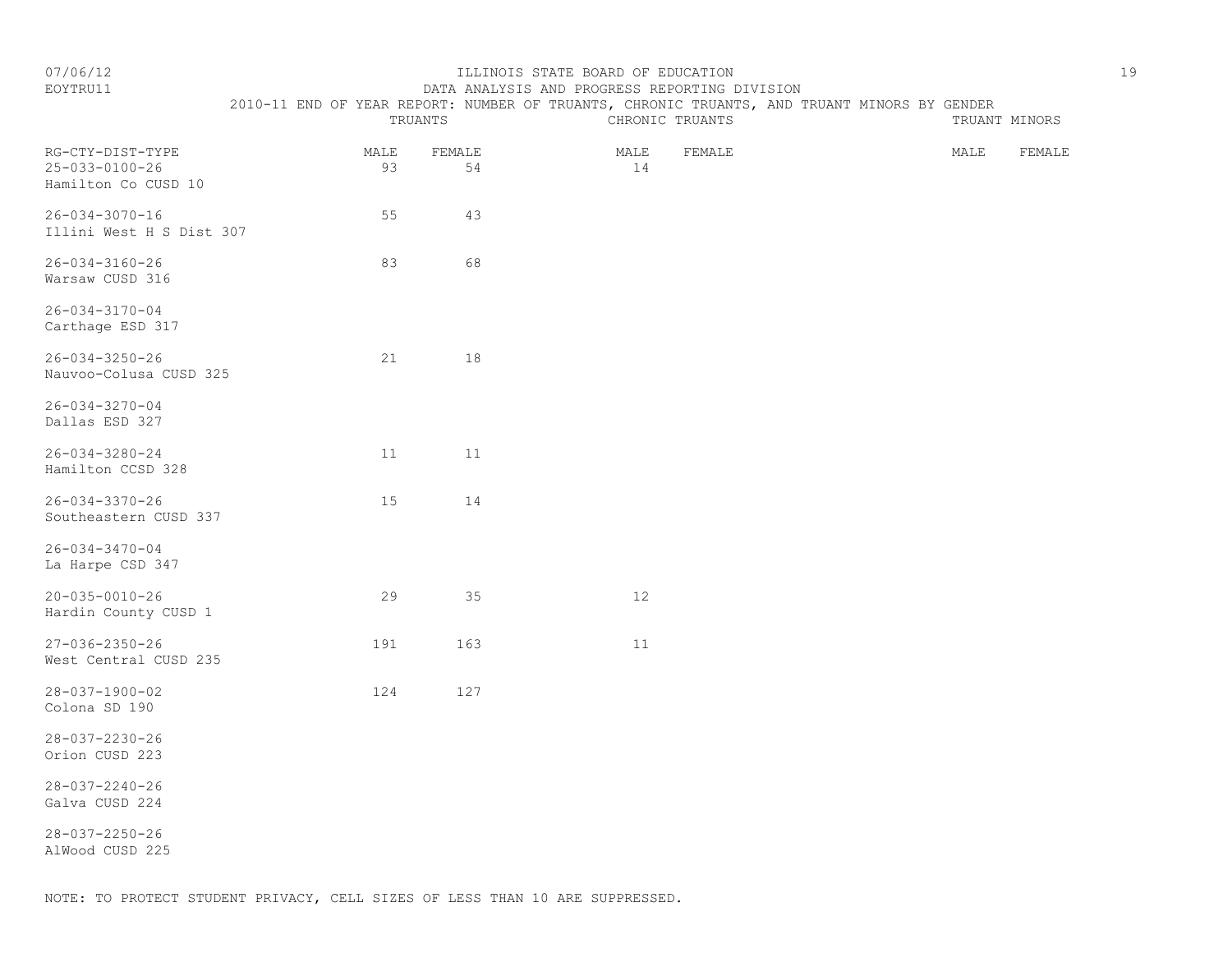ILLINOIS STATE BOARD OF EDUCATION
DATA ANALYSIS AND PROGRESS REPORTING DIVISION
2010-11 END OF YEAR REPORT: NUMBER OF TRUANTS, CHRONIC TRUANTS, AND TRUANT MINORS BY GENDER

| RG-CTY-DIST-TYPE | TRUANTS | | CHRONIC TRUANTS | | TRUANT MINORS | |
|---|---|---|---|---|---|---|
| | MALE | FEMALE | MALE | FEMALE | MALE | FEMALE |
| 25-033-0100-26 Hamilton Co CUSD 10 | 93 | 54 | 14 | | | |
| 26-034-3070-16 Illini West H S Dist 307 | 55 | 43 | | | | |
| 26-034-3160-26 Warsaw CUSD 316 | 83 | 68 | | | | |
| 26-034-3170-04 Carthage ESD 317 | | | | | | |
| 26-034-3250-26 Nauvoo-Colusa CUSD 325 | 21 | 18 | | | | |
| 26-034-3270-04 Dallas ESD 327 | | | | | | |
| 26-034-3280-24 Hamilton CCSD 328 | 11 | 11 | | | | |
| 26-034-3370-26 Southeastern CUSD 337 | 15 | 14 | | | | |
| 26-034-3470-04 La Harpe CSD 347 | | | | | | |
| 20-035-0010-26 Hardin County CUSD 1 | 29 | 35 | 12 | | | |
| 27-036-2350-26 West Central CUSD 235 | 191 | 163 | 11 | | | |
| 28-037-1900-02 Colona SD 190 | 124 | 127 | | | | |
| 28-037-2230-26 Orion CUSD 223 | | | | | | |
| 28-037-2240-26 Galva CUSD 224 | | | | | | |
| 28-037-2250-26 AlWood CUSD 225 | | | | | | |

NOTE: TO PROTECT STUDENT PRIVACY, CELL SIZES OF LESS THAN 10 ARE SUPPRESSED.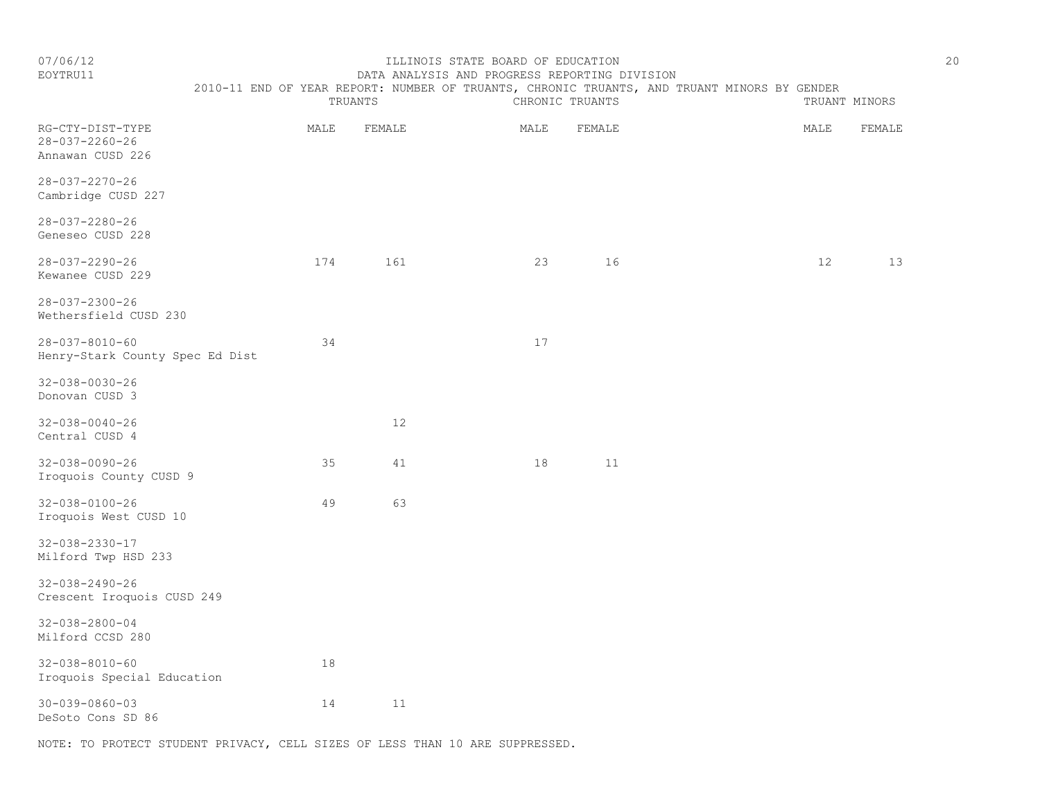ILLINOIS STATE BOARD OF EDUCATION

DATA ANALYSIS AND PROGRESS REPORTING DIVISION

2010-11 END OF YEAR REPORT: NUMBER OF TRUANTS, CHRONIC TRUANTS, AND TRUANT MINORS BY GENDER

| RG-CTY-DIST-TYPE | TRUANTS | | CHRONIC TRUANTS | | TRUANT MINORS | |
|---|---|---|---|---|---|---|
| | MALE | FEMALE | MALE | FEMALE | MALE | FEMALE |
| 28-037-2260-26 Annawan CUSD 226 | | | | | | |
| 28-037-2270-26 Cambridge CUSD 227 | | | | | | |
| 28-037-2280-26 Geneseo CUSD 228 | | | | | | |
| 28-037-2290-26 Kewanee CUSD 229 | 174 | 161 | 23 | 16 | 12 | 13 |
| 28-037-2300-26 Wethersfield CUSD 230 | | | | | | |
| 28-037-8010-60 Henry-Stark County Spec Ed Dist | 34 | | 17 | | | |
| 32-038-0030-26 Donovan CUSD 3 | | | | | | |
| 32-038-0040-26 Central CUSD 4 | | 12 | | | | |
| 32-038-0090-26 Iroquois County CUSD 9 | 35 | 41 | 18 | 11 | | |
| 32-038-0100-26 Iroquois West CUSD 10 | 49 | 63 | | | | |
| 32-038-2330-17 Milford Twp HSD 233 | | | | | | |
| 32-038-2490-26 Crescent Iroquois CUSD 249 | | | | | | |
| 32-038-2800-04 Milford CCSD 280 | | | | | | |
| 32-038-8010-60 Iroquois Special Education | 18 | | | | | |
| 30-039-0860-03 DeSoto Cons SD 86 | 14 | 11 | | | | |

NOTE: TO PROTECT STUDENT PRIVACY, CELL SIZES OF LESS THAN 10 ARE SUPPRESSED.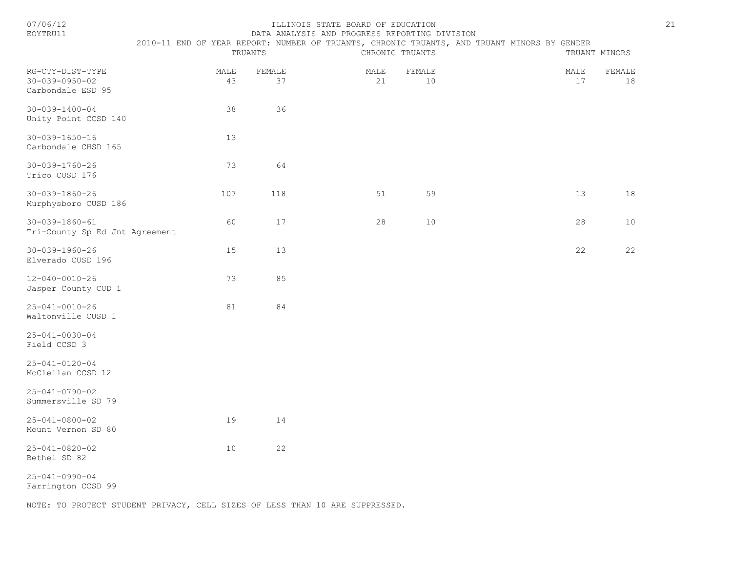ILLINOIS STATE BOARD OF EDUCATION
DATA ANALYSIS AND PROGRESS REPORTING DIVISION
2010-11 END OF YEAR REPORT: NUMBER OF TRUANTS, CHRONIC TRUANTS, AND TRUANT MINORS BY GENDER

EOYTRU11

| RG-CTY-DIST-TYPE | TRUANTS | | CHRONIC TRUANTS | | TRUANT MINORS | |
|---|---|---|---|---|---|---|
| | MALE | FEMALE | MALE | FEMALE | MALE | FEMALE |
| 30-039-0950-02 Carbondale ESD 95 | 43 | 37 | 21 | 10 | 17 | 18 |
| 30-039-1400-04 Unity Point CCSD 140 | 38 | 36 | | | | |
| 30-039-1650-16 Carbondale CHSD 165 | 13 | | | | | |
| 30-039-1760-26 Trico CUSD 176 | 73 | 64 | | | | |
| 30-039-1860-26 Murphysboro CUSD 186 | 107 | 118 | 51 | 59 | 13 | 18 |
| 30-039-1860-61 Tri-County Sp Ed Jnt Agreement | 60 | 17 | 28 | 10 | 28 | 10 |
| 30-039-1960-26 Elverado CUSD 196 | 15 | 13 | | | 22 | 22 |
| 12-040-0010-26 Jasper County CUD 1 | 73 | 85 | | | | |
| 25-041-0010-26 Waltonville CUSD 1 | 81 | 84 | | | | |
| 25-041-0030-04 Field CCSD 3 | | | | | | |
| 25-041-0120-04 McClellan CCSD 12 | | | | | | |
| 25-041-0790-02 Summersville SD 79 | | | | | | |
| 25-041-0800-02 Mount Vernon SD 80 | 19 | 14 | | | | |
| 25-041-0820-02 Bethel SD 82 | 10 | 22 | | | | |
| 25-041-0990-04 Farrington CCSD 99 | | | | | | |

NOTE: TO PROTECT STUDENT PRIVACY, CELL SIZES OF LESS THAN 10 ARE SUPPRESSED.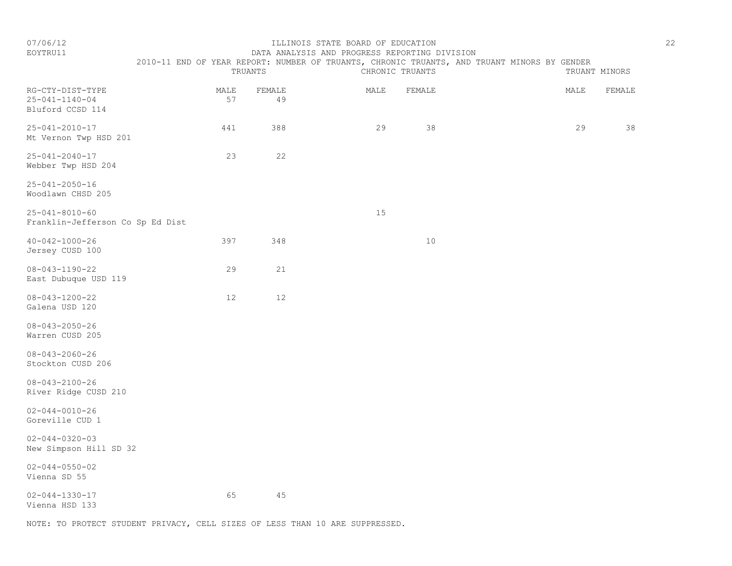ILLINOIS STATE BOARD OF EDUCATION

DATA ANALYSIS AND PROGRESS REPORTING DIVISION

2010-11 END OF YEAR REPORT: NUMBER OF TRUANTS, CHRONIC TRUANTS, AND TRUANT MINORS BY GENDER

| | TRUANTS | | CHRONIC TRUANTS | | TRUANT MINORS | |
|---|---|---|---|---|---|---|
| RG-CTY-DIST-TYPE | MALE | FEMALE | MALE | FEMALE | MALE | FEMALE |
| 25-041-1140-04 Bluford CCSD 114 | 57 | 49 | | | | |
| 25-041-2010-17 Mt Vernon Twp HSD 201 | 441 | 388 | 29 | 38 | 29 | 38 |
| 25-041-2040-17 Webber Twp HSD 204 | 23 | 22 | | | | |
| 25-041-2050-16 Woodlawn CHSD 205 | | | | | | |
| 25-041-8010-60 Franklin-Jefferson Co Sp Ed Dist | | | 15 | | | |
| 40-042-1000-26 Jersey CUSD 100 | 397 | 348 | | 10 | | |
| 08-043-1190-22 East Dubuque USD 119 | 29 | 21 | | | | |
| 08-043-1200-22 Galena USD 120 | 12 | 12 | | | | |
| 08-043-2050-26 Warren CUSD 205 | | | | | | |
| 08-043-2060-26 Stockton CUSD 206 | | | | | | |
| 08-043-2100-26 River Ridge CUSD 210 | | | | | | |
| 02-044-0010-26 Goreville CUD 1 | | | | | | |
| 02-044-0320-03 New Simpson Hill SD 32 | | | | | | |
| 02-044-0550-02 Vienna SD 55 | | | | | | |
| 02-044-1330-17 Vienna HSD 133 | 65 | 45 | | | | |

NOTE: TO PROTECT STUDENT PRIVACY, CELL SIZES OF LESS THAN 10 ARE SUPPRESSED.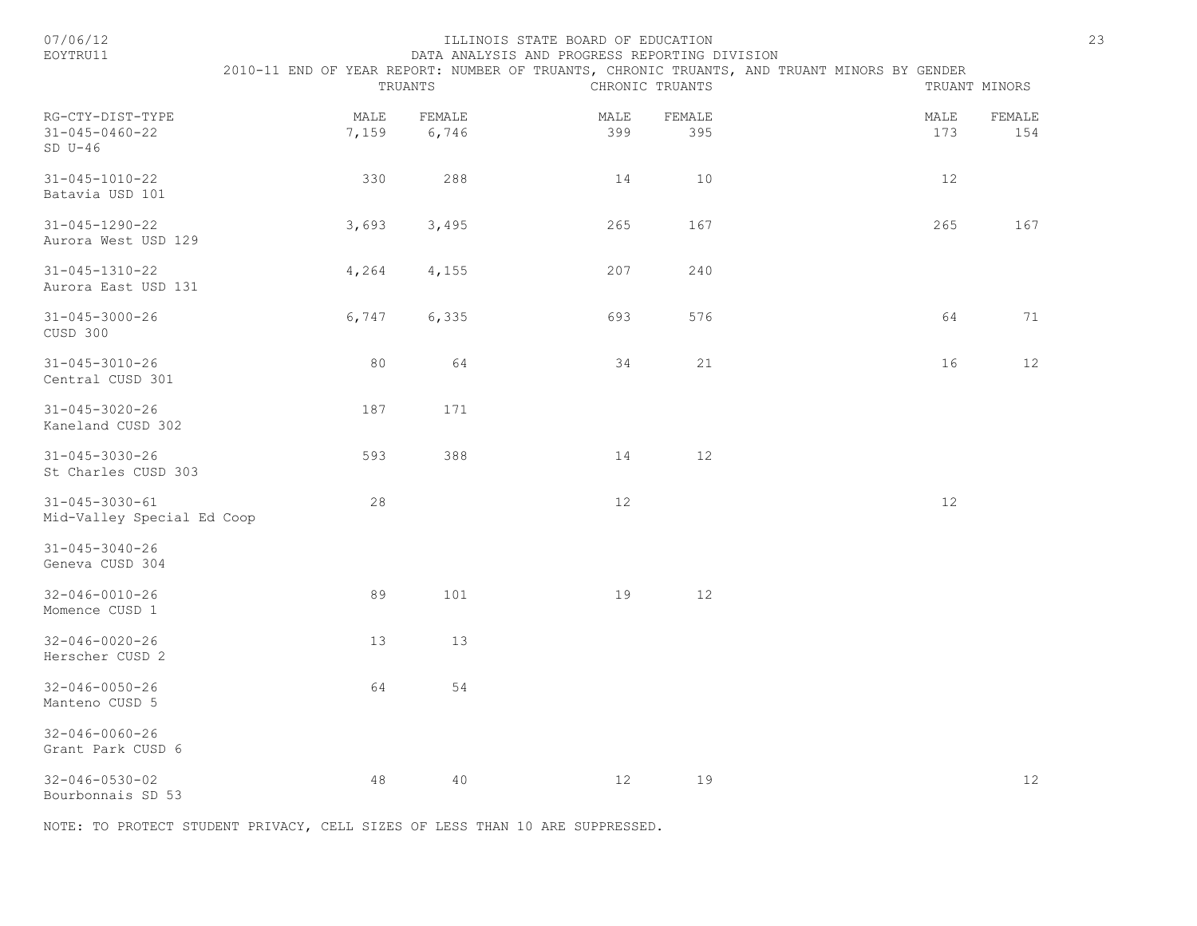ILLINOIS STATE BOARD OF EDUCATION
DATA ANALYSIS AND PROGRESS REPORTING DIVISION
2010-11 END OF YEAR REPORT: NUMBER OF TRUANTS, CHRONIC TRUANTS, AND TRUANT MINORS BY GENDER

| RG-CTY-DIST-TYPE | TRUANTS MALE | TRUANTS FEMALE | CHRONIC TRUANTS MALE | CHRONIC TRUANTS FEMALE | TRUANT MINORS MALE | TRUANT MINORS FEMALE |
|---|---|---|---|---|---|---|
| 31-045-0460-22 SD U-46 | 7,159 | 6,746 | 399 | 395 | 173 | 154 |
| 31-045-1010-22 Batavia USD 101 | 330 | 288 | 14 | 10 | 12 | |
| 31-045-1290-22 Aurora West USD 129 | 3,693 | 3,495 | 265 | 167 | 265 | 167 |
| 31-045-1310-22 Aurora East USD 131 | 4,264 | 4,155 | 207 | 240 | | |
| 31-045-3000-26 CUSD 300 | 6,747 | 6,335 | 693 | 576 | 64 | 71 |
| 31-045-3010-26 Central CUSD 301 | 80 | 64 | 34 | 21 | 16 | 12 |
| 31-045-3020-26 Kaneland CUSD 302 | 187 | 171 | | | | |
| 31-045-3030-26 St Charles CUSD 303 | 593 | 388 | 14 | 12 | | |
| 31-045-3030-61 Mid-Valley Special Ed Coop | 28 | | 12 | | 12 | |
| 31-045-3040-26 Geneva CUSD 304 | | | | | | |
| 32-046-0010-26 Momence CUSD 1 | 89 | 101 | 19 | 12 | | |
| 32-046-0020-26 Herscher CUSD 2 | 13 | 13 | | | | |
| 32-046-0050-26 Manteno CUSD 5 | 64 | 54 | | | | |
| 32-046-0060-26 Grant Park CUSD 6 | | | | | | |
| 32-046-0530-02 Bourbonnais SD 53 | 48 | 40 | 12 | 19 | | 12 |

NOTE: TO PROTECT STUDENT PRIVACY, CELL SIZES OF LESS THAN 10 ARE SUPPRESSED.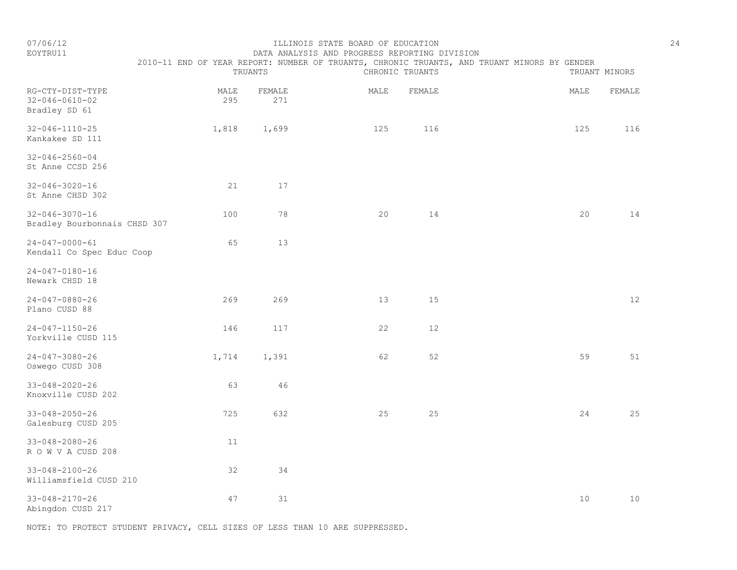ILLINOIS STATE BOARD OF EDUCATION
DATA ANALYSIS AND PROGRESS REPORTING DIVISION
2010-11 END OF YEAR REPORT: NUMBER OF TRUANTS, CHRONIC TRUANTS, AND TRUANT MINORS BY GENDER

| RG-CTY-DIST-TYPE | TRUANTS | | CHRONIC TRUANTS | | TRUANT MINORS | |
|---|---|---|---|---|---|---|
| | MALE | FEMALE | MALE | FEMALE | MALE | FEMALE |
| 32-046-0610-02 Bradley SD 61 | 295 | 271 | | | | |
| 32-046-1110-25 Kankakee SD 111 | 1,818 | 1,699 | 125 | 116 | 125 | 116 |
| 32-046-2560-04 St Anne CCSD 256 | | | | | | |
| 32-046-3020-16 St Anne CHSD 302 | 21 | 17 | | | | |
| 32-046-3070-16 Bradley Bourbonnais CHSD 307 | 100 | 78 | 20 | 14 | 20 | 14 |
| 24-047-0000-61 Kendall Co Spec Educ Coop | 65 | 13 | | | | |
| 24-047-0180-16 Newark CHSD 18 | | | | | | |
| 24-047-0880-26 Plano CUSD 88 | 269 | 269 | 13 | 15 | | 12 |
| 24-047-1150-26 Yorkville CUSD 115 | 146 | 117 | 22 | 12 | | |
| 24-047-3080-26 Oswego CUSD 308 | 1,714 | 1,391 | 62 | 52 | 59 | 51 |
| 33-048-2020-26 Knoxville CUSD 202 | 63 | 46 | | | | |
| 33-048-2050-26 Galesburg CUSD 205 | 725 | 632 | 25 | 25 | 24 | 25 |
| 33-048-2080-26 R O W V A CUSD 208 | 11 | | | | | |
| 33-048-2100-26 Williamsfield CUSD 210 | 32 | 34 | | | | |
| 33-048-2170-26 Abingdon CUSD 217 | 47 | 31 | | | 10 | 10 |

NOTE: TO PROTECT STUDENT PRIVACY, CELL SIZES OF LESS THAN 10 ARE SUPPRESSED.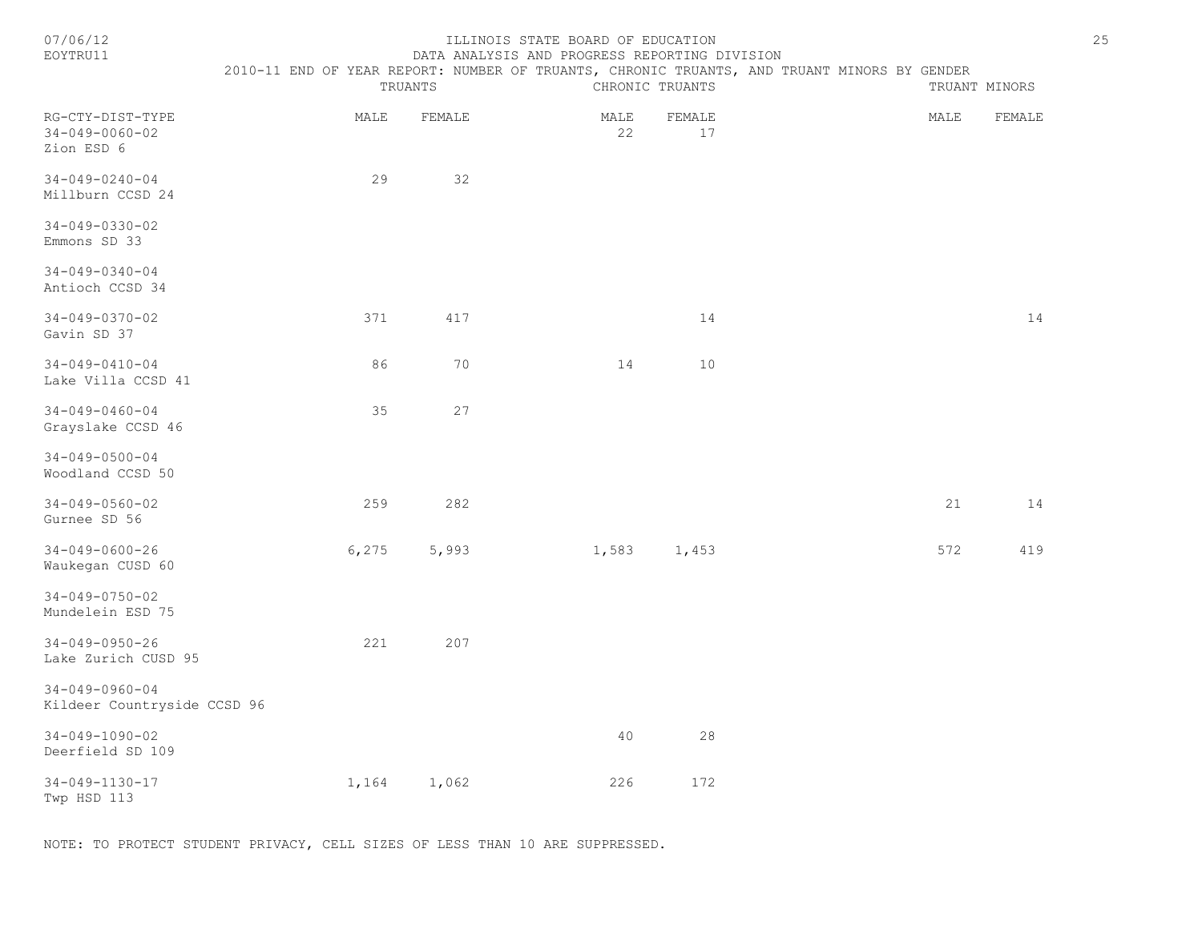ILLINOIS STATE BOARD OF EDUCATION
DATA ANALYSIS AND PROGRESS REPORTING DIVISION
2010-11 END OF YEAR REPORT: NUMBER OF TRUANTS, CHRONIC TRUANTS, AND TRUANT MINORS BY GENDER

| RG-CTY-DIST-TYPE | TRUANTS | | CHRONIC TRUANTS | | TRUANT MINORS | |
|---|---|---|---|---|---|---|
| | MALE | FEMALE | MALE | FEMALE | MALE | FEMALE |
| 34-049-0060-02 Zion ESD 6 | | | 22 | 17 | | |
| 34-049-0240-04 Millburn CCSD 24 | 29 | 32 | | | | |
| 34-049-0330-02 Emmons SD 33 | | | | | | |
| 34-049-0340-04 Antioch CCSD 34 | | | | | | |
| 34-049-0370-02 Gavin SD 37 | 371 | 417 | | 14 | | 14 |
| 34-049-0410-04 Lake Villa CCSD 41 | 86 | 70 | 14 | 10 | | |
| 34-049-0460-04 Grayslake CCSD 46 | 35 | 27 | | | | |
| 34-049-0500-04 Woodland CCSD 50 | | | | | | |
| 34-049-0560-02 Gurnee SD 56 | 259 | 282 | | | 21 | 14 |
| 34-049-0600-26 Waukegan CUSD 60 | 6,275 | 5,993 | 1,583 | 1,453 | 572 | 419 |
| 34-049-0750-02 Mundelein ESD 75 | | | | | | |
| 34-049-0950-26 Lake Zurich CUSD 95 | 221 | 207 | | | | |
| 34-049-0960-04 Kildeer Countryside CCSD 96 | | | | | | |
| 34-049-1090-02 Deerfield SD 109 | | | 40 | 28 | | |
| 34-049-1130-17 Twp HSD 113 | 1,164 | 1,062 | 226 | 172 | | |

NOTE: TO PROTECT STUDENT PRIVACY, CELL SIZES OF LESS THAN 10 ARE SUPPRESSED.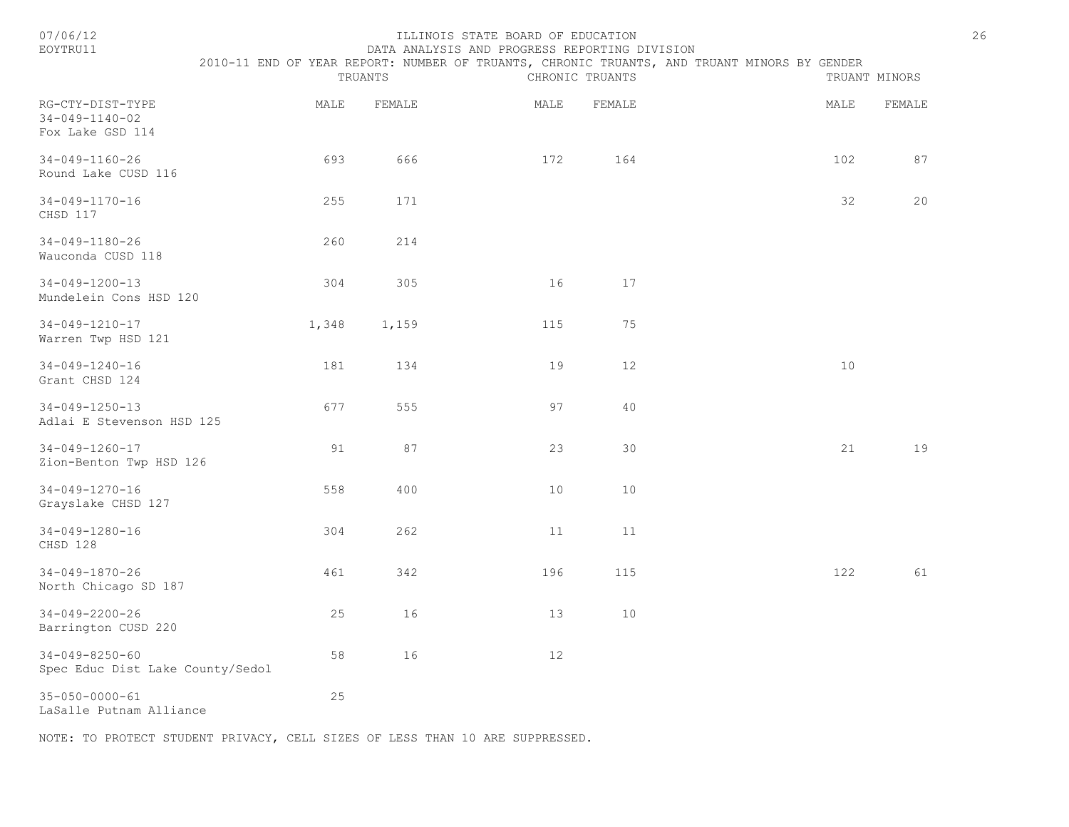ILLINOIS STATE BOARD OF EDUCATION

DATA ANALYSIS AND PROGRESS REPORTING DIVISION

2010-11 END OF YEAR REPORT: NUMBER OF TRUANTS, CHRONIC TRUANTS, AND TRUANT MINORS BY GENDER

| RG-CTY-DIST-TYPE | TRUANTS MALE | TRUANTS FEMALE | CHRONIC TRUANTS MALE | CHRONIC TRUANTS FEMALE | TRUANT MINORS MALE | TRUANT MINORS FEMALE |
|---|---|---|---|---|---|---|
| 34-049-1140-02 Fox Lake GSD 114 | | | | | | |
| 34-049-1160-26 Round Lake CUSD 116 | 693 | 666 | 172 | 164 | 102 | 87 |
| 34-049-1170-16 CHSD 117 | 255 | 171 | | | 32 | 20 |
| 34-049-1180-26 Wauconda CUSD 118 | 260 | 214 | | | | |
| 34-049-1200-13 Mundelein Cons HSD 120 | 304 | 305 | 16 | 17 | | |
| 34-049-1210-17 Warren Twp HSD 121 | 1,348 | 1,159 | 115 | 75 | | |
| 34-049-1240-16 Grant CHSD 124 | 181 | 134 | 19 | 12 | 10 | |
| 34-049-1250-13 Adlai E Stevenson HSD 125 | 677 | 555 | 97 | 40 | | |
| 34-049-1260-17 Zion-Benton Twp HSD 126 | 91 | 87 | 23 | 30 | 21 | 19 |
| 34-049-1270-16 Grayslake CHSD 127 | 558 | 400 | 10 | 10 | | |
| 34-049-1280-16 CHSD 128 | 304 | 262 | 11 | 11 | | |
| 34-049-1870-26 North Chicago SD 187 | 461 | 342 | 196 | 115 | 122 | 61 |
| 34-049-2200-26 Barrington CUSD 220 | 25 | 16 | 13 | 10 | | |
| 34-049-8250-60 Spec Educ Dist Lake County/Sedol | 58 | 16 | 12 | | | |
| 35-050-0000-61 LaSalle Putnam Alliance | 25 | | | | | |

NOTE: TO PROTECT STUDENT PRIVACY, CELL SIZES OF LESS THAN 10 ARE SUPPRESSED.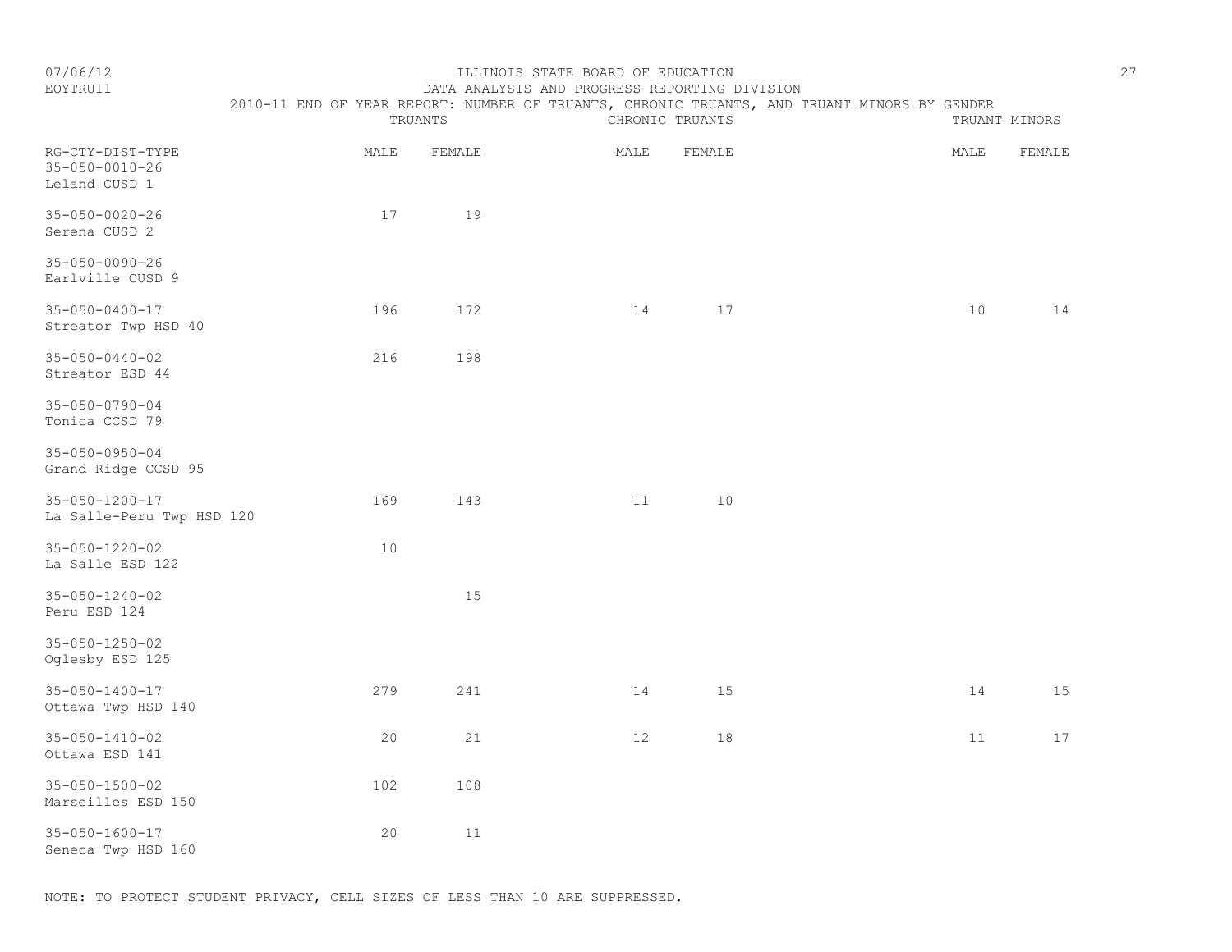ILLINOIS STATE BOARD OF EDUCATION

DATA ANALYSIS AND PROGRESS REPORTING DIVISION

2010-11 END OF YEAR REPORT: NUMBER OF TRUANTS, CHRONIC TRUANTS, AND TRUANT MINORS BY GENDER

| | TRUANTS | | CHRONIC TRUANTS | | TRUANT MINORS | |
|---|---|---|---|---|---|---|
| RG-CTY-DIST-TYPE | MALE | FEMALE | MALE | FEMALE | MALE | FEMALE |
| 35-050-0010-26 Leland CUSD 1 | | | | | | |
| 35-050-0020-26 Serena CUSD 2 | 17 | 19 | | | | |
| 35-050-0090-26 Earlville CUSD 9 | | | | | | |
| 35-050-0400-17 Streator Twp HSD 40 | 196 | 172 | 14 | 17 | 10 | 14 |
| 35-050-0440-02 Streator ESD 44 | 216 | 198 | | | | |
| 35-050-0790-04 Tonica CCSD 79 | | | | | | |
| 35-050-0950-04 Grand Ridge CCSD 95 | | | | | | |
| 35-050-1200-17 La Salle-Peru Twp HSD 120 | 169 | 143 | 11 | 10 | | |
| 35-050-1220-02 La Salle ESD 122 | 10 | | | | | |
| 35-050-1240-02 Peru ESD 124 | | 15 | | | | |
| 35-050-1250-02 Oglesby ESD 125 | | | | | | |
| 35-050-1400-17 Ottawa Twp HSD 140 | 279 | 241 | 14 | 15 | 14 | 15 |
| 35-050-1410-02 Ottawa ESD 141 | 20 | 21 | 12 | 18 | 11 | 17 |
| 35-050-1500-02 Marseilles ESD 150 | 102 | 108 | | | | |
| 35-050-1600-17 Seneca Twp HSD 160 | 20 | 11 | | | | |

NOTE: TO PROTECT STUDENT PRIVACY, CELL SIZES OF LESS THAN 10 ARE SUPPRESSED.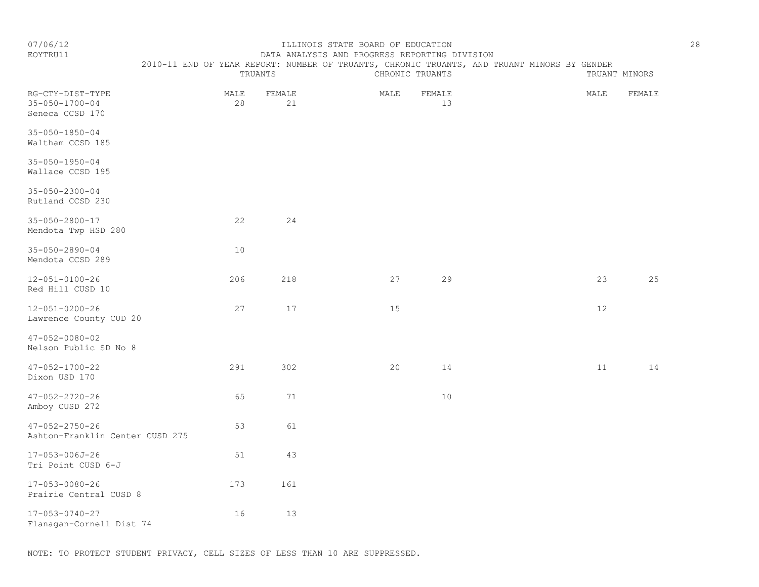ILLINOIS STATE BOARD OF EDUCATION

DATA ANALYSIS AND PROGRESS REPORTING DIVISION

2010-11 END OF YEAR REPORT: NUMBER OF TRUANTS, CHRONIC TRUANTS, AND TRUANT MINORS BY GENDER

| RG-CTY-DIST-TYPE | TRUANTS | | CHRONIC TRUANTS | | TRUANT MINORS | |
|---|---|---|---|---|---|---|
| | MALE | FEMALE | MALE | FEMALE | MALE | FEMALE |
| 35-050-1700-04 Seneca CCSD 170 | 28 | 21 | | 13 | | |
| 35-050-1850-04 Waltham CCSD 185 | | | | | | |
| 35-050-1950-04 Wallace CCSD 195 | | | | | | |
| 35-050-2300-04 Rutland CCSD 230 | | | | | | |
| 35-050-2800-17 Mendota Twp HSD 280 | 22 | 24 | | | | |
| 35-050-2890-04 Mendota CCSD 289 | 10 | | | | | |
| 12-051-0100-26 Red Hill CUSD 10 | 206 | 218 | 27 | 29 | 23 | 25 |
| 12-051-0200-26 Lawrence County CUD 20 | 27 | 17 | 15 | | 12 | |
| 47-052-0080-02 Nelson Public SD No 8 | | | | | | |
| 47-052-1700-22 Dixon USD 170 | 291 | 302 | 20 | 14 | 11 | 14 |
| 47-052-2720-26 Amboy CUSD 272 | 65 | 71 | | 10 | | |
| 47-052-2750-26 Ashton-Franklin Center CUSD 275 | 53 | 61 | | | | |
| 17-053-006J-26 Tri Point CUSD 6-J | 51 | 43 | | | | |
| 17-053-0080-26 Prairie Central CUSD 8 | 173 | 161 | | | | |
| 17-053-0740-27 Flanagan-Cornell Dist 74 | 16 | 13 | | | | |

NOTE: TO PROTECT STUDENT PRIVACY, CELL SIZES OF LESS THAN 10 ARE SUPPRESSED.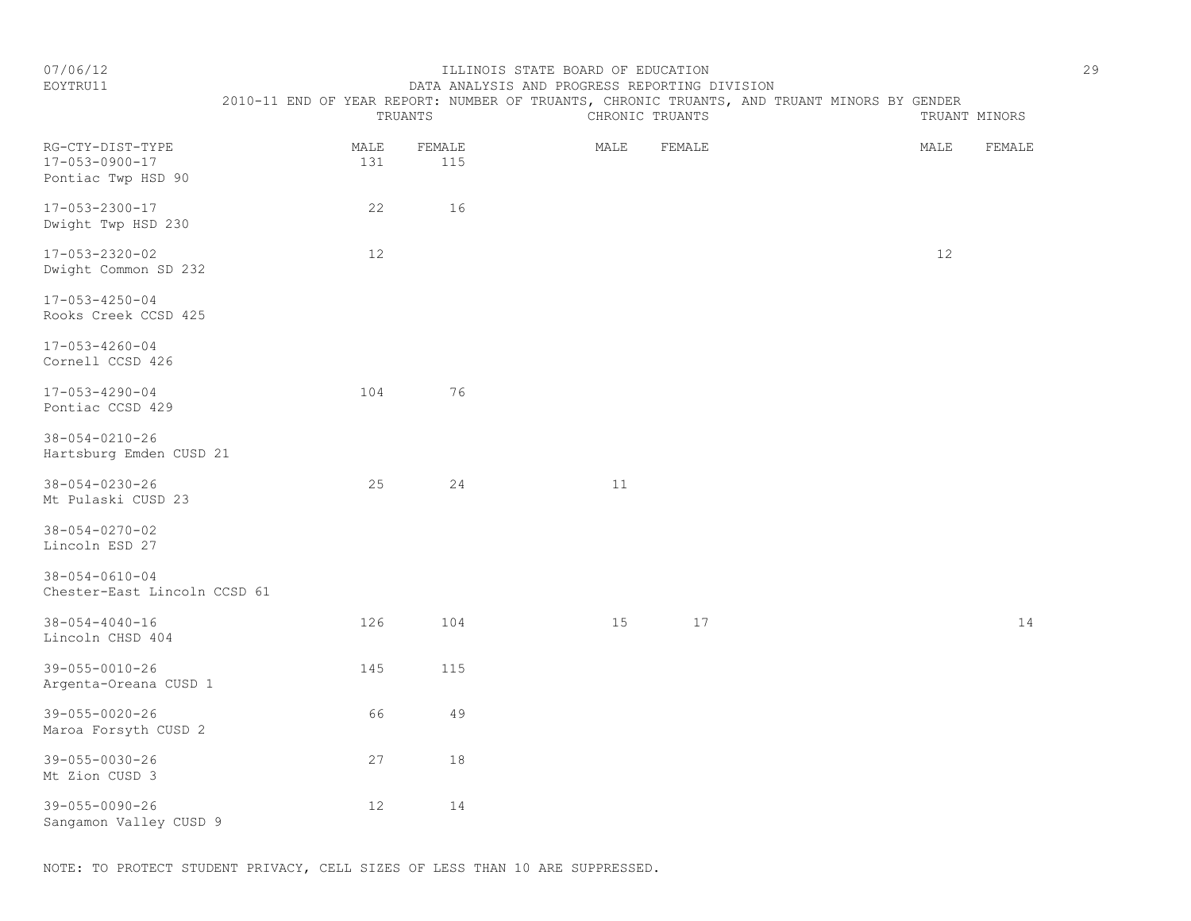ILLINOIS STATE BOARD OF EDUCATION

DATA ANALYSIS AND PROGRESS REPORTING DIVISION

2010-11 END OF YEAR REPORT: NUMBER OF TRUANTS, CHRONIC TRUANTS, AND TRUANT MINORS BY GENDER

07/06/12

EOYTRU11

| RG-CTY-DIST-TYPE | TRUANTS | | CHRONIC TRUANTS | | TRUANT MINORS | |
|---|---|---|---|---|---|---|
| | MALE | FEMALE | MALE | FEMALE | MALE | FEMALE |
| 17-053-0900-17 Pontiac Twp HSD 90 | 131 | 115 | | | | |
| 17-053-2300-17 Dwight Twp HSD 230 | 22 | 16 | | | | |
| 17-053-2320-02 Dwight Common SD 232 | 12 | | | | 12 | |
| 17-053-4250-04 Rooks Creek CCSD 425 | | | | | | |
| 17-053-4260-04 Cornell CCSD 426 | | | | | | |
| 17-053-4290-04 Pontiac CCSD 429 | 104 | 76 | | | | |
| 38-054-0210-26 Hartsburg Emden CUSD 21 | | | | | | |
| 38-054-0230-26 Mt Pulaski CUSD 23 | 25 | 24 | 11 | | | |
| 38-054-0270-02 Lincoln ESD 27 | | | | | | |
| 38-054-0610-04 Chester-East Lincoln CCSD 61 | | | | | | |
| 38-054-4040-16 Lincoln CHSD 404 | 126 | 104 | 15 | 17 | | 14 |
| 39-055-0010-26 Argenta-Oreana CUSD 1 | 145 | 115 | | | | |
| 39-055-0020-26 Maroa Forsyth CUSD 2 | 66 | 49 | | | | |
| 39-055-0030-26 Mt Zion CUSD 3 | 27 | 18 | | | | |
| 39-055-0090-26 Sangamon Valley CUSD 9 | 12 | 14 | | | | |

NOTE: TO PROTECT STUDENT PRIVACY, CELL SIZES OF LESS THAN 10 ARE SUPPRESSED.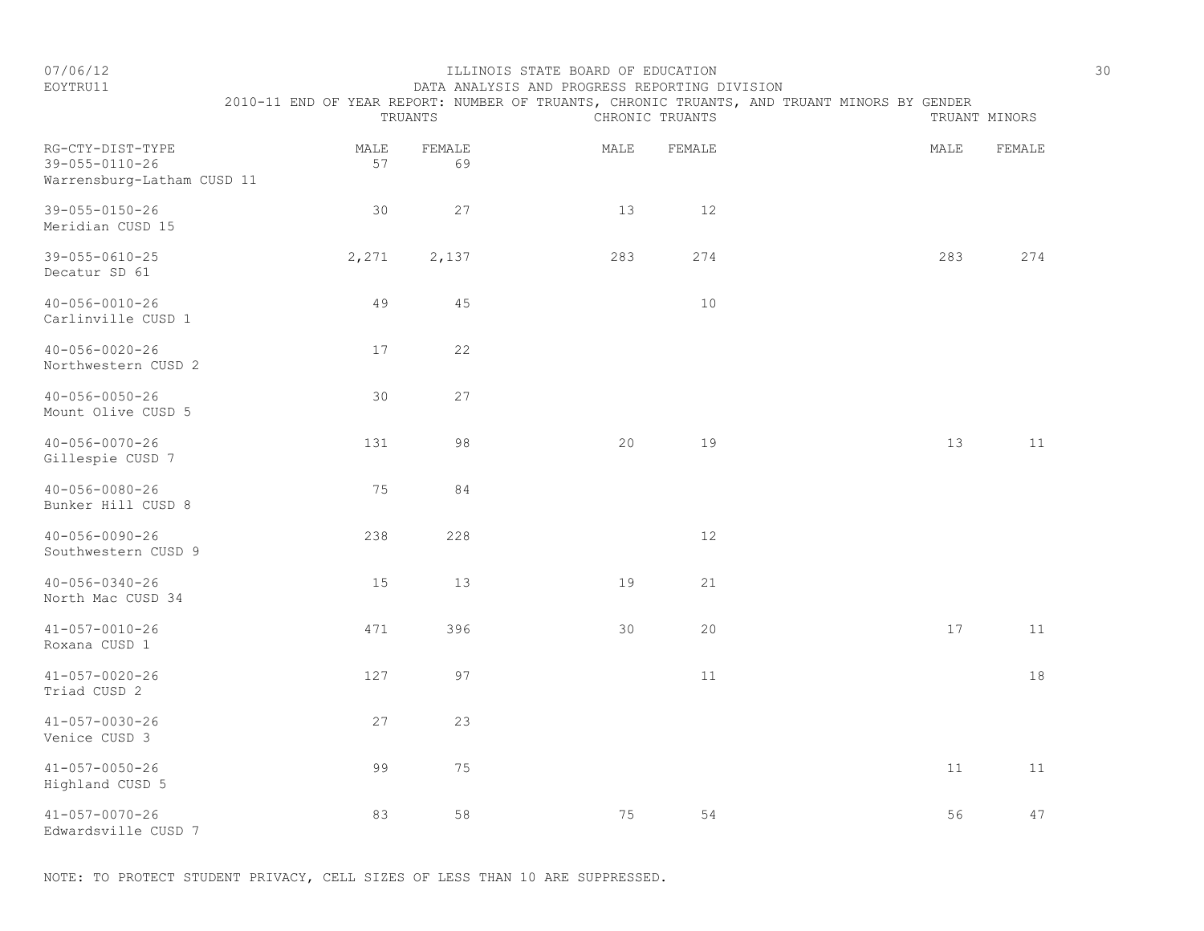ILLINOIS STATE BOARD OF EDUCATION
DATA ANALYSIS AND PROGRESS REPORTING DIVISION
2010-11 END OF YEAR REPORT: NUMBER OF TRUANTS, CHRONIC TRUANTS, AND TRUANT MINORS BY GENDER

| RG-CTY-DIST-TYPE | TRUANTS | | CHRONIC TRUANTS | | TRUANT MINORS | |
|---|---|---|---|---|---|---|
| | MALE | FEMALE | MALE | FEMALE | MALE | FEMALE |
| 39-055-0110-26 Warrensburg-Latham CUSD 11 | 57 | 69 | | | | |
| 39-055-0150-26 Meridian CUSD 15 | 30 | 27 | 13 | 12 | | |
| 39-055-0610-25 Decatur SD 61 | 2,271 | 2,137 | 283 | 274 | 283 | 274 |
| 40-056-0010-26 Carlinville CUSD 1 | 49 | 45 | | 10 | | |
| 40-056-0020-26 Northwestern CUSD 2 | 17 | 22 | | | | |
| 40-056-0050-26 Mount Olive CUSD 5 | 30 | 27 | | | | |
| 40-056-0070-26 Gillespie CUSD 7 | 131 | 98 | 20 | 19 | 13 | 11 |
| 40-056-0080-26 Bunker Hill CUSD 8 | 75 | 84 | | | | |
| 40-056-0090-26 Southwestern CUSD 9 | 238 | 228 | | 12 | | |
| 40-056-0340-26 North Mac CUSD 34 | 15 | 13 | 19 | 21 | | |
| 41-057-0010-26 Roxana CUSD 1 | 471 | 396 | 30 | 20 | 17 | 11 |
| 41-057-0020-26 Triad CUSD 2 | 127 | 97 | | 11 | | 18 |
| 41-057-0030-26 Venice CUSD 3 | 27 | 23 | | | | |
| 41-057-0050-26 Highland CUSD 5 | 99 | 75 | | | 11 | 11 |
| 41-057-0070-26 Edwardsville CUSD 7 | 83 | 58 | 75 | 54 | 56 | 47 |

NOTE: TO PROTECT STUDENT PRIVACY, CELL SIZES OF LESS THAN 10 ARE SUPPRESSED.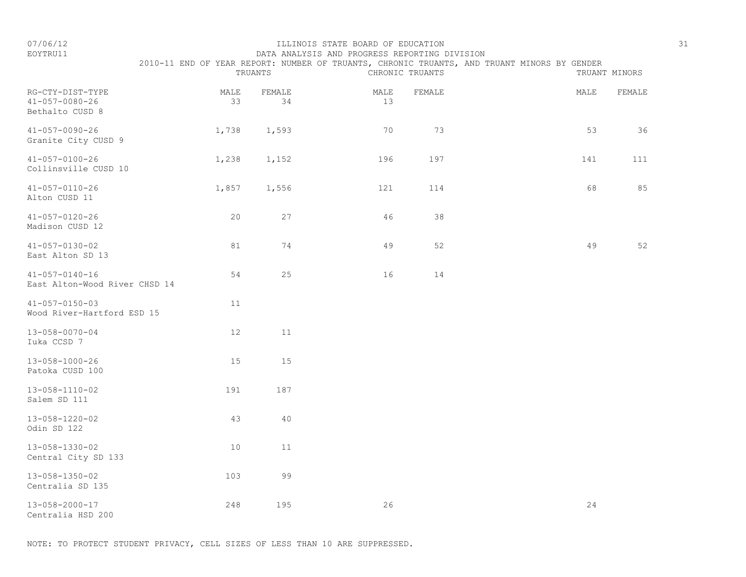ILLINOIS STATE BOARD OF EDUCATION

DATA ANALYSIS AND PROGRESS REPORTING DIVISION

2010-11 END OF YEAR REPORT: NUMBER OF TRUANTS, CHRONIC TRUANTS, AND TRUANT MINORS BY GENDER

07/06/12

EOYTRU11

| RG-CTY-DIST-TYPE | TRUANTS | | CHRONIC TRUANTS | | TRUANT MINORS | |
|---|---|---|---|---|---|---|
| | MALE | FEMALE | MALE | FEMALE | MALE | FEMALE |
| 41-057-0080-26 Bethalto CUSD 8 | 33 | 34 | 13 | | | |
| 41-057-0090-26 Granite City CUSD 9 | 1,738 | 1,593 | 70 | 73 | 53 | 36 |
| 41-057-0100-26 Collinsville CUSD 10 | 1,238 | 1,152 | 196 | 197 | 141 | 111 |
| 41-057-0110-26 Alton CUSD 11 | 1,857 | 1,556 | 121 | 114 | 68 | 85 |
| 41-057-0120-26 Madison CUSD 12 | 20 | 27 | 46 | 38 | | |
| 41-057-0130-02 East Alton SD 13 | 81 | 74 | 49 | 52 | 49 | 52 |
| 41-057-0140-16 East Alton-Wood River CHSD 14 | 54 | 25 | 16 | 14 | | |
| 41-057-0150-03 Wood River-Hartford ESD 15 | 11 | | | | | |
| 13-058-0070-04 Iuka CCSD 7 | 12 | 11 | | | | |
| 13-058-1000-26 Patoka CUSD 100 | 15 | 15 | | | | |
| 13-058-1110-02 Salem SD 111 | 191 | 187 | | | | |
| 13-058-1220-02 Odin SD 122 | 43 | 40 | | | | |
| 13-058-1330-02 Central City SD 133 | 10 | 11 | | | | |
| 13-058-1350-02 Centralia SD 135 | 103 | 99 | | | | |
| 13-058-2000-17 Centralia HSD 200 | 248 | 195 | 26 | | 24 | |

NOTE: TO PROTECT STUDENT PRIVACY, CELL SIZES OF LESS THAN 10 ARE SUPPRESSED.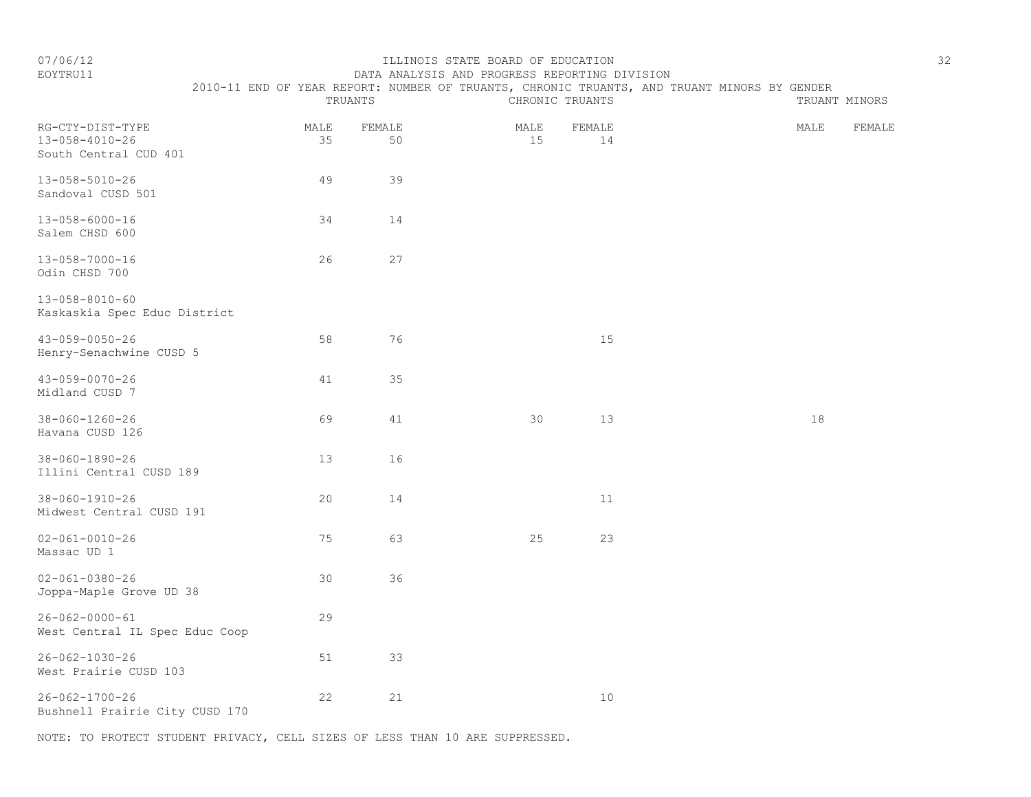ILLINOIS STATE BOARD OF EDUCATION

DATA ANALYSIS AND PROGRESS REPORTING DIVISION

2010-11 END OF YEAR REPORT: NUMBER OF TRUANTS, CHRONIC TRUANTS, AND TRUANT MINORS BY GENDER

| RG-CTY-DIST-TYPE | TRUANTS | | CHRONIC TRUANTS | | TRUANT MINORS | |
|---|---|---|---|---|---|---|
| | MALE | FEMALE | MALE | FEMALE | MALE | FEMALE |
| 13-058-4010-26 South Central CUD 401 | 35 | 50 | 15 | 14 | | |
| 13-058-5010-26 Sandoval CUSD 501 | 49 | 39 | | | | |
| 13-058-6000-16 Salem CHSD 600 | 34 | 14 | | | | |
| 13-058-7000-16 Odin CHSD 700 | 26 | 27 | | | | |
| 13-058-8010-60 Kaskaskia Spec Educ District | | | | | | |
| 43-059-0050-26 Henry-Senachwine CUSD 5 | 58 | 76 | | 15 | | |
| 43-059-0070-26 Midland CUSD 7 | 41 | 35 | | | | |
| 38-060-1260-26 Havana CUSD 126 | 69 | 41 | 30 | 13 | 18 | |
| 38-060-1890-26 Illini Central CUSD 189 | 13 | 16 | | | | |
| 38-060-1910-26 Midwest Central CUSD 191 | 20 | 14 | | 11 | | |
| 02-061-0010-26 Massac UD 1 | 75 | 63 | 25 | 23 | | |
| 02-061-0380-26 Joppa-Maple Grove UD 38 | 30 | 36 | | | | |
| 26-062-0000-61 West Central IL Spec Educ Coop | 29 | | | | | |
| 26-062-1030-26 West Prairie CUSD 103 | 51 | 33 | | | | |
| 26-062-1700-26 Bushnell Prairie City CUSD 170 | 22 | 21 | | 10 | | |

NOTE: TO PROTECT STUDENT PRIVACY, CELL SIZES OF LESS THAN 10 ARE SUPPRESSED.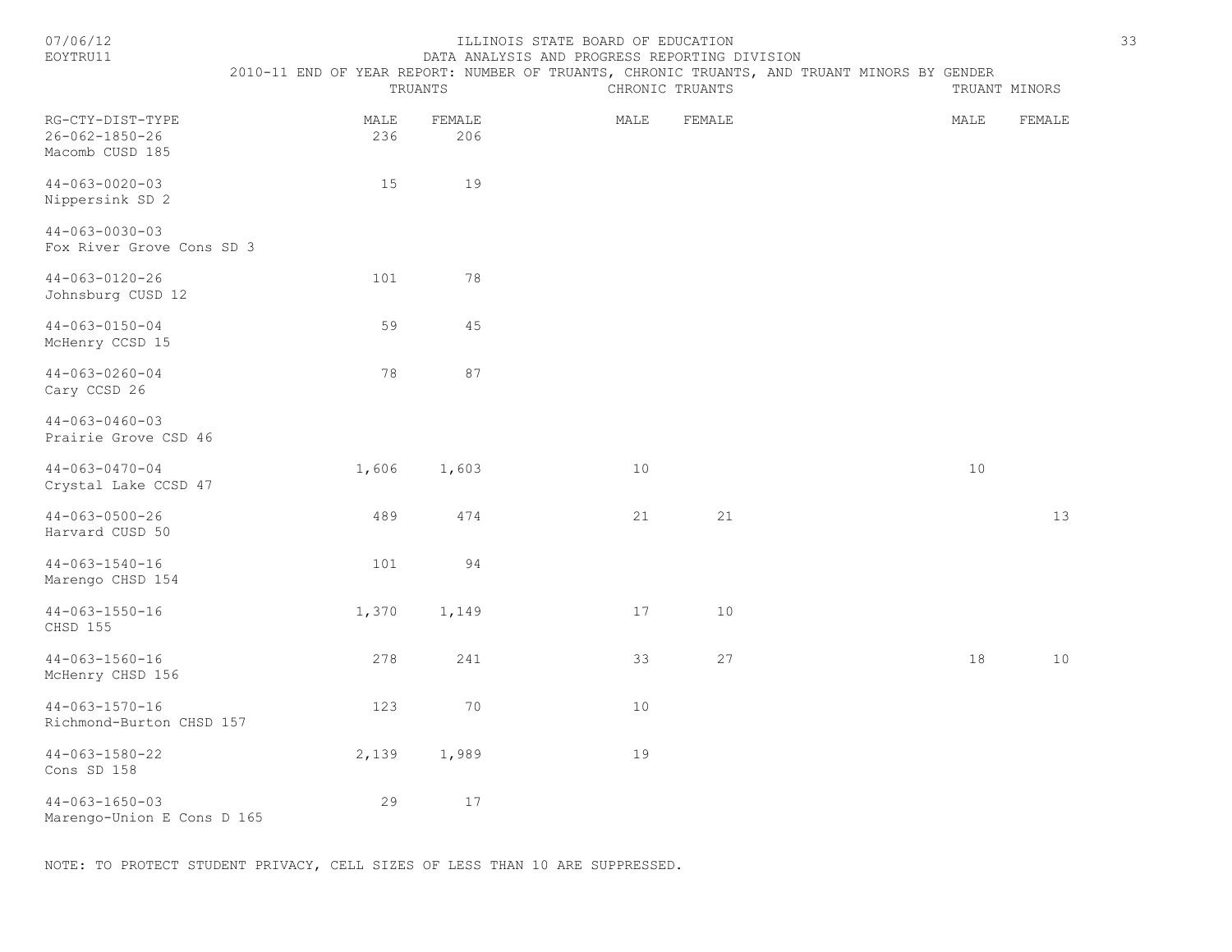# ILLINOIS STATE BOARD OF EDUCATION

## DATA ANALYSIS AND PROGRESS REPORTING DIVISION

### 2010-11 END OF YEAR REPORT: NUMBER OF TRUANTS, CHRONIC TRUANTS, AND TRUANT MINORS BY GENDER

| RG-CTY-DIST-TYPE | TRUANTS | | CHRONIC TRUANTS | | TRUANT MINORS | |
|---|---|---|---|---|---|---|
| | MALE | FEMALE | MALE | FEMALE | MALE | FEMALE |
| 26-062-1850-26 Macomb CUSD 185 | 236 | 206 | | | | |
| 44-063-0020-03 Nippersink SD 2 | 15 | 19 | | | | |
| 44-063-0030-03 Fox River Grove Cons SD 3 | | | | | | |
| 44-063-0120-26 Johnsburg CUSD 12 | 101 | 78 | | | | |
| 44-063-0150-04 McHenry CCSD 15 | 59 | 45 | | | | |
| 44-063-0260-04 Cary CCSD 26 | 78 | 87 | | | | |
| 44-063-0460-03 Prairie Grove CSD 46 | | | | | | |
| 44-063-0470-04 Crystal Lake CCSD 47 | 1,606 | 1,603 | 10 | | 10 | |
| 44-063-0500-26 Harvard CUSD 50 | 489 | 474 | 21 | 21 | | 13 |
| 44-063-1540-16 Marengo CHSD 154 | 101 | 94 | | | | |
| 44-063-1550-16 CHSD 155 | 1,370 | 1,149 | 17 | 10 | | |
| 44-063-1560-16 McHenry CHSD 156 | 278 | 241 | 33 | 27 | 18 | 10 |
| 44-063-1570-16 Richmond-Burton CHSD 157 | 123 | 70 | 10 | | | |
| 44-063-1580-22 Cons SD 158 | 2,139 | 1,989 | 19 | | | |
| 44-063-1650-03 Marengo-Union E Cons D 165 | 29 | 17 | | | | |

NOTE: TO PROTECT STUDENT PRIVACY, CELL SIZES OF LESS THAN 10 ARE SUPPRESSED.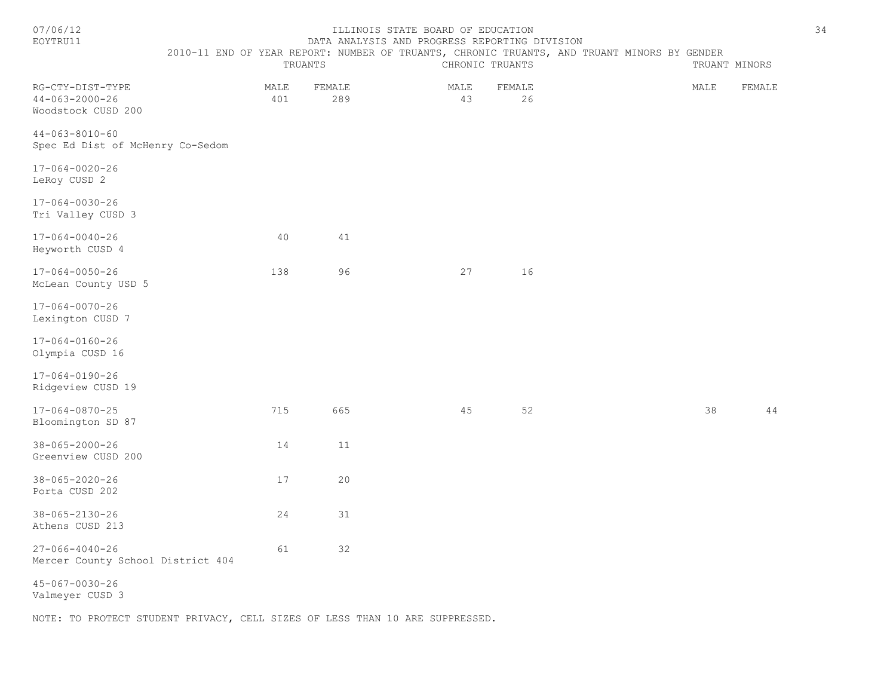ILLINOIS STATE BOARD OF EDUCATION
DATA ANALYSIS AND PROGRESS REPORTING DIVISION
2010-11 END OF YEAR REPORT: NUMBER OF TRUANTS, CHRONIC TRUANTS, AND TRUANT MINORS BY GENDER

| RG-CTY-DIST-TYPE | TRUANTS | | CHRONIC TRUANTS | | TRUANT MINORS | |
|---|---|---|---|---|---|---|
| | MALE | FEMALE | MALE | FEMALE | MALE | FEMALE |
| 44-063-2000-26 Woodstock CUSD 200 | 401 | 289 | 43 | 26 | | |
| 44-063-8010-60 Spec Ed Dist of McHenry Co-Sedom | | | | | | |
| 17-064-0020-26 LeRoy CUSD 2 | | | | | | |
| 17-064-0030-26 Tri Valley CUSD 3 | | | | | | |
| 17-064-0040-26 Heyworth CUSD 4 | 40 | 41 | | | | |
| 17-064-0050-26 McLean County USD 5 | 138 | 96 | 27 | 16 | | |
| 17-064-0070-26 Lexington CUSD 7 | | | | | | |
| 17-064-0160-26 Olympia CUSD 16 | | | | | | |
| 17-064-0190-26 Ridgeview CUSD 19 | | | | | | |
| 17-064-0870-25 Bloomington SD 87 | 715 | 665 | 45 | 52 | 38 | 44 |
| 38-065-2000-26 Greenview CUSD 200 | 14 | 11 | | | | |
| 38-065-2020-26 Porta CUSD 202 | 17 | 20 | | | | |
| 38-065-2130-26 Athens CUSD 213 | 24 | 31 | | | | |
| 27-066-4040-26 Mercer County School District 404 | 61 | 32 | | | | |
| 45-067-0030-26 Valmeyer CUSD 3 | | | | | | |

NOTE: TO PROTECT STUDENT PRIVACY, CELL SIZES OF LESS THAN 10 ARE SUPPRESSED.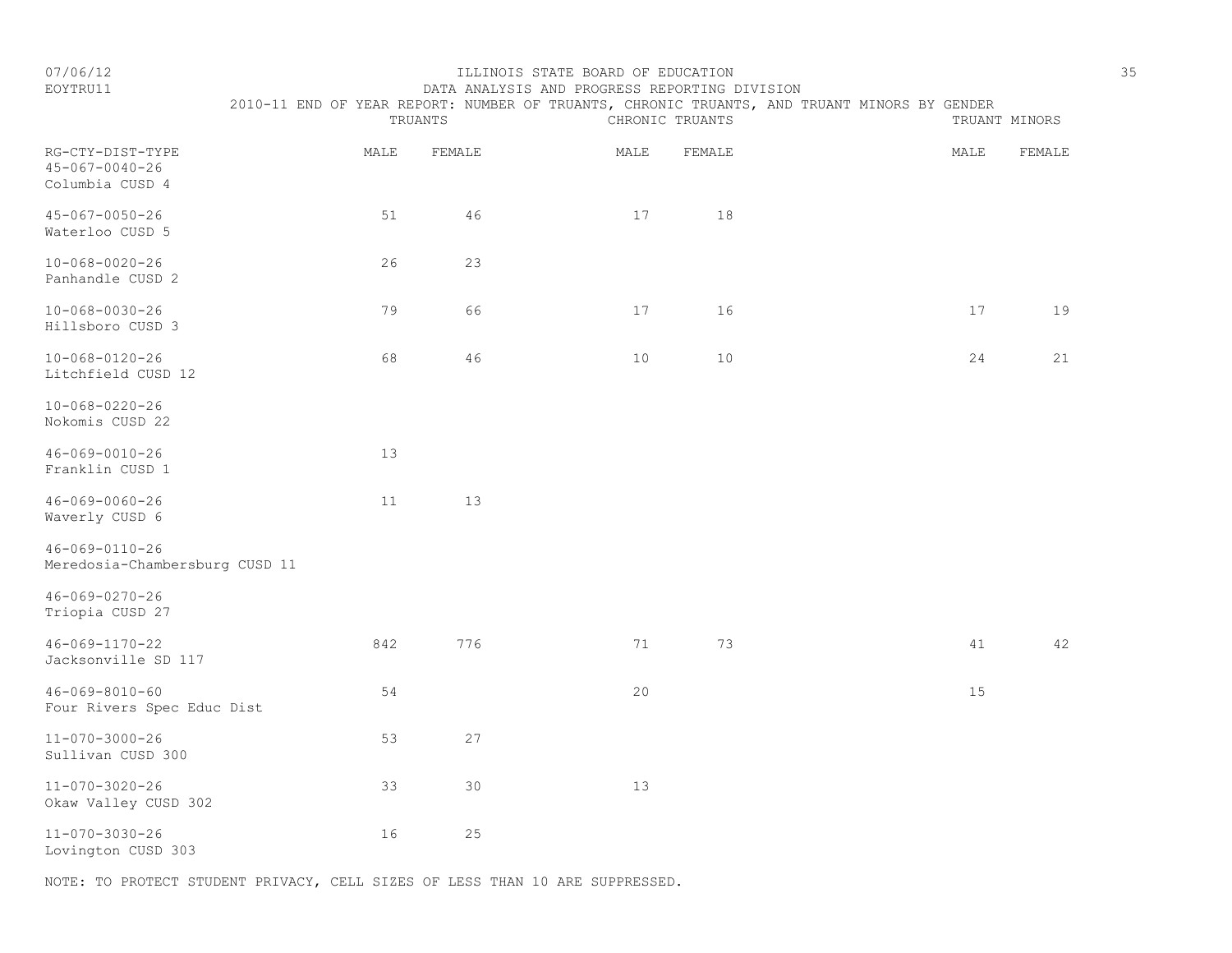ILLINOIS STATE BOARD OF EDUCATION

DATA ANALYSIS AND PROGRESS REPORTING DIVISION

2010-11 END OF YEAR REPORT: NUMBER OF TRUANTS, CHRONIC TRUANTS, AND TRUANT MINORS BY GENDER

| RG-CTY-DIST-TYPE | TRUANTS | | CHRONIC TRUANTS | | TRUANT MINORS | |
|---|---|---|---|---|---|---|
| | MALE | FEMALE | MALE | FEMALE | MALE | FEMALE |
| 45-067-0040-26 Columbia CUSD 4 | | | | | | |
| 45-067-0050-26 Waterloo CUSD 5 | 51 | 46 | 17 | 18 | | |
| 10-068-0020-26 Panhandle CUSD 2 | 26 | 23 | | | | |
| 10-068-0030-26 Hillsboro CUSD 3 | 79 | 66 | 17 | 16 | 17 | 19 |
| 10-068-0120-26 Litchfield CUSD 12 | 68 | 46 | 10 | 10 | 24 | 21 |
| 10-068-0220-26 Nokomis CUSD 22 | | | | | | |
| 46-069-0010-26 Franklin CUSD 1 | 13 | | | | | |
| 46-069-0060-26 Waverly CUSD 6 | 11 | 13 | | | | |
| 46-069-0110-26 Meredosia-Chambersburg CUSD 11 | | | | | | |
| 46-069-0270-26 Triopia CUSD 27 | | | | | | |
| 46-069-1170-22 Jacksonville SD 117 | 842 | 776 | 71 | 73 | 41 | 42 |
| 46-069-8010-60 Four Rivers Spec Educ Dist | 54 | | 20 | | 15 | |
| 11-070-3000-26 Sullivan CUSD 300 | 53 | 27 | | | | |
| 11-070-3020-26 Okaw Valley CUSD 302 | 33 | 30 | 13 | | | |
| 11-070-3030-26 Lovington CUSD 303 | 16 | 25 | | | | |

NOTE: TO PROTECT STUDENT PRIVACY, CELL SIZES OF LESS THAN 10 ARE SUPPRESSED.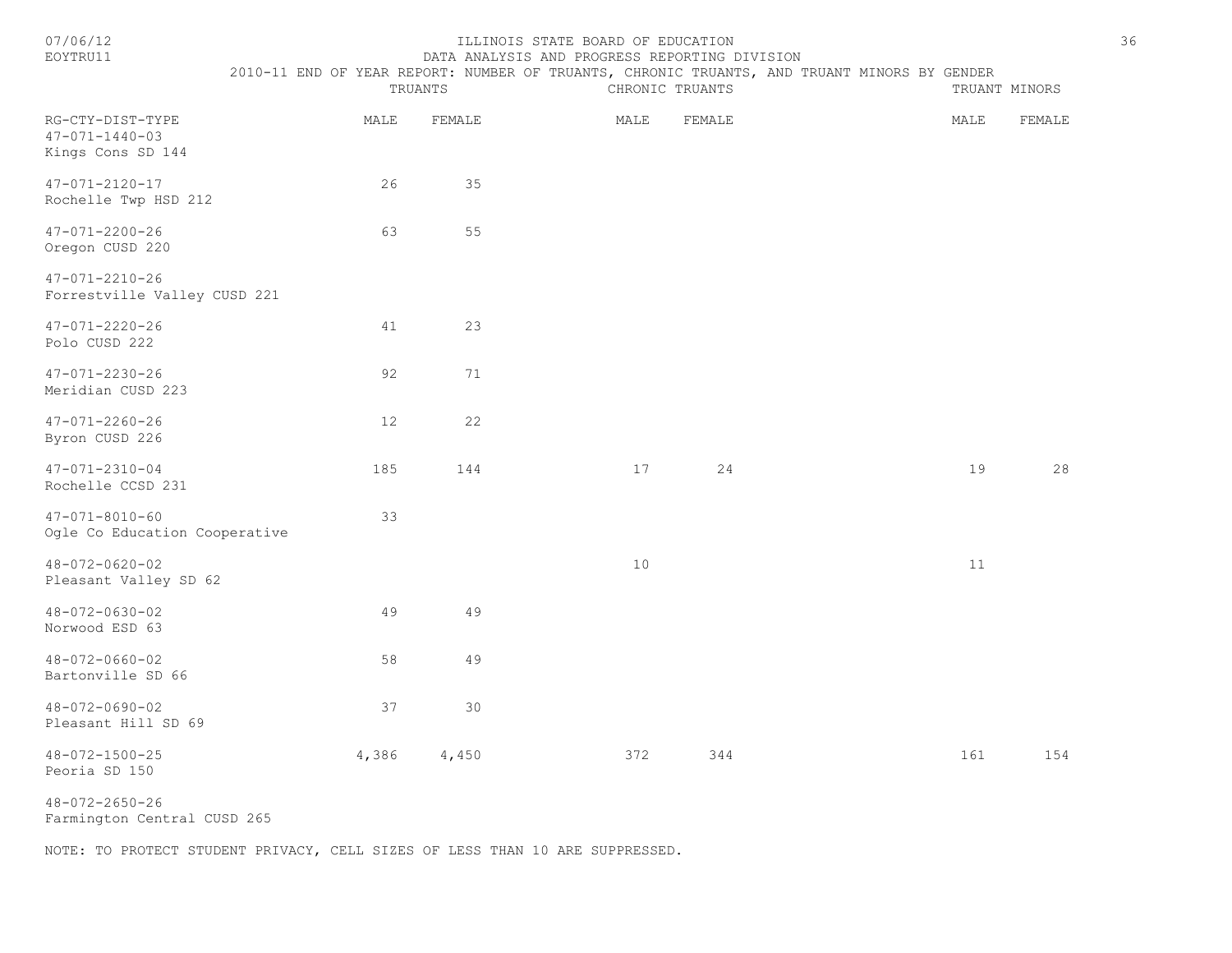ILLINOIS STATE BOARD OF EDUCATION
DATA ANALYSIS AND PROGRESS REPORTING DIVISION
2010-11 END OF YEAR REPORT: NUMBER OF TRUANTS, CHRONIC TRUANTS, AND TRUANT MINORS BY GENDER

| RG-CTY-DIST-TYPE | TRUANTS | | CHRONIC TRUANTS | | TRUANT MINORS | |
|---|---|---|---|---|---|---|
| | MALE | FEMALE | MALE | FEMALE | MALE | FEMALE |
| 47-071-1440-03 Kings Cons SD 144 | | | | | | |
| 47-071-2120-17 Rochelle Twp HSD 212 | 26 | 35 | | | | |
| 47-071-2200-26 Oregon CUSD 220 | 63 | 55 | | | | |
| 47-071-2210-26 Forrestville Valley CUSD 221 | | | | | | |
| 47-071-2220-26 Polo CUSD 222 | 41 | 23 | | | | |
| 47-071-2230-26 Meridian CUSD 223 | 92 | 71 | | | | |
| 47-071-2260-26 Byron CUSD 226 | 12 | 22 | | | | |
| 47-071-2310-04 Rochelle CCSD 231 | 185 | 144 | 17 | 24 | 19 | 28 |
| 47-071-8010-60 Ogle Co Education Cooperative | 33 | | | | | |
| 48-072-0620-02 Pleasant Valley SD 62 | | | 10 | | 11 | |
| 48-072-0630-02 Norwood ESD 63 | 49 | 49 | | | | |
| 48-072-0660-02 Bartonville SD 66 | 58 | 49 | | | | |
| 48-072-0690-02 Pleasant Hill SD 69 | 37 | 30 | | | | |
| 48-072-1500-25 Peoria SD 150 | 4,386 | 4,450 | 372 | 344 | 161 | 154 |
| 48-072-2650-26 Farmington Central CUSD 265 | | | | | | |

NOTE: TO PROTECT STUDENT PRIVACY, CELL SIZES OF LESS THAN 10 ARE SUPPRESSED.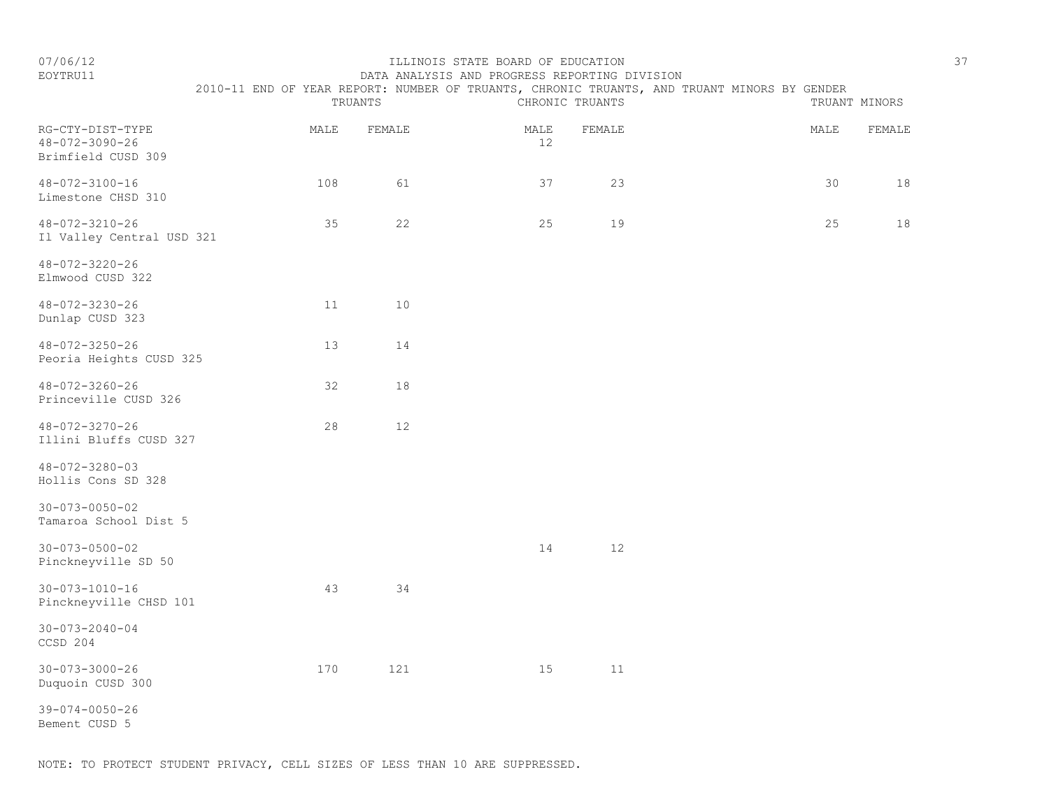ILLINOIS STATE BOARD OF EDUCATION

DATA ANALYSIS AND PROGRESS REPORTING DIVISION

2010-11 END OF YEAR REPORT: NUMBER OF TRUANTS, CHRONIC TRUANTS, AND TRUANT MINORS BY GENDER

| RG-CTY-DIST-TYPE | TRUANTS | | CHRONIC TRUANTS | | TRUANT MINORS | |
|---|---|---|---|---|---|---|
| | MALE | FEMALE | MALE | FEMALE | MALE | FEMALE |
| 48-072-3090-26 Brimfield CUSD 309 | | | 12 | | | |
| 48-072-3100-16 Limestone CHSD 310 | 108 | 61 | 37 | 23 | 30 | 18 |
| 48-072-3210-26 Il Valley Central USD 321 | 35 | 22 | 25 | 19 | 25 | 18 |
| 48-072-3220-26 Elmwood CUSD 322 | | | | | | |
| 48-072-3230-26 Dunlap CUSD 323 | 11 | 10 | | | | |
| 48-072-3250-26 Peoria Heights CUSD 325 | 13 | 14 | | | | |
| 48-072-3260-26 Princeville CUSD 326 | 32 | 18 | | | | |
| 48-072-3270-26 Illini Bluffs CUSD 327 | 28 | 12 | | | | |
| 48-072-3280-03 Hollis Cons SD 328 | | | | | | |
| 30-073-0050-02 Tamaroa School Dist 5 | | | | | | |
| 30-073-0500-02 Pinckneyville SD 50 | | | 14 | 12 | | |
| 30-073-1010-16 Pinckneyville CHSD 101 | 43 | 34 | | | | |
| 30-073-2040-04 CCSD 204 | | | | | | |
| 30-073-3000-26 Duquoin CUSD 300 | 170 | 121 | 15 | 11 | | |
| 39-074-0050-26 Bement CUSD 5 | | | | | | |

NOTE: TO PROTECT STUDENT PRIVACY, CELL SIZES OF LESS THAN 10 ARE SUPPRESSED.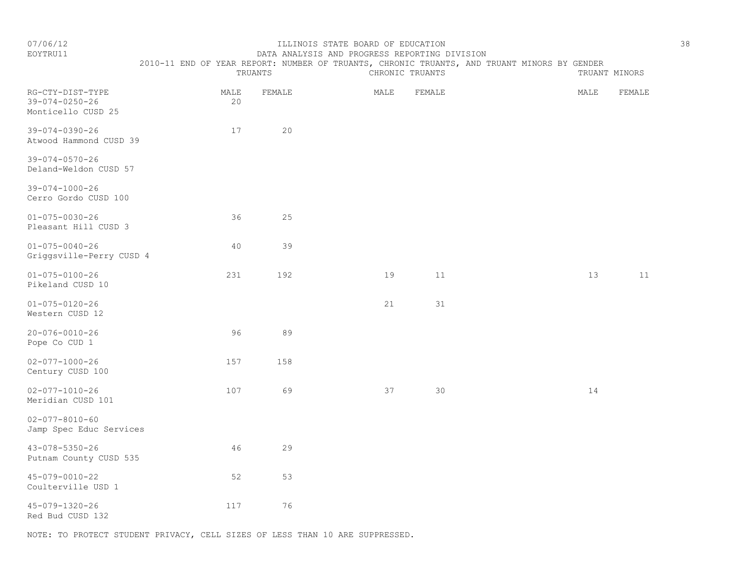ILLINOIS STATE BOARD OF EDUCATION

DATA ANALYSIS AND PROGRESS REPORTING DIVISION

2010-11 END OF YEAR REPORT: NUMBER OF TRUANTS, CHRONIC TRUANTS, AND TRUANT MINORS BY GENDER

| RG-CTY-DIST-TYPE | TRUANTS | | CHRONIC TRUANTS | | TRUANT MINORS | |
|---|---|---|---|---|---|---|
| | MALE | FEMALE | MALE | FEMALE | MALE | FEMALE |
| 39-074-0250-26 Monticello CUSD 25 | 20 | | | | | |
| 39-074-0390-26 Atwood Hammond CUSD 39 | 17 | 20 | | | | |
| 39-074-0570-26 Deland-Weldon CUSD 57 | | | | | | |
| 39-074-1000-26 Cerro Gordo CUSD 100 | | | | | | |
| 01-075-0030-26 Pleasant Hill CUSD 3 | 36 | 25 | | | | |
| 01-075-0040-26 Griggsville-Perry CUSD 4 | 40 | 39 | | | | |
| 01-075-0100-26 Pikeland CUSD 10 | 231 | 192 | 19 | 11 | 13 | 11 |
| 01-075-0120-26 Western CUSD 12 | | | 21 | 31 | | |
| 20-076-0010-26 Pope Co CUD 1 | 96 | 89 | | | | |
| 02-077-1000-26 Century CUSD 100 | 157 | 158 | | | | |
| 02-077-1010-26 Meridian CUSD 101 | 107 | 69 | 37 | 30 | 14 | |
| 02-077-8010-60 Jamp Spec Educ Services | | | | | | |
| 43-078-5350-26 Putnam County CUSD 535 | 46 | 29 | | | | |
| 45-079-0010-22 Coulterville USD 1 | 52 | 53 | | | | |
| 45-079-1320-26 Red Bud CUSD 132 | 117 | 76 | | | | |

NOTE: TO PROTECT STUDENT PRIVACY, CELL SIZES OF LESS THAN 10 ARE SUPPRESSED.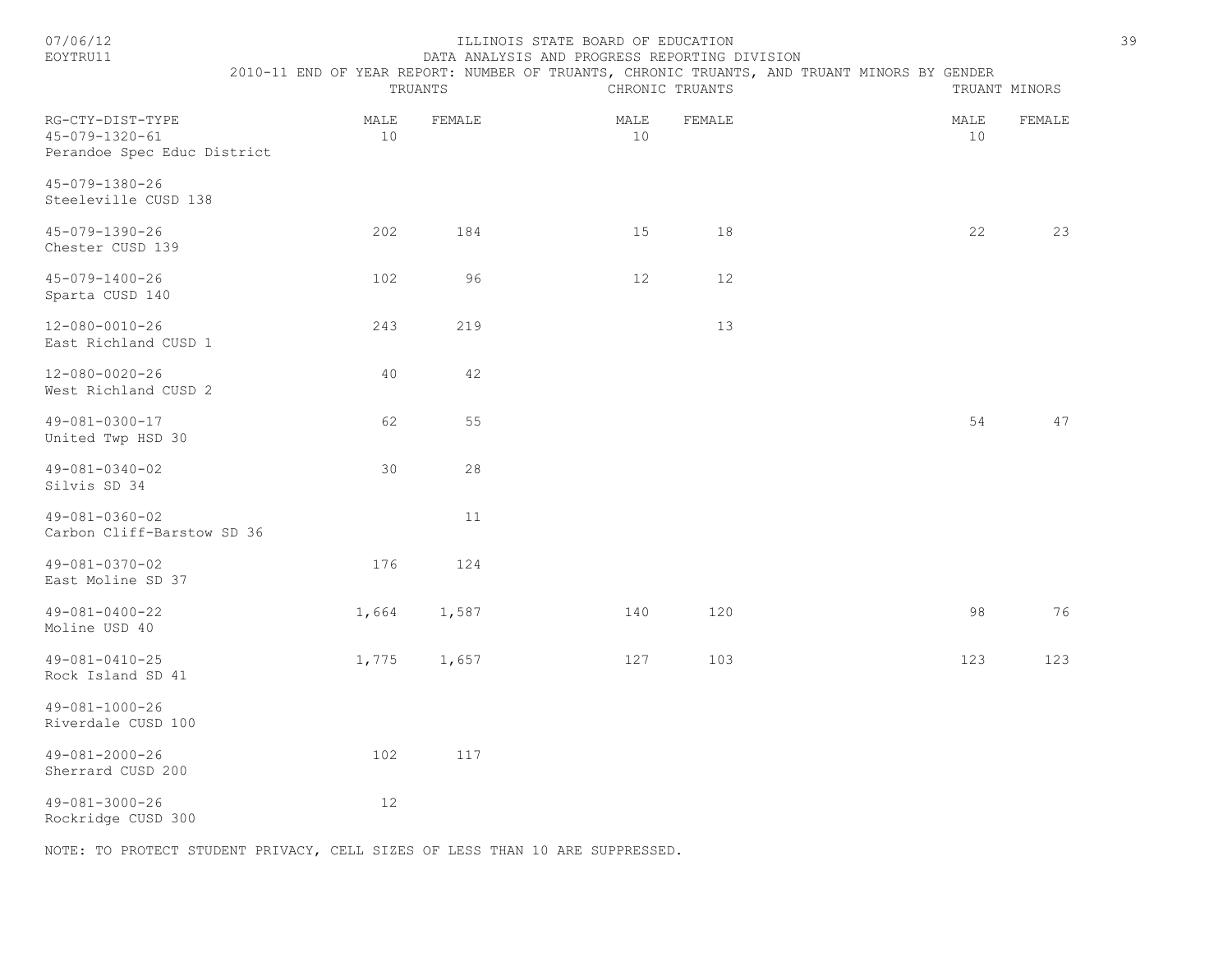ILLINOIS STATE BOARD OF EDUCATION
DATA ANALYSIS AND PROGRESS REPORTING DIVISION
2010-11 END OF YEAR REPORT: NUMBER OF TRUANTS, CHRONIC TRUANTS, AND TRUANT MINORS BY GENDER

| | TRUANTS | | CHRONIC TRUANTS | | TRUANT MINORS | |
|---|---|---|---|---|---|---|
| RG-CTY-DIST-TYPE | MALE | FEMALE | MALE | FEMALE | MALE | FEMALE |
| 45-079-1320-61 Perandoe Spec Educ District | 10 | | 10 | | 10 | |
| 45-079-1380-26 Steeleville CUSD 138 | | | | | | |
| 45-079-1390-26 Chester CUSD 139 | 202 | 184 | 15 | 18 | 22 | 23 |
| 45-079-1400-26 Sparta CUSD 140 | 102 | 96 | 12 | 12 | | |
| 12-080-0010-26 East Richland CUSD 1 | 243 | 219 | | 13 | | |
| 12-080-0020-26 West Richland CUSD 2 | 40 | 42 | | | | |
| 49-081-0300-17 United Twp HSD 30 | 62 | 55 | | | 54 | 47 |
| 49-081-0340-02 Silvis SD 34 | 30 | 28 | | | | |
| 49-081-0360-02 Carbon Cliff-Barstow SD 36 | | 11 | | | | |
| 49-081-0370-02 East Moline SD 37 | 176 | 124 | | | | |
| 49-081-0400-22 Moline USD 40 | 1,664 | 1,587 | 140 | 120 | 98 | 76 |
| 49-081-0410-25 Rock Island SD 41 | 1,775 | 1,657 | 127 | 103 | 123 | 123 |
| 49-081-1000-26 Riverdale CUSD 100 | | | | | | |
| 49-081-2000-26 Sherrard CUSD 200 | 102 | 117 | | | | |
| 49-081-3000-26 Rockridge CUSD 300 | 12 | | | | | |

NOTE: TO PROTECT STUDENT PRIVACY, CELL SIZES OF LESS THAN 10 ARE SUPPRESSED.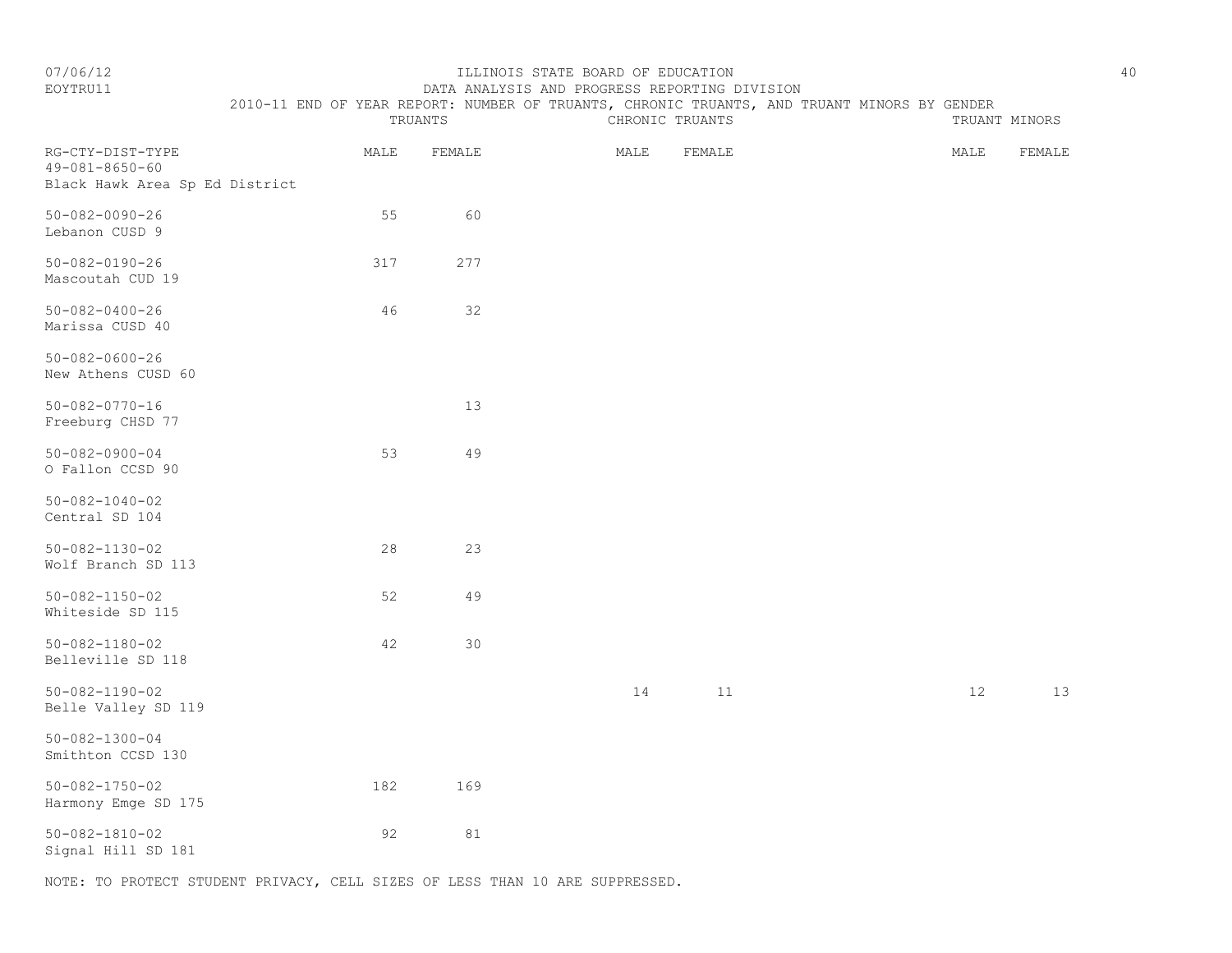ILLINOIS STATE BOARD OF EDUCATION
DATA ANALYSIS AND PROGRESS REPORTING DIVISION
2010-11 END OF YEAR REPORT: NUMBER OF TRUANTS, CHRONIC TRUANTS, AND TRUANT MINORS BY GENDER

| RG-CTY-DIST-TYPE | TRUANTS | | CHRONIC TRUANTS | | TRUANT MINORS | |
|---|---|---|---|---|---|---|
| | MALE | FEMALE | MALE | FEMALE | MALE | FEMALE |
| 49-081-8650-60 Black Hawk Area Sp Ed District | | | | | | |
| 50-082-0090-26 Lebanon CUSD 9 | 55 | 60 | | | | |
| 50-082-0190-26 Mascoutah CUD 19 | 317 | 277 | | | | |
| 50-082-0400-26 Marissa CUSD 40 | 46 | 32 | | | | |
| 50-082-0600-26 New Athens CUSD 60 | | | | | | |
| 50-082-0770-16 Freeburg CHSD 77 | | 13 | | | | |
| 50-082-0900-04 O Fallon CCSD 90 | 53 | 49 | | | | |
| 50-082-1040-02 Central SD 104 | | | | | | |
| 50-082-1130-02 Wolf Branch SD 113 | 28 | 23 | | | | |
| 50-082-1150-02 Whiteside SD 115 | 52 | 49 | | | | |
| 50-082-1180-02 Belleville SD 118 | 42 | 30 | | | | |
| 50-082-1190-02 Belle Valley SD 119 | | | 14 | 11 | 12 | 13 |
| 50-082-1300-04 Smithton CCSD 130 | | | | | | |
| 50-082-1750-02 Harmony Emge SD 175 | 182 | 169 | | | | |
| 50-082-1810-02 Signal Hill SD 181 | 92 | 81 | | | | |

NOTE: TO PROTECT STUDENT PRIVACY, CELL SIZES OF LESS THAN 10 ARE SUPPRESSED.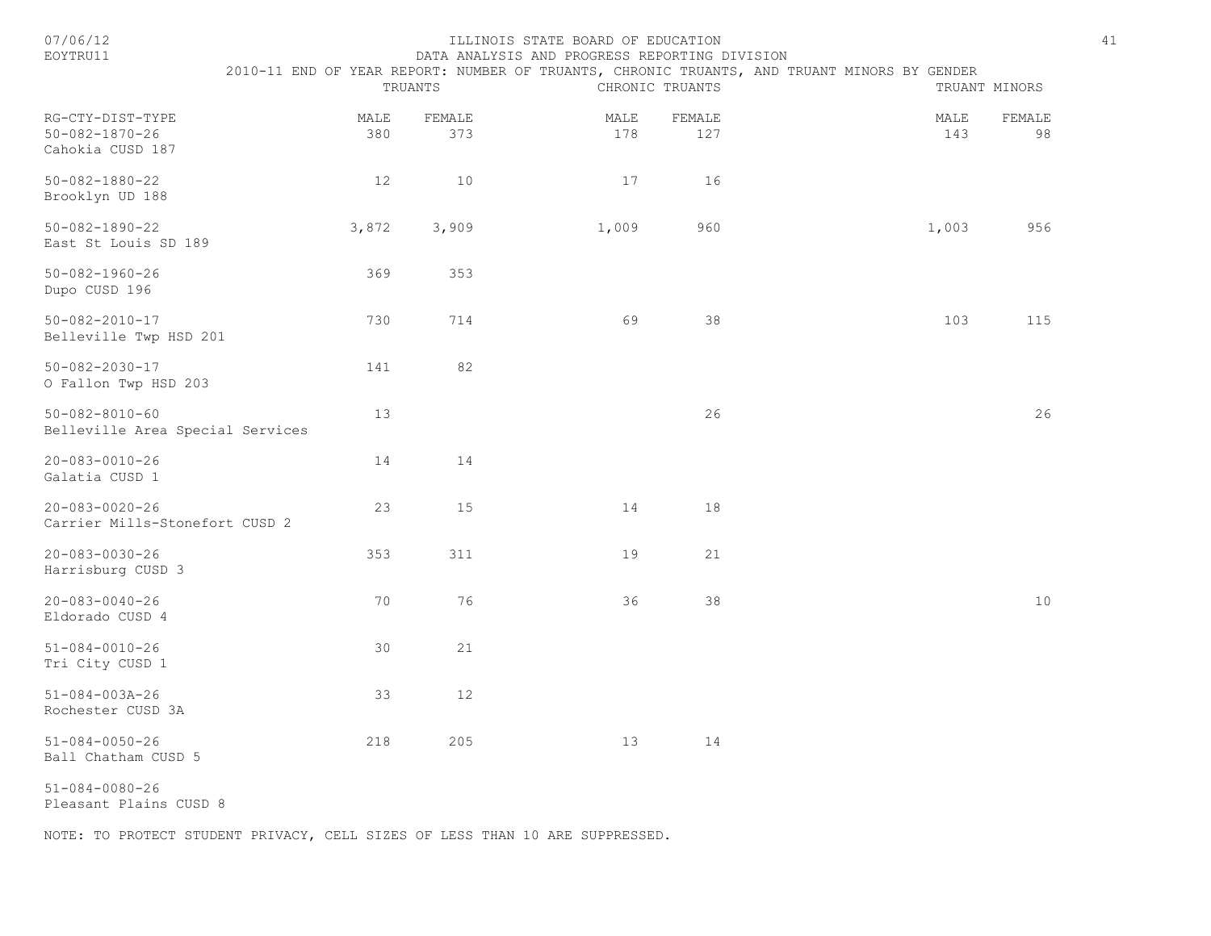ILLINOIS STATE BOARD OF EDUCATION

DATA ANALYSIS AND PROGRESS REPORTING DIVISION

2010-11 END OF YEAR REPORT: NUMBER OF TRUANTS, CHRONIC TRUANTS, AND TRUANT MINORS BY GENDER

| RG-CTY-DIST-TYPE | TRUANTS MALE | TRUANTS FEMALE | CHRONIC TRUANTS MALE | CHRONIC TRUANTS FEMALE | TRUANT MINORS MALE | TRUANT MINORS FEMALE |
|---|---|---|---|---|---|---|
| 50-082-1870-26 Cahokia CUSD 187 | 380 | 373 | 178 | 127 | 143 | 98 |
| 50-082-1880-22 Brooklyn UD 188 | 12 | 10 | 17 | 16 | | |
| 50-082-1890-22 East St Louis SD 189 | 3,872 | 3,909 | 1,009 | 960 | 1,003 | 956 |
| 50-082-1960-26 Dupo CUSD 196 | 369 | 353 | | | | |
| 50-082-2010-17 Belleville Twp HSD 201 | 730 | 714 | 69 | 38 | 103 | 115 |
| 50-082-2030-17 O Fallon Twp HSD 203 | 141 | 82 | | | | |
| 50-082-8010-60 Belleville Area Special Services | 13 | | | 26 | | 26 |
| 20-083-0010-26 Galatia CUSD 1 | 14 | 14 | | | | |
| 20-083-0020-26 Carrier Mills-Stonefort CUSD 2 | 23 | 15 | 14 | 18 | | |
| 20-083-0030-26 Harrisburg CUSD 3 | 353 | 311 | 19 | 21 | | |
| 20-083-0040-26 Eldorado CUSD 4 | 70 | 76 | 36 | 38 | | 10 |
| 51-084-0010-26 Tri City CUSD 1 | 30 | 21 | | | | |
| 51-084-003A-26 Rochester CUSD 3A | 33 | 12 | | | | |
| 51-084-0050-26 Ball Chatham CUSD 5 | 218 | 205 | 13 | 14 | | |
| 51-084-0080-26 Pleasant Plains CUSD 8 | | | | | | |

NOTE: TO PROTECT STUDENT PRIVACY, CELL SIZES OF LESS THAN 10 ARE SUPPRESSED.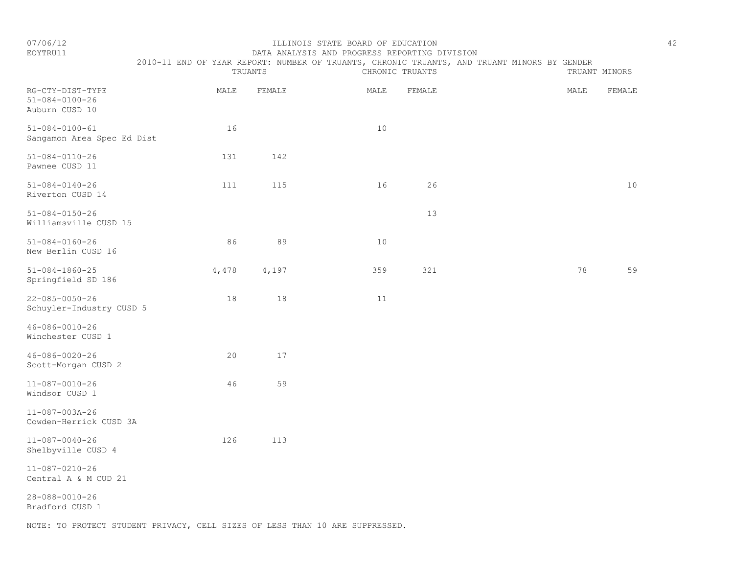ILLINOIS STATE BOARD OF EDUCATION
DATA ANALYSIS AND PROGRESS REPORTING DIVISION
2010-11 END OF YEAR REPORT: NUMBER OF TRUANTS, CHRONIC TRUANTS, AND TRUANT MINORS BY GENDER

| RG-CTY-DIST-TYPE | TRUANTS MALE | TRUANTS FEMALE | CHRONIC TRUANTS MALE | CHRONIC TRUANTS FEMALE | TRUANT MINORS MALE | TRUANT MINORS FEMALE |
|---|---|---|---|---|---|---|
| 51-084-0100-26 Auburn CUSD 10 | | | | | | |
| 51-084-0100-61 Sangamon Area Spec Ed Dist | 16 | | 10 | | | |
| 51-084-0110-26 Pawnee CUSD 11 | 131 | 142 | | | | |
| 51-084-0140-26 Riverton CUSD 14 | 111 | 115 | 16 | 26 | | 10 |
| 51-084-0150-26 Williamsville CUSD 15 | | | | 13 | | |
| 51-084-0160-26 New Berlin CUSD 16 | 86 | 89 | 10 | | | |
| 51-084-1860-25 Springfield SD 186 | 4,478 | 4,197 | 359 | 321 | 78 | 59 |
| 22-085-0050-26 Schuyler-Industry CUSD 5 | 18 | 18 | 11 | | | |
| 46-086-0010-26 Winchester CUSD 1 | | | | | | |
| 46-086-0020-26 Scott-Morgan CUSD 2 | 20 | 17 | | | | |
| 11-087-0010-26 Windsor CUSD 1 | 46 | 59 | | | | |
| 11-087-003A-26 Cowden-Herrick CUSD 3A | | | | | | |
| 11-087-0040-26 Shelbyville CUSD 4 | 126 | 113 | | | | |
| 11-087-0210-26 Central A & M CUD 21 | | | | | | |
| 28-088-0010-26 Bradford CUSD 1 | | | | | | |

NOTE: TO PROTECT STUDENT PRIVACY, CELL SIZES OF LESS THAN 10 ARE SUPPRESSED.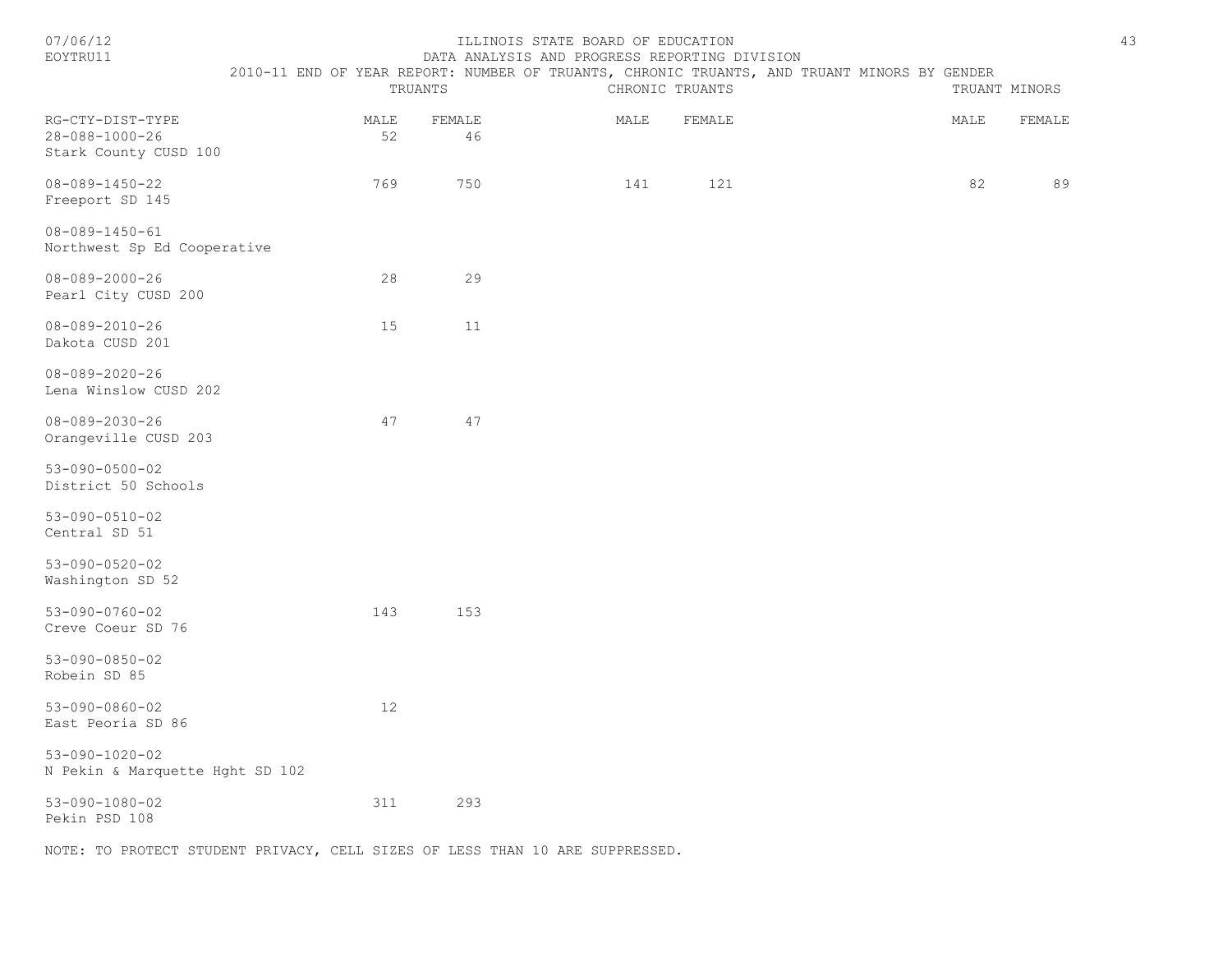ILLINOIS STATE BOARD OF EDUCATION

DATA ANALYSIS AND PROGRESS REPORTING DIVISION

2010-11 END OF YEAR REPORT: NUMBER OF TRUANTS, CHRONIC TRUANTS, AND TRUANT MINORS BY GENDER

| RG-CTY-DIST-TYPE | TRUANTS | | CHRONIC TRUANTS | | TRUANT MINORS | |
|---|---|---|---|---|---|---|
| | MALE | FEMALE | MALE | FEMALE | MALE | FEMALE |
| 28-088-1000-26 Stark County CUSD 100 | 52 | 46 | | | | |
| 08-089-1450-22 Freeport SD 145 | 769 | 750 | 141 | 121 | 82 | 89 |
| 08-089-1450-61 Northwest Sp Ed Cooperative | | | | | | |
| 08-089-2000-26 Pearl City CUSD 200 | 28 | 29 | | | | |
| 08-089-2010-26 Dakota CUSD 201 | 15 | 11 | | | | |
| 08-089-2020-26 Lena Winslow CUSD 202 | | | | | | |
| 08-089-2030-26 Orangeville CUSD 203 | 47 | 47 | | | | |
| 53-090-0500-02 District 50 Schools | | | | | | |
| 53-090-0510-02 Central SD 51 | | | | | | |
| 53-090-0520-02 Washington SD 52 | | | | | | |
| 53-090-0760-02 Creve Coeur SD 76 | 143 | 153 | | | | |
| 53-090-0850-02 Robein SD 85 | | | | | | |
| 53-090-0860-02 East Peoria SD 86 | 12 | | | | | |
| 53-090-1020-02 N Pekin & Marquette Hght SD 102 | | | | | | |
| 53-090-1080-02 Pekin PSD 108 | 311 | 293 | | | | |

NOTE: TO PROTECT STUDENT PRIVACY, CELL SIZES OF LESS THAN 10 ARE SUPPRESSED.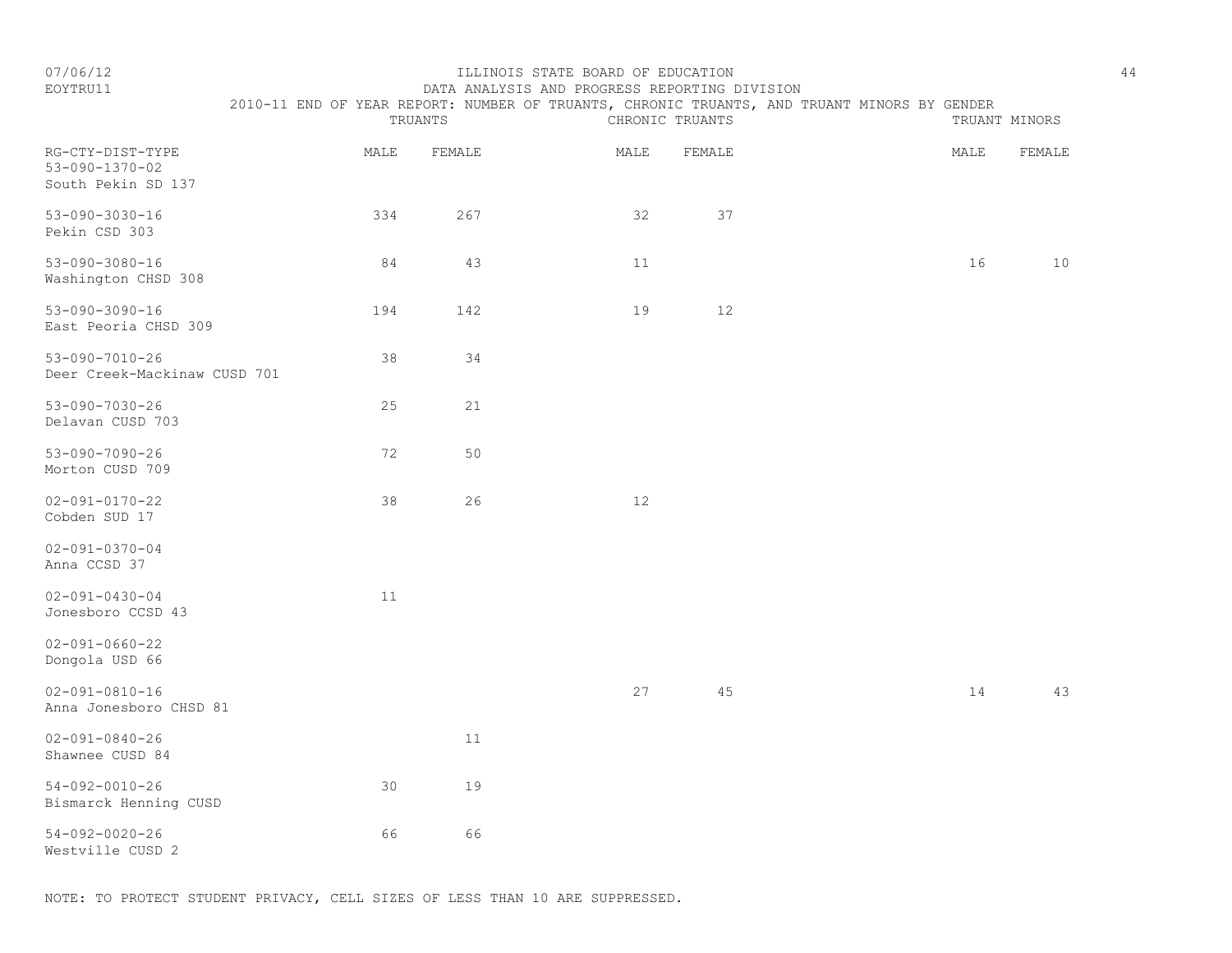ILLINOIS STATE BOARD OF EDUCATION
DATA ANALYSIS AND PROGRESS REPORTING DIVISION
2010-11 END OF YEAR REPORT: NUMBER OF TRUANTS, CHRONIC TRUANTS, AND TRUANT MINORS BY GENDER

07/06/12
EOYTRU11

| RG-CTY-DIST-TYPE | TRUANTS | | CHRONIC TRUANTS | | TRUANT MINORS | |
|---|---|---|---|---|---|---|
| | MALE | FEMALE | MALE | FEMALE | MALE | FEMALE |
| 53-090-1370-02 South Pekin SD 137 | | | | | | |
| 53-090-3030-16 Pekin CSD 303 | 334 | 267 | 32 | 37 | | |
| 53-090-3080-16 Washington CHSD 308 | 84 | 43 | 11 | | 16 | 10 |
| 53-090-3090-16 East Peoria CHSD 309 | 194 | 142 | 19 | 12 | | |
| 53-090-7010-26 Deer Creek-Mackinaw CUSD 701 | 38 | 34 | | | | |
| 53-090-7030-26 Delavan CUSD 703 | 25 | 21 | | | | |
| 53-090-7090-26 Morton CUSD 709 | 72 | 50 | | | | |
| 02-091-0170-22 Cobden SUD 17 | 38 | 26 | 12 | | | |
| 02-091-0370-04 Anna CCSD 37 | | | | | | |
| 02-091-0430-04 Jonesboro CCSD 43 | 11 | | | | | |
| 02-091-0660-22 Dongola USD 66 | | | | | | |
| 02-091-0810-16 Anna Jonesboro CHSD 81 | | | 27 | 45 | 14 | 43 |
| 02-091-0840-26 Shawnee CUSD 84 | | 11 | | | | |
| 54-092-0010-26 Bismarck Henning CUSD | 30 | 19 | | | | |
| 54-092-0020-26 Westville CUSD 2 | 66 | 66 | | | | |

NOTE: TO PROTECT STUDENT PRIVACY, CELL SIZES OF LESS THAN 10 ARE SUPPRESSED.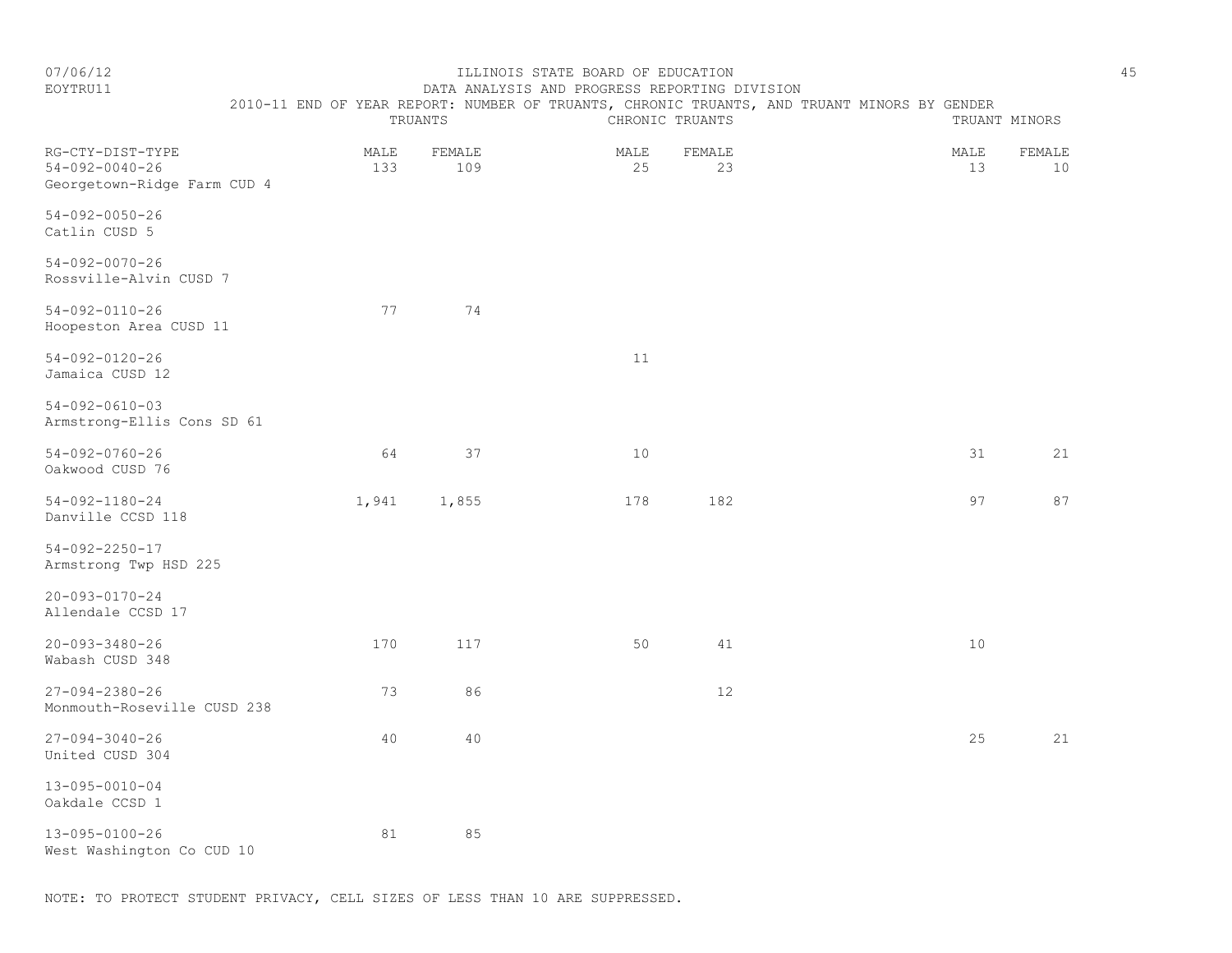ILLINOIS STATE BOARD OF EDUCATION

DATA ANALYSIS AND PROGRESS REPORTING DIVISION

2010-11 END OF YEAR REPORT: NUMBER OF TRUANTS, CHRONIC TRUANTS, AND TRUANT MINORS BY GENDER

| | TRUANTS | | CHRONIC TRUANTS | | TRUANT MINORS | |
|---|---|---|---|---|---|---|
| RG-CTY-DIST-TYPE | MALE | FEMALE | MALE | FEMALE | MALE | FEMALE |
| 54-092-0040-26 Georgetown-Ridge Farm CUD 4 | 133 | 109 | 25 | 23 | 13 | 10 |
| 54-092-0050-26 Catlin CUSD 5 | | | | | | |
| 54-092-0070-26 Rossville-Alvin CUSD 7 | | | | | | |
| 54-092-0110-26 Hoopeston Area CUSD 11 | 77 | 74 | | | | |
| 54-092-0120-26 Jamaica CUSD 12 | | | 11 | | | |
| 54-092-0610-03 Armstrong-Ellis Cons SD 61 | | | | | | |
| 54-092-0760-26 Oakwood CUSD 76 | 64 | 37 | 10 | | 31 | 21 |
| 54-092-1180-24 Danville CCSD 118 | 1,941 | 1,855 | 178 | 182 | 97 | 87 |
| 54-092-2250-17 Armstrong Twp HSD 225 | | | | | | |
| 20-093-0170-24 Allendale CCSD 17 | | | | | | |
| 20-093-3480-26 Wabash CUSD 348 | 170 | 117 | 50 | 41 | 10 | |
| 27-094-2380-26 Monmouth-Roseville CUSD 238 | 73 | 86 | | 12 | | |
| 27-094-3040-26 United CUSD 304 | 40 | 40 | | | 25 | 21 |
| 13-095-0010-04 Oakdale CCSD 1 | | | | | | |
| 13-095-0100-26 West Washington Co CUD 10 | 81 | 85 | | | | |

NOTE: TO PROTECT STUDENT PRIVACY, CELL SIZES OF LESS THAN 10 ARE SUPPRESSED.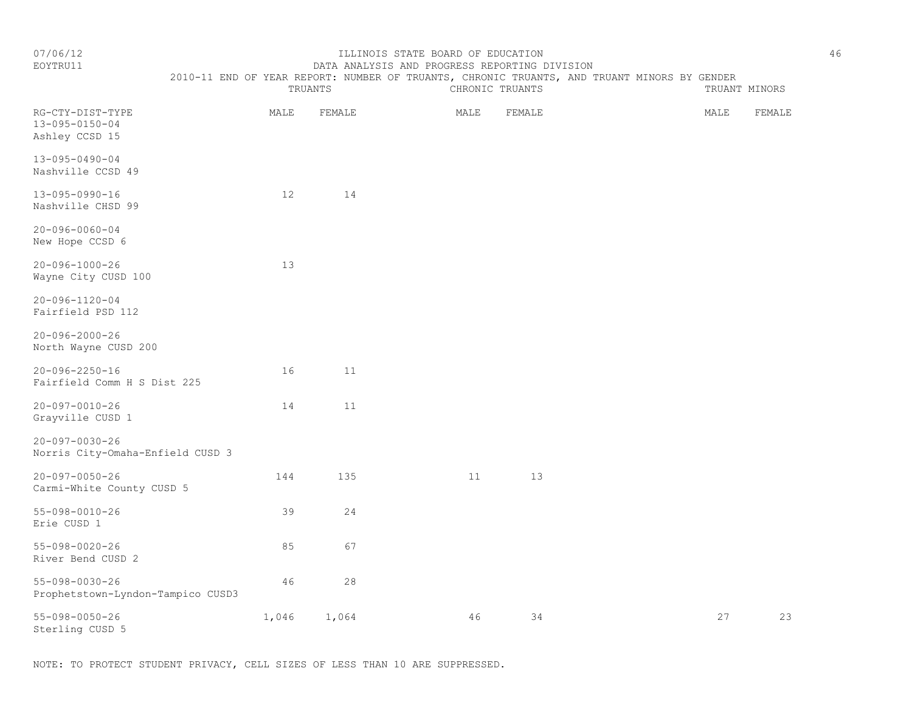ILLINOIS STATE BOARD OF EDUCATION

DATA ANALYSIS AND PROGRESS REPORTING DIVISION

2010-11 END OF YEAR REPORT: NUMBER OF TRUANTS, CHRONIC TRUANTS, AND TRUANT MINORS BY GENDER

EOYTRU11

07/06/12

| RG-CTY-DIST-TYPE | TRUANTS | | CHRONIC TRUANTS | | TRUANT MINORS | |
|---|---|---|---|---|---|---|
| | MALE | FEMALE | MALE | FEMALE | MALE | FEMALE |
| 13-095-0150-04 Ashley CCSD 15 | | | | | | |
| 13-095-0490-04 Nashville CCSD 49 | | | | | | |
| 13-095-0990-16 Nashville CHSD 99 | 12 | 14 | | | | |
| 20-096-0060-04 New Hope CCSD 6 | | | | | | |
| 20-096-1000-26 Wayne City CUSD 100 | 13 | | | | | |
| 20-096-1120-04 Fairfield PSD 112 | | | | | | |
| 20-096-2000-26 North Wayne CUSD 200 | | | | | | |
| 20-096-2250-16 Fairfield Comm H S Dist 225 | 16 | 11 | | | | |
| 20-097-0010-26 Grayville CUSD 1 | 14 | 11 | | | | |
| 20-097-0030-26 Norris City-Omaha-Enfield CUSD 3 | | | | | | |
| 20-097-0050-26 Carmi-White County CUSD 5 | 144 | 135 | 11 | 13 | | |
| 55-098-0010-26 Erie CUSD 1 | 39 | 24 | | | | |
| 55-098-0020-26 River Bend CUSD 2 | 85 | 67 | | | | |
| 55-098-0030-26 Prophetstown-Lyndon-Tampico CUSD3 | 46 | 28 | | | | |
| 55-098-0050-26 Sterling CUSD 5 | 1,046 | 1,064 | 46 | 34 | 27 | 23 |

NOTE: TO PROTECT STUDENT PRIVACY, CELL SIZES OF LESS THAN 10 ARE SUPPRESSED.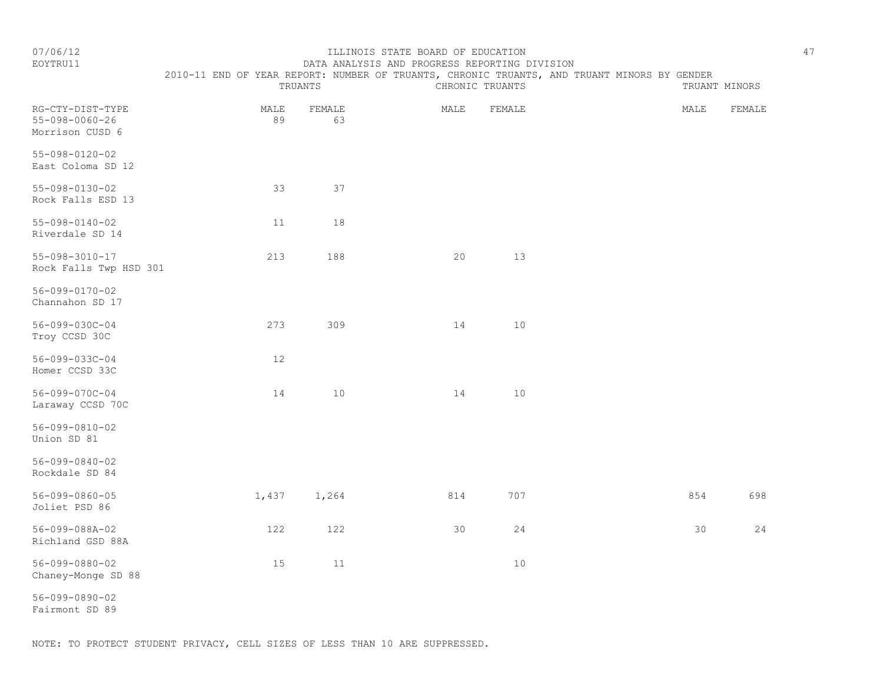ILLINOIS STATE BOARD OF EDUCATION

DATA ANALYSIS AND PROGRESS REPORTING DIVISION

2010-11 END OF YEAR REPORT: NUMBER OF TRUANTS, CHRONIC TRUANTS, AND TRUANT MINORS BY GENDER

07/06/12

EOYTRU11

| RG-CTY-DIST-TYPE | TRUANTS | | CHRONIC TRUANTS | | TRUANT MINORS | |
|---|---|---|---|---|---|---|
| | MALE | FEMALE | MALE | FEMALE | MALE | FEMALE |
| 55-098-0060-26 Morrison CUSD 6 | 89 | 63 | | | | |
| 55-098-0120-02 East Coloma SD 12 | | | | | | |
| 55-098-0130-02 Rock Falls ESD 13 | 33 | 37 | | | | |
| 55-098-0140-02 Riverdale SD 14 | 11 | 18 | | | | |
| 55-098-3010-17 Rock Falls Twp HSD 301 | 213 | 188 | 20 | 13 | | |
| 56-099-0170-02 Channahon SD 17 | | | | | | |
| 56-099-030C-04 Troy CCSD 30C | 273 | 309 | 14 | 10 | | |
| 56-099-033C-04 Homer CCSD 33C | 12 | | | | | |
| 56-099-070C-04 Laraway CCSD 70C | 14 | 10 | 14 | 10 | | |
| 56-099-0810-02 Union SD 81 | | | | | | |
| 56-099-0840-02 Rockdale SD 84 | | | | | | |
| 56-099-0860-05 Joliet PSD 86 | 1,437 | 1,264 | 814 | 707 | 854 | 698 |
| 56-099-088A-02 Richland GSD 88A | 122 | 122 | 30 | 24 | 30 | 24 |
| 56-099-0880-02 Chaney-Monge SD 88 | 15 | 11 | | 10 | | |
| 56-099-0890-02 Fairmont SD 89 | | | | | | |

NOTE: TO PROTECT STUDENT PRIVACY, CELL SIZES OF LESS THAN 10 ARE SUPPRESSED.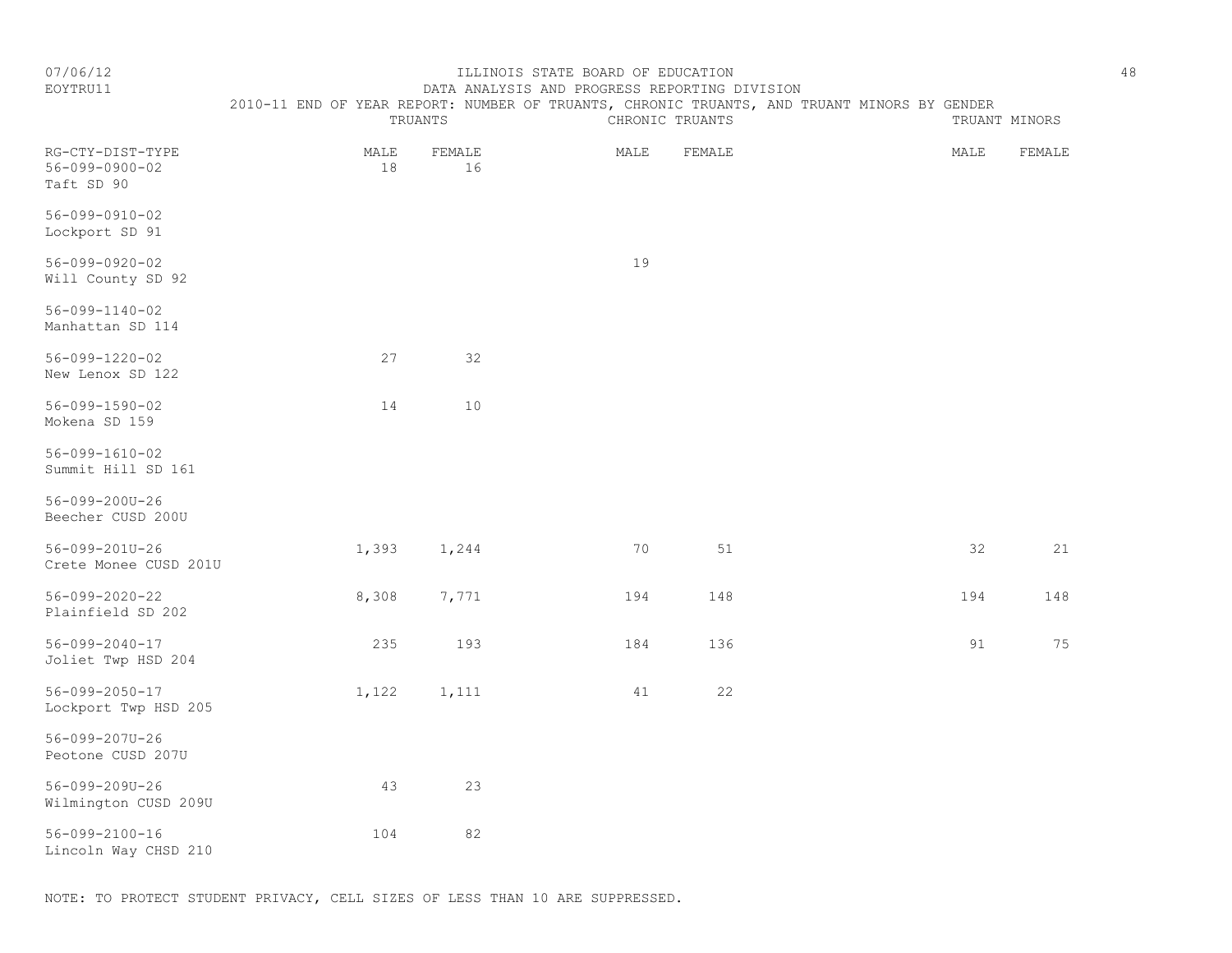ILLINOIS STATE BOARD OF EDUCATION
DATA ANALYSIS AND PROGRESS REPORTING DIVISION
2010-11 END OF YEAR REPORT: NUMBER OF TRUANTS, CHRONIC TRUANTS, AND TRUANT MINORS BY GENDER

| RG-CTY-DIST-TYPE | TRUANTS MALE | TRUANTS FEMALE | CHRONIC TRUANTS MALE | CHRONIC TRUANTS FEMALE | TRUANT MINORS MALE | TRUANT MINORS FEMALE |
|---|---|---|---|---|---|---|
| 56-099-0900-02 Taft SD 90 | 18 | 16 | | | | |
| 56-099-0910-02 Lockport SD 91 | | | | | | |
| 56-099-0920-02 Will County SD 92 | | | 19 | | | |
| 56-099-1140-02 Manhattan SD 114 | | | | | | |
| 56-099-1220-02 New Lenox SD 122 | 27 | 32 | | | | |
| 56-099-1590-02 Mokena SD 159 | 14 | 10 | | | | |
| 56-099-1610-02 Summit Hill SD 161 | | | | | | |
| 56-099-200U-26 Beecher CUSD 200U | | | | | | |
| 56-099-201U-26 Crete Monee CUSD 201U | 1,393 | 1,244 | 70 | 51 | 32 | 21 |
| 56-099-2020-22 Plainfield SD 202 | 8,308 | 7,771 | 194 | 148 | 194 | 148 |
| 56-099-2040-17 Joliet Twp HSD 204 | 235 | 193 | 184 | 136 | 91 | 75 |
| 56-099-2050-17 Lockport Twp HSD 205 | 1,122 | 1,111 | 41 | 22 | | |
| 56-099-207U-26 Peotone CUSD 207U | | | | | | |
| 56-099-209U-26 Wilmington CUSD 209U | 43 | 23 | | | | |
| 56-099-2100-16 Lincoln Way CHSD 210 | 104 | 82 | | | | |

NOTE: TO PROTECT STUDENT PRIVACY, CELL SIZES OF LESS THAN 10 ARE SUPPRESSED.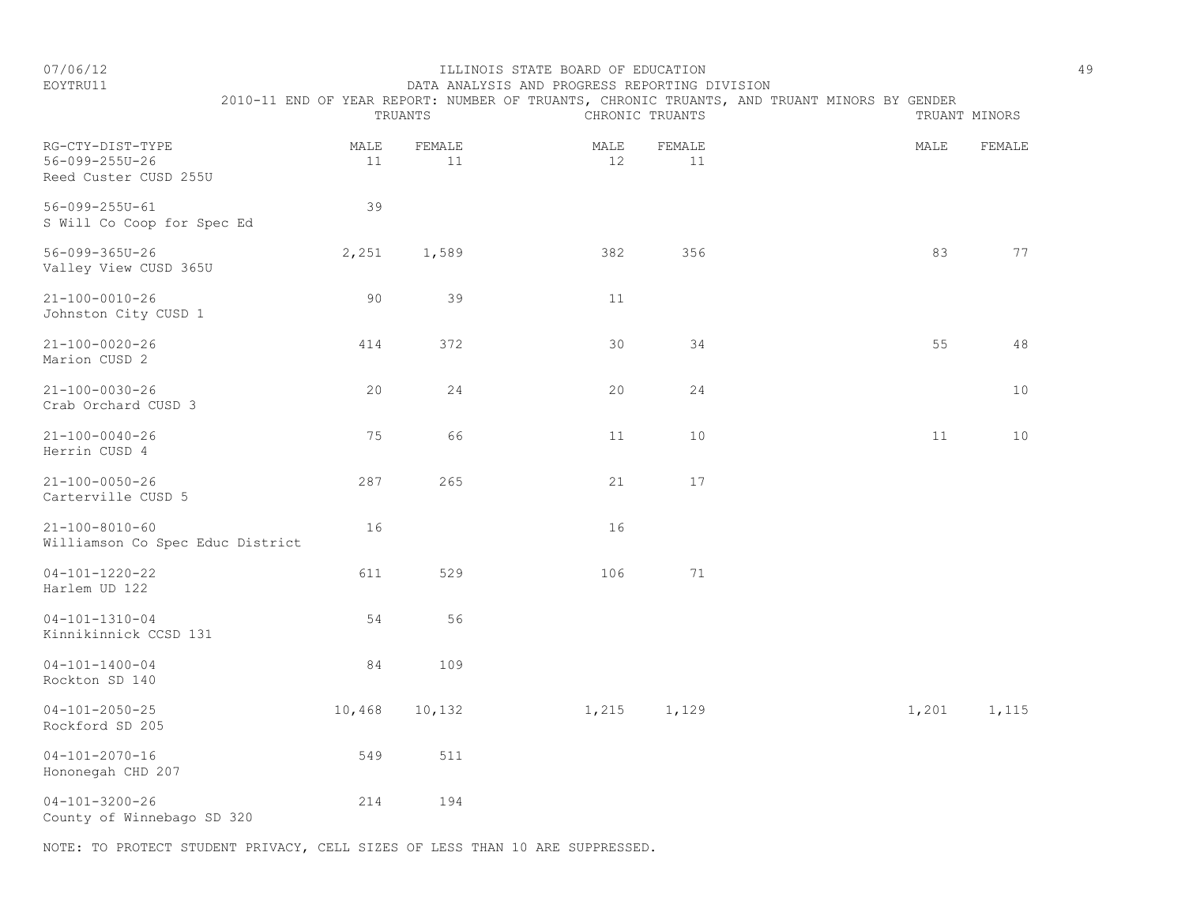ILLINOIS STATE BOARD OF EDUCATION

DATA ANALYSIS AND PROGRESS REPORTING DIVISION

2010-11 END OF YEAR REPORT: NUMBER OF TRUANTS, CHRONIC TRUANTS, AND TRUANT MINORS BY GENDER

| RG-CTY-DIST-TYPE | TRUANTS | | CHRONIC TRUANTS | | TRUANT MINORS | |
|---|---|---|---|---|---|---|
| | MALE | FEMALE | MALE | FEMALE | MALE | FEMALE |
| 56-099-255U-26 Reed Custer CUSD 255U | 11 | 11 | 12 | 11 | | |
| 56-099-255U-61 S Will Co Coop for Spec Ed | 39 | | | | | |
| 56-099-365U-26 Valley View CUSD 365U | 2,251 | 1,589 | 382 | 356 | 83 | 77 |
| 21-100-0010-26 Johnston City CUSD 1 | 90 | 39 | 11 | | | |
| 21-100-0020-26 Marion CUSD 2 | 414 | 372 | 30 | 34 | 55 | 48 |
| 21-100-0030-26 Crab Orchard CUSD 3 | 20 | 24 | 20 | 24 | | 10 |
| 21-100-0040-26 Herrin CUSD 4 | 75 | 66 | 11 | 10 | 11 | 10 |
| 21-100-0050-26 Carterville CUSD 5 | 287 | 265 | 21 | 17 | | |
| 21-100-8010-60 Williamson Co Spec Educ District | 16 | | 16 | | | |
| 04-101-1220-22 Harlem UD 122 | 611 | 529 | 106 | 71 | | |
| 04-101-1310-04 Kinnikinnick CCSD 131 | 54 | 56 | | | | |
| 04-101-1400-04 Rockton SD 140 | 84 | 109 | | | | |
| 04-101-2050-25 Rockford SD 205 | 10,468 | 10,132 | 1,215 | 1,129 | 1,201 | 1,115 |
| 04-101-2070-16 Hononegah CHD 207 | 549 | 511 | | | | |
| 04-101-3200-26 County of Winnebago SD 320 | 214 | 194 | | | | |

NOTE: TO PROTECT STUDENT PRIVACY, CELL SIZES OF LESS THAN 10 ARE SUPPRESSED.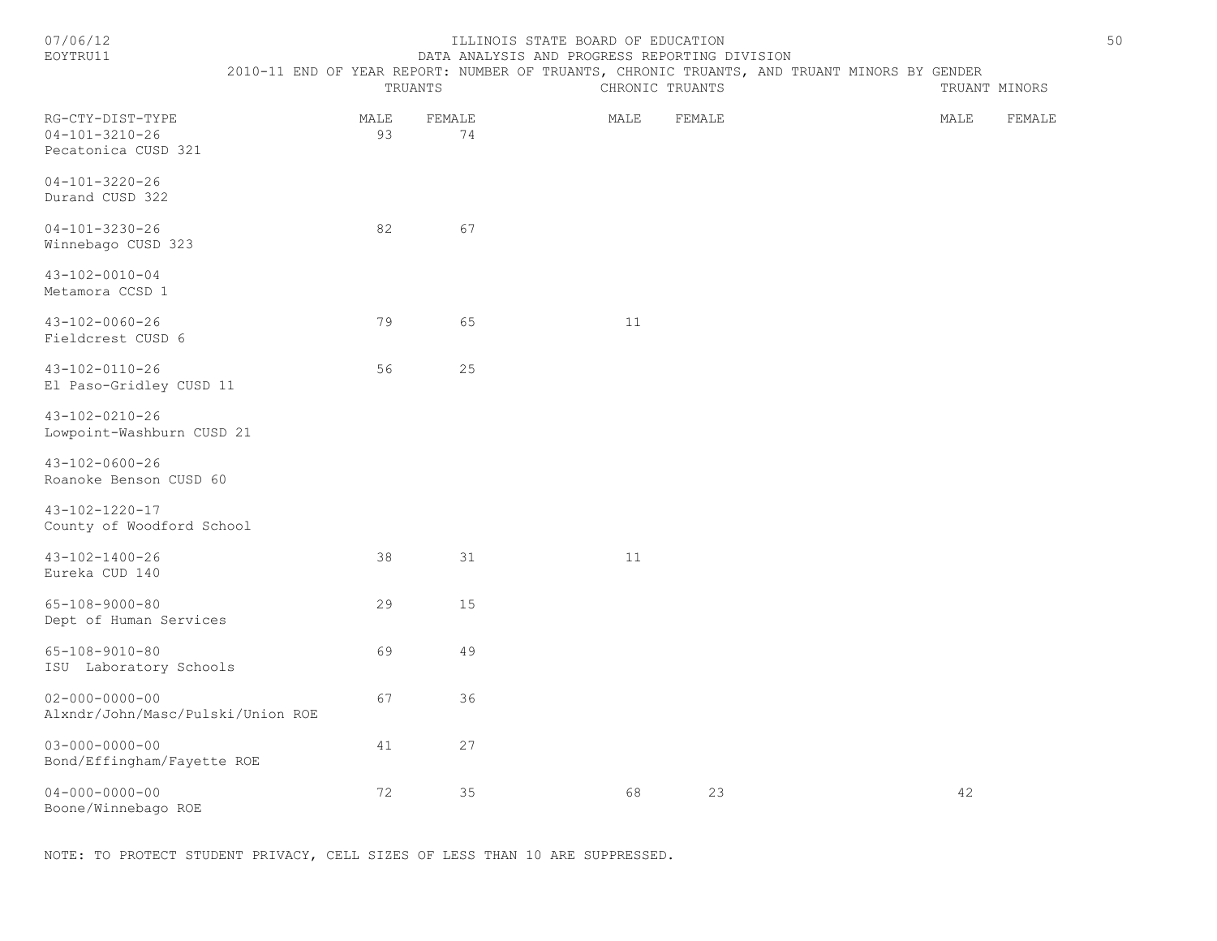ILLINOIS STATE BOARD OF EDUCATION

DATA ANALYSIS AND PROGRESS REPORTING DIVISION

2010-11 END OF YEAR REPORT: NUMBER OF TRUANTS, CHRONIC TRUANTS, AND TRUANT MINORS BY GENDER

| RG-CTY-DIST-TYPE | TRUANTS | | CHRONIC TRUANTS | | TRUANT MINORS | |
|---|---|---|---|---|---|---|
| | MALE | FEMALE | MALE | FEMALE | MALE | FEMALE |
| 04-101-3210-26 Pecatonica CUSD 321 | 93 | 74 | | | | |
| 04-101-3220-26 Durand CUSD 322 | | | | | | |
| 04-101-3230-26 Winnebago CUSD 323 | 82 | 67 | | | | |
| 43-102-0010-04 Metamora CCSD 1 | | | | | | |
| 43-102-0060-26 Fieldcrest CUSD 6 | 79 | 65 | 11 | | | |
| 43-102-0110-26 El Paso-Gridley CUSD 11 | 56 | 25 | | | | |
| 43-102-0210-26 Lowpoint-Washburn CUSD 21 | | | | | | |
| 43-102-0600-26 Roanoke Benson CUSD 60 | | | | | | |
| 43-102-1220-17 County of Woodford School | | | | | | |
| 43-102-1400-26 Eureka CUD 140 | 38 | 31 | 11 | | | |
| 65-108-9000-80 Dept of Human Services | 29 | 15 | | | | |
| 65-108-9010-80 ISU Laboratory Schools | 69 | 49 | | | | |
| 02-000-0000-00 Alxndr/John/Masc/Pulski/Union ROE | 67 | 36 | | | | |
| 03-000-0000-00 Bond/Effingham/Fayette ROE | 41 | 27 | | | | |
| 04-000-0000-00 Boone/Winnebago ROE | 72 | 35 | 68 | 23 | 42 | |

NOTE: TO PROTECT STUDENT PRIVACY, CELL SIZES OF LESS THAN 10 ARE SUPPRESSED.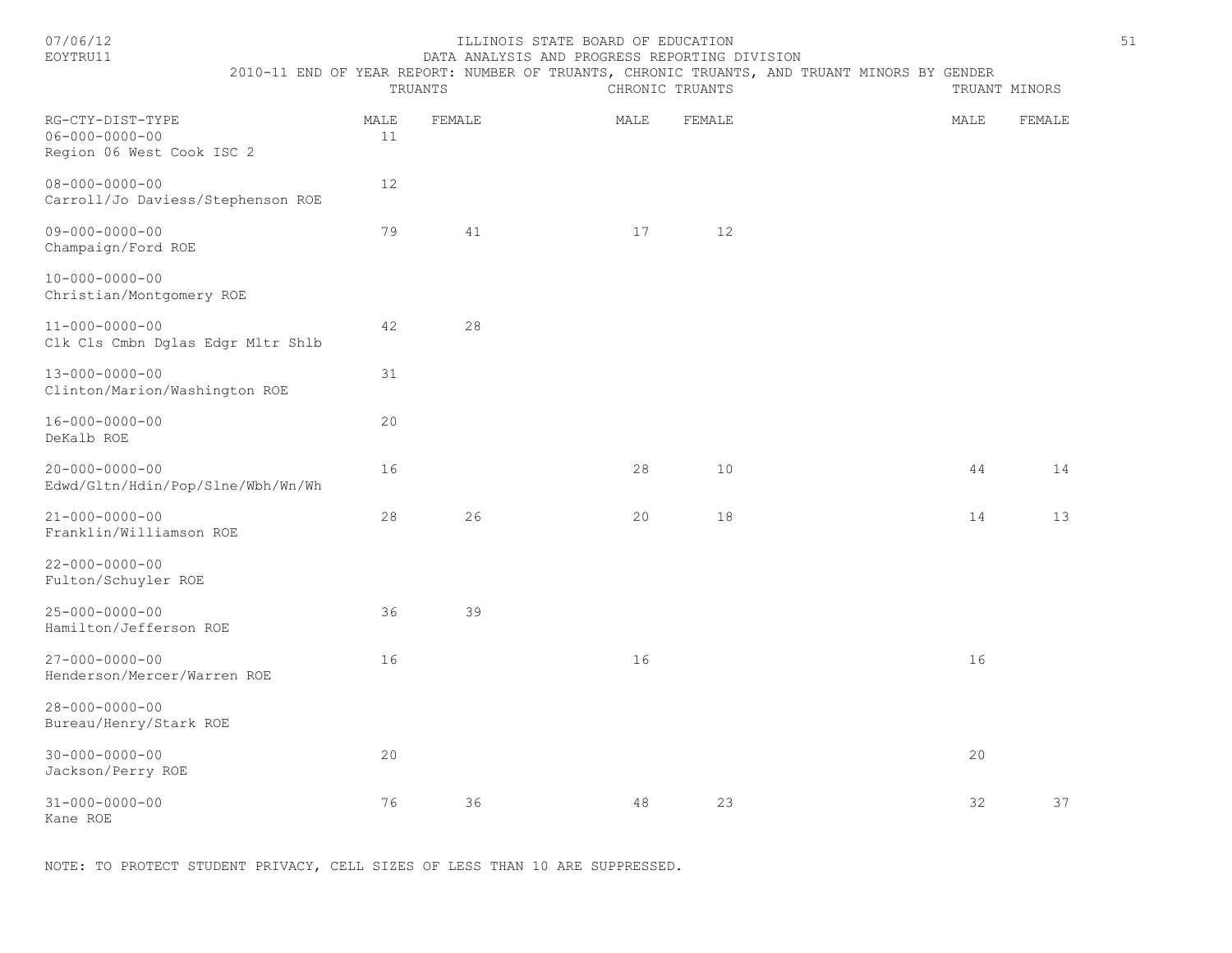ILLINOIS STATE BOARD OF EDUCATION
DATA ANALYSIS AND PROGRESS REPORTING DIVISION
2010-11 END OF YEAR REPORT: NUMBER OF TRUANTS, CHRONIC TRUANTS, AND TRUANT MINORS BY GENDER

07/06/12
EOYTRU11

| RG-CTY-DIST-TYPE | TRUANTS | | CHRONIC TRUANTS | | TRUANT MINORS | |
|---|---|---|---|---|---|---|
| | MALE | FEMALE | MALE | FEMALE | MALE | FEMALE |
| 06-000-0000-00 Region 06 West Cook ISC 2 | 11 | | | | | |
| 08-000-0000-00 Carroll/Jo Daviess/Stephenson ROE | 12 | | | | | |
| 09-000-0000-00 Champaign/Ford ROE | 79 | 41 | 17 | 12 | | |
| 10-000-0000-00 Christian/Montgomery ROE | | | | | | |
| 11-000-0000-00 Clk Cls Cmbn Dglas Edgr Mltr Shlb | 42 | 28 | | | | |
| 13-000-0000-00 Clinton/Marion/Washington ROE | 31 | | | | | |
| 16-000-0000-00 DeKalb ROE | 20 | | | | | |
| 20-000-0000-00 Edwd/Gltn/Hdin/Pop/Slne/Wbh/Wn/Wh | 16 | | 28 | 10 | 44 | 14 |
| 21-000-0000-00 Franklin/Williamson ROE | 28 | 26 | 20 | 18 | 14 | 13 |
| 22-000-0000-00 Fulton/Schuyler ROE | | | | | | |
| 25-000-0000-00 Hamilton/Jefferson ROE | 36 | 39 | | | | |
| 27-000-0000-00 Henderson/Mercer/Warren ROE | 16 | | 16 | | 16 | |
| 28-000-0000-00 Bureau/Henry/Stark ROE | | | | | | |
| 30-000-0000-00 Jackson/Perry ROE | 20 | | | | 20 | |
| 31-000-0000-00 Kane ROE | 76 | 36 | 48 | 23 | 32 | 37 |

NOTE: TO PROTECT STUDENT PRIVACY, CELL SIZES OF LESS THAN 10 ARE SUPPRESSED.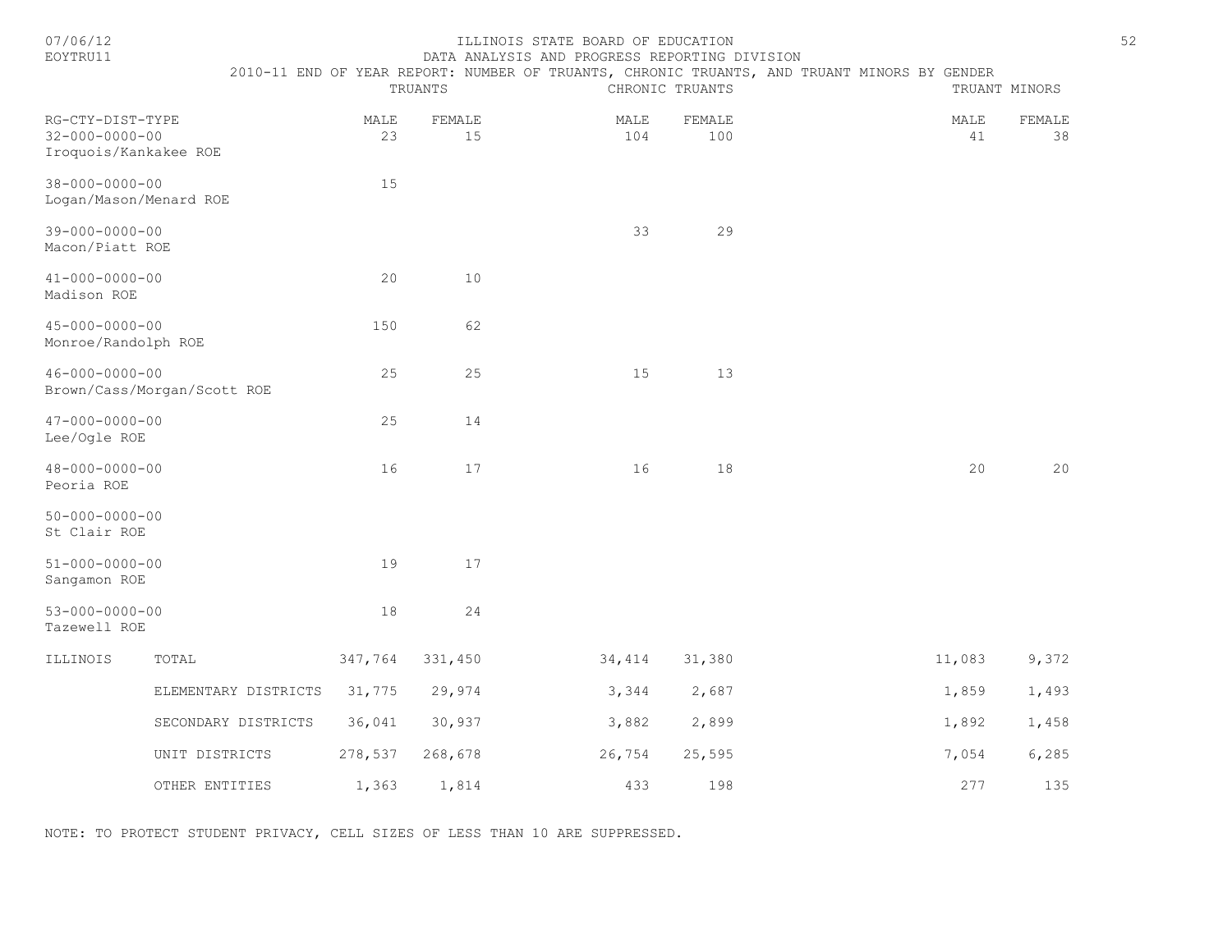ILLINOIS STATE BOARD OF EDUCATION
DATA ANALYSIS AND PROGRESS REPORTING DIVISION
2010-11 END OF YEAR REPORT: NUMBER OF TRUANTS, CHRONIC TRUANTS, AND TRUANT MINORS BY GENDER

| RG-CTY-DIST-TYPE | | TRUANTS MALE | TRUANTS FEMALE | CHRONIC TRUANTS MALE | CHRONIC TRUANTS FEMALE | TRUANT MINORS MALE | TRUANT MINORS FEMALE |
|---|---|---|---|---|---|---|---|
| 32-000-0000-00 Iroquois/Kankakee ROE | | 23 | 15 | 104 | 100 | 41 | 38 |
| 38-000-0000-00 Logan/Mason/Menard ROE | | 15 | | | | | |
| 39-000-0000-00 Macon/Piatt ROE | | | | 33 | 29 | | |
| 41-000-0000-00 Madison ROE | | 20 | 10 | | | | |
| 45-000-0000-00 Monroe/Randolph ROE | | 150 | 62 | | | | |
| 46-000-0000-00 Brown/Cass/Morgan/Scott ROE | | 25 | 25 | 15 | 13 | | |
| 47-000-0000-00 Lee/Ogle ROE | | 25 | 14 | | | | |
| 48-000-0000-00 Peoria ROE | | 16 | 17 | 16 | 18 | 20 | 20 |
| 50-000-0000-00 St Clair ROE | | | | | | | |
| 51-000-0000-00 Sangamon ROE | | 19 | 17 | | | | |
| 53-000-0000-00 Tazewell ROE | | 18 | 24 | | | | |
| ILLINOIS | TOTAL | 347,764 | 331,450 | 34,414 | 31,380 | 11,083 | 9,372 |
| | ELEMENTARY DISTRICTS | 31,775 | 29,974 | 3,344 | 2,687 | 1,859 | 1,493 |
| | SECONDARY DISTRICTS | 36,041 | 30,937 | 3,882 | 2,899 | 1,892 | 1,458 |
| | UNIT DISTRICTS | 278,537 | 268,678 | 26,754 | 25,595 | 7,054 | 6,285 |
| | OTHER ENTITIES | 1,363 | 1,814 | 433 | 198 | 277 | 135 |

NOTE: TO PROTECT STUDENT PRIVACY, CELL SIZES OF LESS THAN 10 ARE SUPPRESSED.